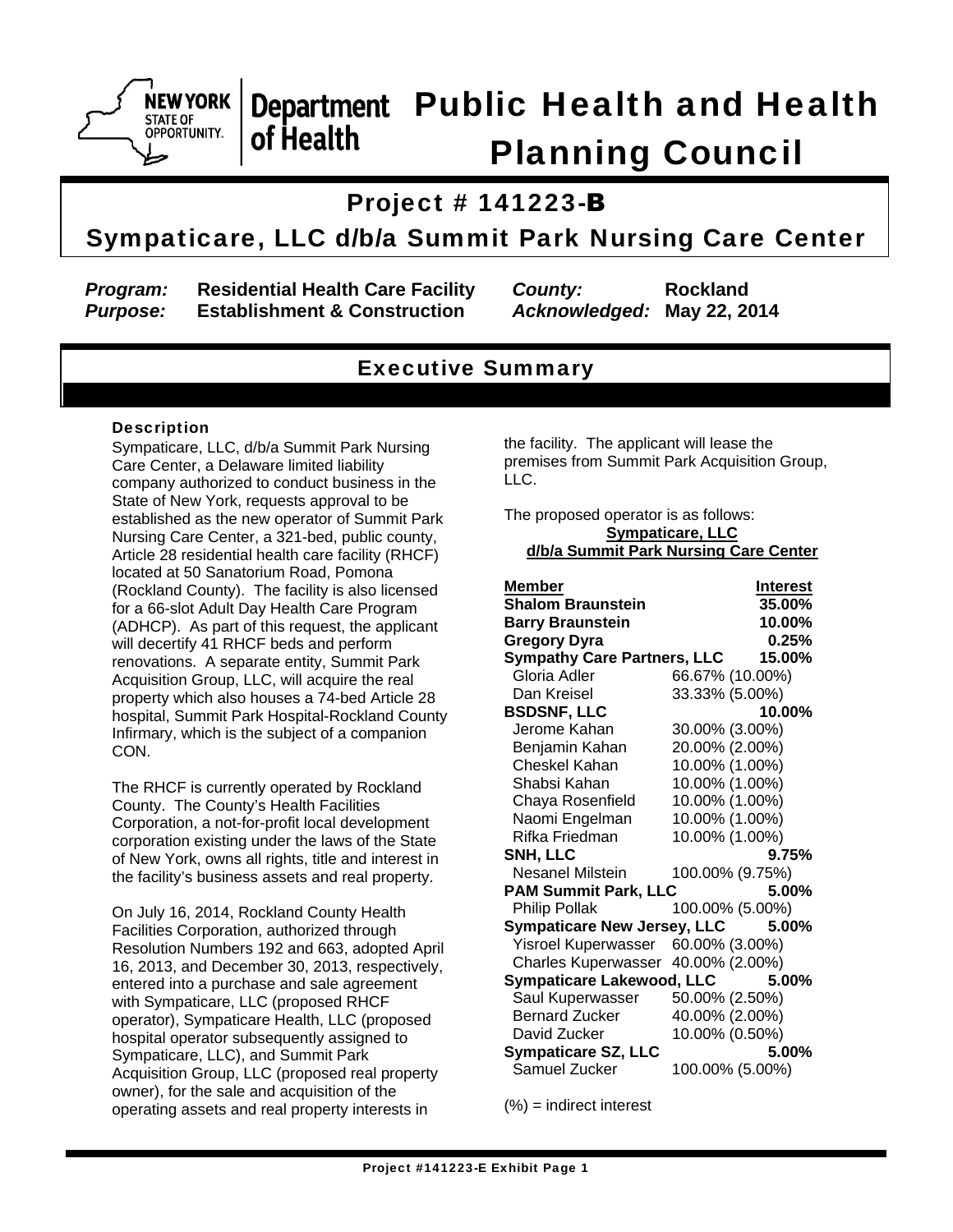# Public Health and Health Planning Council

## Project # 141223-B

## Sympaticare, LLC d/b/a Summit Park Nursing Care Center

| | | | |
|---|---|---|---|
| *Program:* | **Residential Health Care Facility** | *County:* | **Rockland** |
| *Purpose:* | **Establishment & Construction** | *Acknowledged:* | **May 22, 2014** |

## Executive Summary

### Description

Sympaticare, LLC, d/b/a Summit Park Nursing Care Center, a Delaware limited liability company authorized to conduct business in the State of New York, requests approval to be established as the new operator of Summit Park Nursing Care Center, a 321-bed, public county, Article 28 residential health care facility (RHCF) located at 50 Sanatorium Road, Pomona (Rockland County). The facility is also licensed for a 66-slot Adult Day Health Care Program (ADHCP). As part of this request, the applicant will decertify 41 RHCF beds and perform renovations. A separate entity, Summit Park Acquisition Group, LLC, will acquire the real property which also houses a 74-bed Article 28 hospital, Summit Park Hospital-Rockland County Infirmary, which is the subject of a companion CON.

The RHCF is currently operated by Rockland County. The County's Health Facilities Corporation, a not-for-profit local development corporation existing under the laws of the State of New York, owns all rights, title and interest in the facility's business assets and real property.

On July 16, 2014, Rockland County Health Facilities Corporation, authorized through Resolution Numbers 192 and 663, adopted April 16, 2013, and December 30, 2013, respectively, entered into a purchase and sale agreement with Sympaticare, LLC (proposed RHCF operator), Sympaticare Health, LLC (proposed hospital operator subsequently assigned to Sympaticare, LLC), and Summit Park Acquisition Group, LLC (proposed real property owner), for the sale and acquisition of the operating assets and real property interests in the facility. The applicant will lease the premises from Summit Park Acquisition Group, LLC.

The proposed operator is as follows:

**Sympaticare, LLC**
**d/b/a Summit Park Nursing Care Center**

| Member | | Interest |
|---|---|---|
| **Shalom Braunstein** | | **35.00%** |
| **Barry Braunstein** | | **10.00%** |
| **Gregory Dyra** | | **0.25%** |
| **Sympathy Care Partners, LLC** | | **15.00%** |
| Gloria Adler | 66.67% (10.00%) | |
| Dan Kreisel | 33.33% (5.00%) | |
| **BSDSNF, LLC** | | **10.00%** |
| Jerome Kahan | 30.00% (3.00%) | |
| Benjamin Kahan | 20.00% (2.00%) | |
| Cheskel Kahan | 10.00% (1.00%) | |
| Shabsi Kahan | 10.00% (1.00%) | |
| Chaya Rosenfield | 10.00% (1.00%) | |
| Naomi Engelman | 10.00% (1.00%) | |
| Rifka Friedman | 10.00% (1.00%) | |
| **SNH, LLC** | | **9.75%** |
| Nesanel Milstein | 100.00% (9.75%) | |
| **PAM Summit Park, LLC** | | **5.00%** |
| Philip Pollak | 100.00% (5.00%) | |
| **Sympaticare New Jersey, LLC** | | **5.00%** |
| Yisroel Kuperwasser | 60.00% (3.00%) | |
| Charles Kuperwasser | 40.00% (2.00%) | |
| **Sympaticare Lakewood, LLC** | | **5.00%** |
| Saul Kuperwasser | 50.00% (2.50%) | |
| Bernard Zucker | 40.00% (2.00%) | |
| David Zucker | 10.00% (0.50%) | |
| **Sympaticare SZ, LLC** | | **5.00%** |
| Samuel Zucker | 100.00% (5.00%) | |

(%) = indirect interest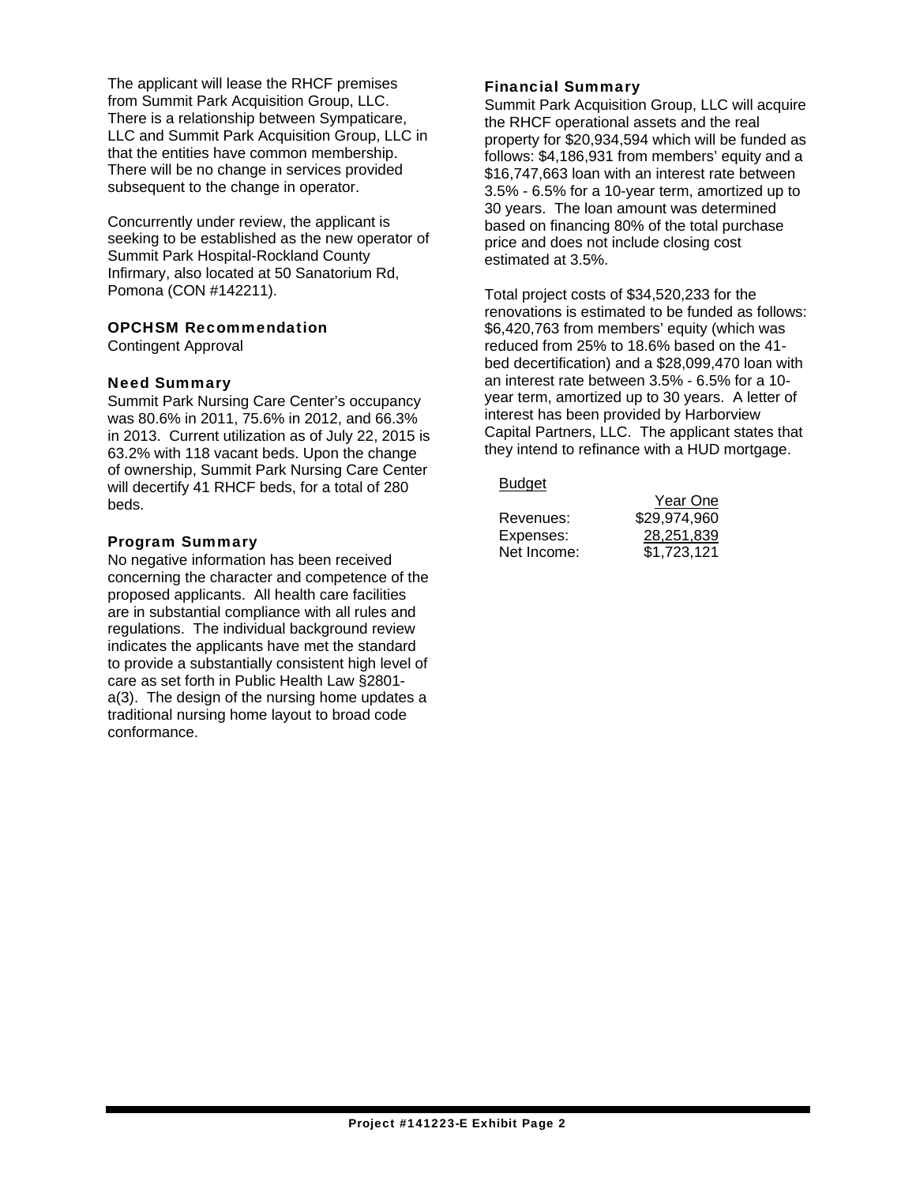The applicant will lease the RHCF premises from Summit Park Acquisition Group, LLC. There is a relationship between Sympaticare, LLC and Summit Park Acquisition Group, LLC in that the entities have common membership. There will be no change in services provided subsequent to the change in operator.

Concurrently under review, the applicant is seeking to be established as the new operator of Summit Park Hospital-Rockland County Infirmary, also located at 50 Sanatorium Rd, Pomona (CON #142211).

### OPCHSM Recommendation

Contingent Approval

### Need Summary

Summit Park Nursing Care Center's occupancy was 80.6% in 2011, 75.6% in 2012, and 66.3% in 2013. Current utilization as of July 22, 2015 is 63.2% with 118 vacant beds. Upon the change of ownership, Summit Park Nursing Care Center will decertify 41 RHCF beds, for a total of 280 beds.

### Program Summary

No negative information has been received concerning the character and competence of the proposed applicants. All health care facilities are in substantial compliance with all rules and regulations. The individual background review indicates the applicants have met the standard to provide a substantially consistent high level of care as set forth in Public Health Law §2801-a(3). The design of the nursing home updates a traditional nursing home layout to broad code conformance.

### Financial Summary

Summit Park Acquisition Group, LLC will acquire the RHCF operational assets and the real property for $20,934,594 which will be funded as follows: $4,186,931 from members' equity and a $16,747,663 loan with an interest rate between 3.5% - 6.5% for a 10-year term, amortized up to 30 years. The loan amount was determined based on financing 80% of the total purchase price and does not include closing cost estimated at 3.5%.

Total project costs of $34,520,233 for the renovations is estimated to be funded as follows: $6,420,763 from members' equity (which was reduced from 25% to 18.6% based on the 41-bed decertification) and a $28,099,470 loan with an interest rate between 3.5% - 6.5% for a 10-year term, amortized up to 30 years. A letter of interest has been provided by Harborview Capital Partners, LLC. The applicant states that they intend to refinance with a HUD mortgage.

Budget

| | Year One |
|---|---|
| Revenues: | $29,974,960 |
| Expenses: | 28,251,839 |
| Net Income: | $1,723,121 |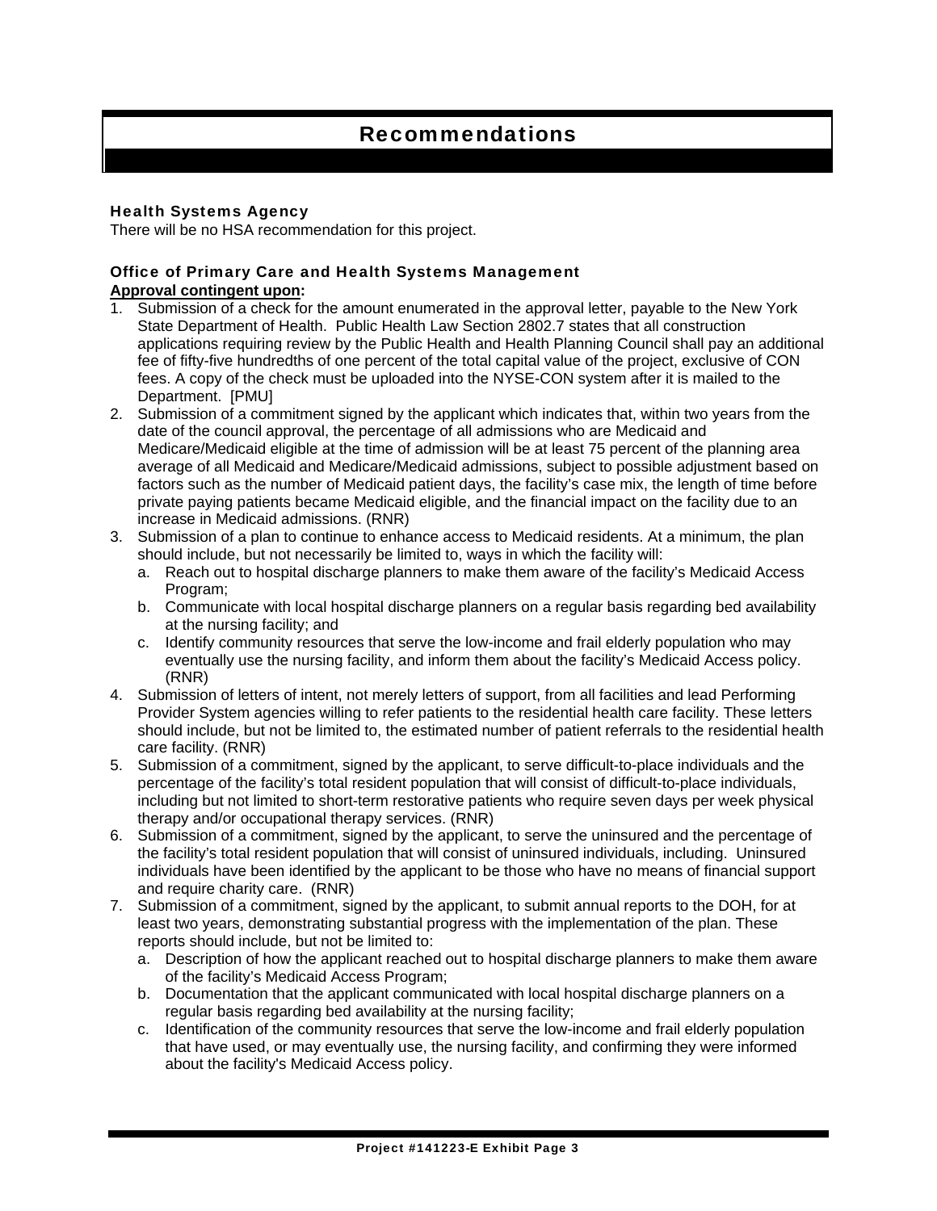# Recommendations

### Health Systems Agency

There will be no HSA recommendation for this project.

### Office of Primary Care and Health Systems Management

**Approval contingent upon:**

1. Submission of a check for the amount enumerated in the approval letter, payable to the New York State Department of Health. Public Health Law Section 2802.7 states that all construction applications requiring review by the Public Health and Health Planning Council shall pay an additional fee of fifty-five hundredths of one percent of the total capital value of the project, exclusive of CON fees. A copy of the check must be uploaded into the NYSE-CON system after it is mailed to the Department. [PMU]
2. Submission of a commitment signed by the applicant which indicates that, within two years from the date of the council approval, the percentage of all admissions who are Medicaid and Medicare/Medicaid eligible at the time of admission will be at least 75 percent of the planning area average of all Medicaid and Medicare/Medicaid admissions, subject to possible adjustment based on factors such as the number of Medicaid patient days, the facility's case mix, the length of time before private paying patients became Medicaid eligible, and the financial impact on the facility due to an increase in Medicaid admissions. (RNR)
3. Submission of a plan to continue to enhance access to Medicaid residents. At a minimum, the plan should include, but not necessarily be limited to, ways in which the facility will:
   a. Reach out to hospital discharge planners to make them aware of the facility's Medicaid Access Program;
   b. Communicate with local hospital discharge planners on a regular basis regarding bed availability at the nursing facility; and
   c. Identify community resources that serve the low-income and frail elderly population who may eventually use the nursing facility, and inform them about the facility's Medicaid Access policy. (RNR)
4. Submission of letters of intent, not merely letters of support, from all facilities and lead Performing Provider System agencies willing to refer patients to the residential health care facility. These letters should include, but not be limited to, the estimated number of patient referrals to the residential health care facility. (RNR)
5. Submission of a commitment, signed by the applicant, to serve difficult-to-place individuals and the percentage of the facility's total resident population that will consist of difficult-to-place individuals, including but not limited to short-term restorative patients who require seven days per week physical therapy and/or occupational therapy services. (RNR)
6. Submission of a commitment, signed by the applicant, to serve the uninsured and the percentage of the facility's total resident population that will consist of uninsured individuals, including. Uninsured individuals have been identified by the applicant to be those who have no means of financial support and require charity care. (RNR)
7. Submission of a commitment, signed by the applicant, to submit annual reports to the DOH, for at least two years, demonstrating substantial progress with the implementation of the plan. These reports should include, but not be limited to:
   a. Description of how the applicant reached out to hospital discharge planners to make them aware of the facility's Medicaid Access Program;
   b. Documentation that the applicant communicated with local hospital discharge planners on a regular basis regarding bed availability at the nursing facility;
   c. Identification of the community resources that serve the low-income and frail elderly population that have used, or may eventually use, the nursing facility, and confirming they were informed about the facility's Medicaid Access policy.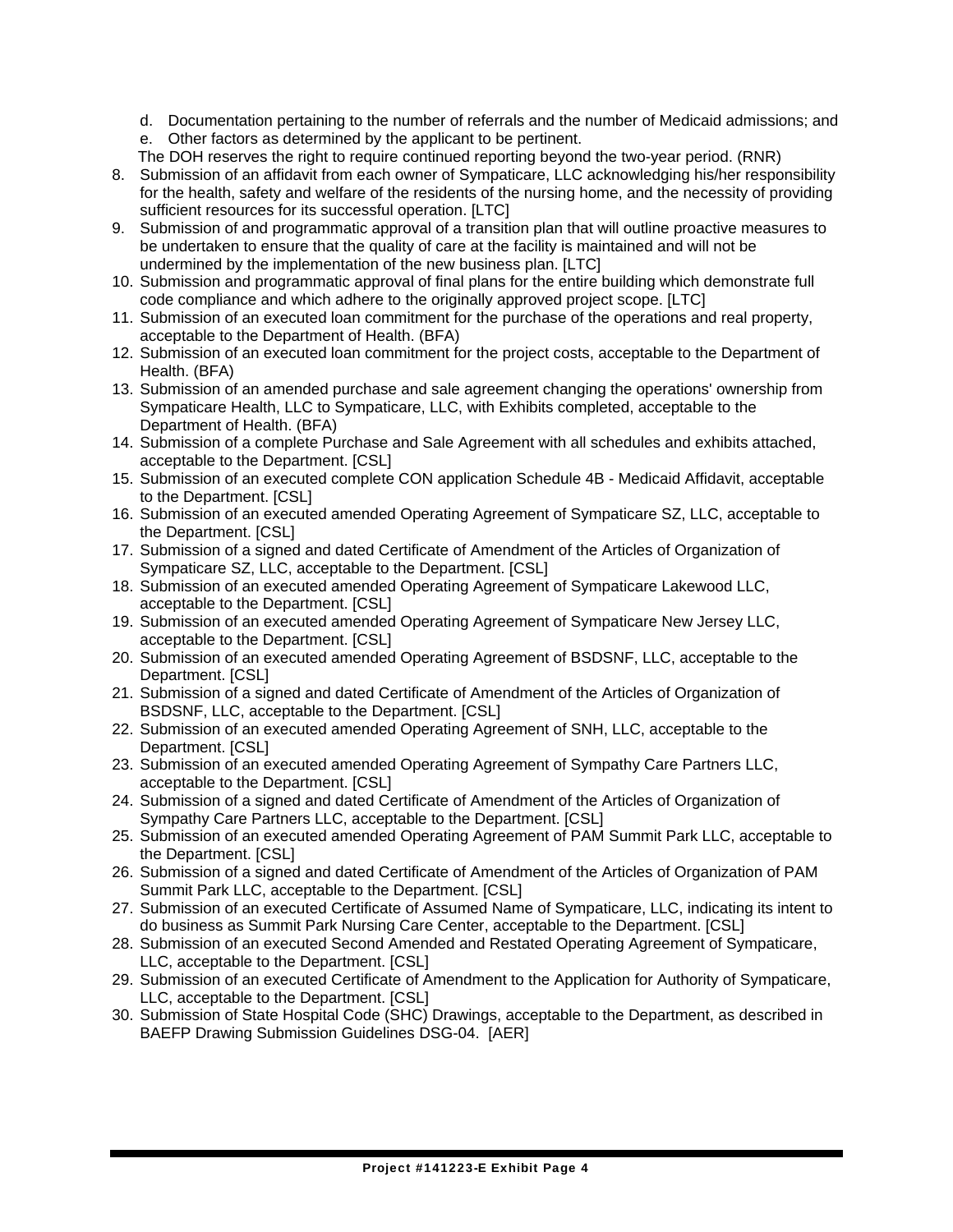d. Documentation pertaining to the number of referrals and the number of Medicaid admissions; and
   e. Other factors as determined by the applicant to be pertinent.

   The DOH reserves the right to require continued reporting beyond the two-year period. (RNR)

8. Submission of an affidavit from each owner of Sympaticare, LLC acknowledging his/her responsibility for the health, safety and welfare of the residents of the nursing home, and the necessity of providing sufficient resources for its successful operation. [LTC]
9. Submission of and programmatic approval of a transition plan that will outline proactive measures to be undertaken to ensure that the quality of care at the facility is maintained and will not be undermined by the implementation of the new business plan. [LTC]
10. Submission and programmatic approval of final plans for the entire building which demonstrate full code compliance and which adhere to the originally approved project scope. [LTC]
11. Submission of an executed loan commitment for the purchase of the operations and real property, acceptable to the Department of Health. (BFA)
12. Submission of an executed loan commitment for the project costs, acceptable to the Department of Health. (BFA)
13. Submission of an amended purchase and sale agreement changing the operations' ownership from Sympaticare Health, LLC to Sympaticare, LLC, with Exhibits completed, acceptable to the Department of Health. (BFA)
14. Submission of a complete Purchase and Sale Agreement with all schedules and exhibits attached, acceptable to the Department. [CSL]
15. Submission of an executed complete CON application Schedule 4B - Medicaid Affidavit, acceptable to the Department. [CSL]
16. Submission of an executed amended Operating Agreement of Sympaticare SZ, LLC, acceptable to the Department. [CSL]
17. Submission of a signed and dated Certificate of Amendment of the Articles of Organization of Sympaticare SZ, LLC, acceptable to the Department. [CSL]
18. Submission of an executed amended Operating Agreement of Sympaticare Lakewood LLC, acceptable to the Department. [CSL]
19. Submission of an executed amended Operating Agreement of Sympaticare New Jersey LLC, acceptable to the Department. [CSL]
20. Submission of an executed amended Operating Agreement of BSDSNF, LLC, acceptable to the Department. [CSL]
21. Submission of a signed and dated Certificate of Amendment of the Articles of Organization of BSDSNF, LLC, acceptable to the Department. [CSL]
22. Submission of an executed amended Operating Agreement of SNH, LLC, acceptable to the Department. [CSL]
23. Submission of an executed amended Operating Agreement of Sympathy Care Partners LLC, acceptable to the Department. [CSL]
24. Submission of a signed and dated Certificate of Amendment of the Articles of Organization of Sympathy Care Partners LLC, acceptable to the Department. [CSL]
25. Submission of an executed amended Operating Agreement of PAM Summit Park LLC, acceptable to the Department. [CSL]
26. Submission of a signed and dated Certificate of Amendment of the Articles of Organization of PAM Summit Park LLC, acceptable to the Department. [CSL]
27. Submission of an executed Certificate of Assumed Name of Sympaticare, LLC, indicating its intent to do business as Summit Park Nursing Care Center, acceptable to the Department. [CSL]
28. Submission of an executed Second Amended and Restated Operating Agreement of Sympaticare, LLC, acceptable to the Department. [CSL]
29. Submission of an executed Certificate of Amendment to the Application for Authority of Sympaticare, LLC, acceptable to the Department. [CSL]
30. Submission of State Hospital Code (SHC) Drawings, acceptable to the Department, as described in BAEFP Drawing Submission Guidelines DSG-04. [AER]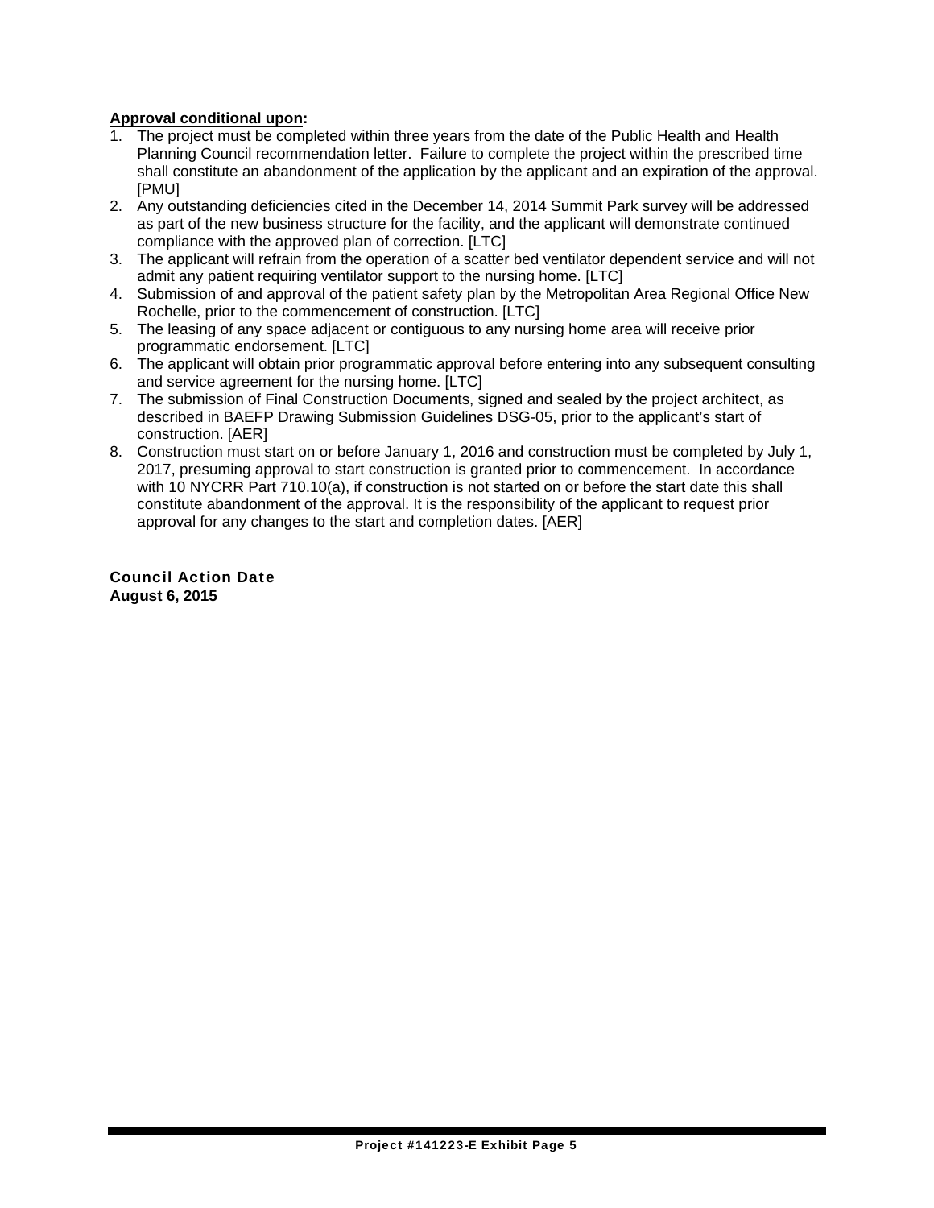**<u>Approval conditional upon</u>:**

1. The project must be completed within three years from the date of the Public Health and Health Planning Council recommendation letter. Failure to complete the project within the prescribed time shall constitute an abandonment of the application by the applicant and an expiration of the approval. [PMU]
2. Any outstanding deficiencies cited in the December 14, 2014 Summit Park survey will be addressed as part of the new business structure for the facility, and the applicant will demonstrate continued compliance with the approved plan of correction. [LTC]
3. The applicant will refrain from the operation of a scatter bed ventilator dependent service and will not admit any patient requiring ventilator support to the nursing home. [LTC]
4. Submission of and approval of the patient safety plan by the Metropolitan Area Regional Office New Rochelle, prior to the commencement of construction. [LTC]
5. The leasing of any space adjacent or contiguous to any nursing home area will receive prior programmatic endorsement. [LTC]
6. The applicant will obtain prior programmatic approval before entering into any subsequent consulting and service agreement for the nursing home. [LTC]
7. The submission of Final Construction Documents, signed and sealed by the project architect, as described in BAEFP Drawing Submission Guidelines DSG-05, prior to the applicant's start of construction. [AER]
8. Construction must start on or before January 1, 2016 and construction must be completed by July 1, 2017, presuming approval to start construction is granted prior to commencement. In accordance with 10 NYCRR Part 710.10(a), if construction is not started on or before the start date this shall constitute abandonment of the approval. It is the responsibility of the applicant to request prior approval for any changes to the start and completion dates. [AER]

**Council Action Date**
**August 6, 2015**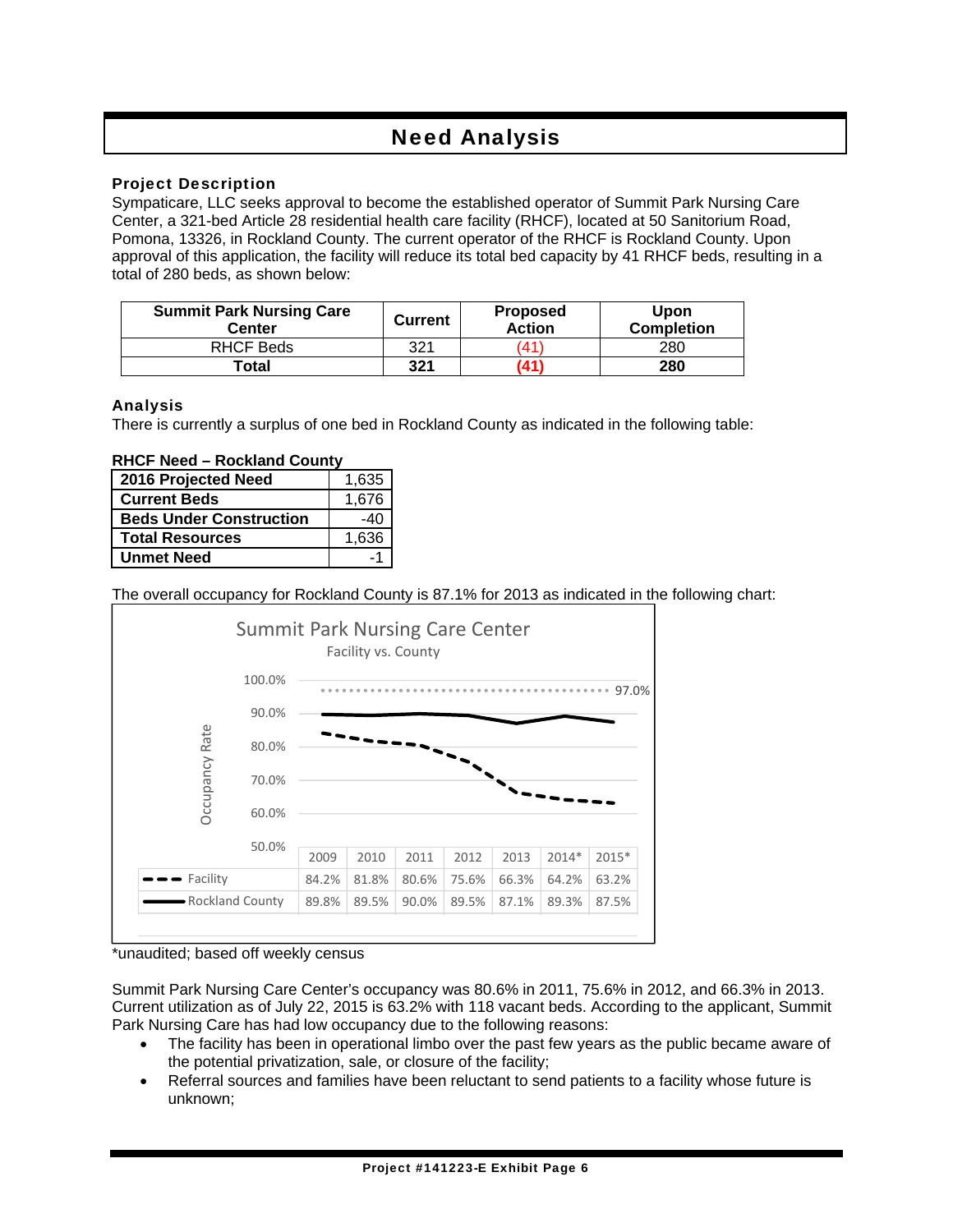# Need Analysis

### Project Description

Sympaticare, LLC seeks approval to become the established operator of Summit Park Nursing Care Center, a 321-bed Article 28 residential health care facility (RHCF), located at 50 Sanitorium Road, Pomona, 13326, in Rockland County. The current operator of the RHCF is Rockland County. Upon approval of this application, the facility will reduce its total bed capacity by 41 RHCF beds, resulting in a total of 280 beds, as shown below:

| Summit Park Nursing Care Center | Current | Proposed Action | Upon Completion |
|---|---|---|---|
| RHCF Beds | 321 | (41) | 280 |
| **Total** | **321** | **(41)** | **280** |

### Analysis

There is currently a surplus of one bed in Rockland County as indicated in the following table:

**RHCF Need – Rockland County**

| | |
|---|---|
| **2016 Projected Need** | 1,635 |
| **Current Beds** | 1,676 |
| **Beds Under Construction** | -40 |
| **Total Resources** | 1,636 |
| **Unmet Need** | -1 |

The overall occupancy for Rockland County is 87.1% for 2013 as indicated in the following chart:

**Summit Park Nursing Care Center**
Facility vs. County

| | 2009 | 2010 | 2011 | 2012 | 2013 | 2014* | 2015* |
|---|---|---|---|---|---|---|---|
| Facility | 84.2% | 81.8% | 80.6% | 75.6% | 66.3% | 64.2% | 63.2% |
| Rockland County | 89.8% | 89.5% | 90.0% | 89.5% | 87.1% | 89.3% | 87.5% |

*unaudited; based off weekly census

Summit Park Nursing Care Center's occupancy was 80.6% in 2011, 75.6% in 2012, and 66.3% in 2013. Current utilization as of July 22, 2015 is 63.2% with 118 vacant beds. According to the applicant, Summit Park Nursing Care has had low occupancy due to the following reasons:

- The facility has been in operational limbo over the past few years as the public became aware of the potential privatization, sale, or closure of the facility;
- Referral sources and families have been reluctant to send patients to a facility whose future is unknown;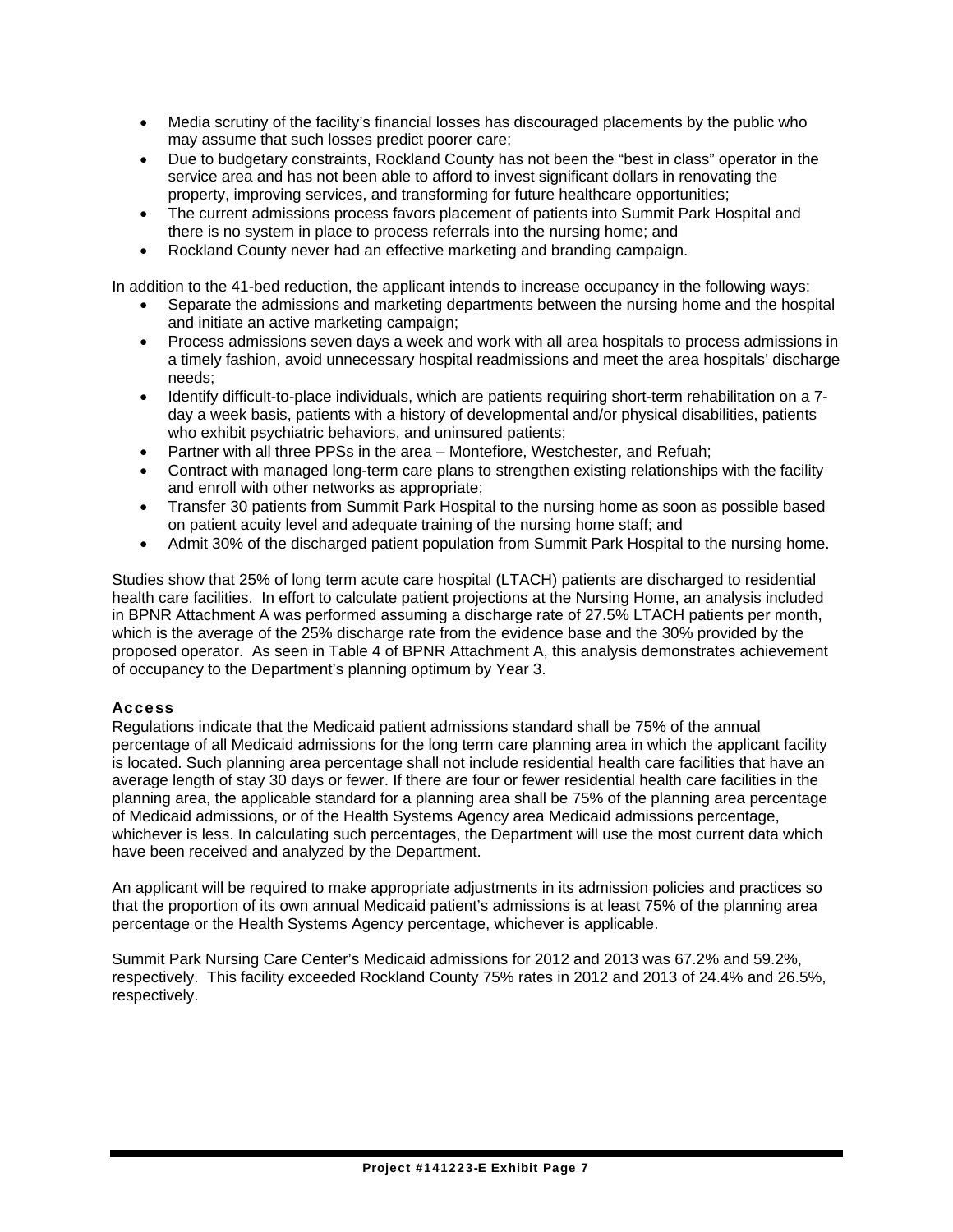- Media scrutiny of the facility's financial losses has discouraged placements by the public who may assume that such losses predict poorer care;
- Due to budgetary constraints, Rockland County has not been the "best in class" operator in the service area and has not been able to afford to invest significant dollars in renovating the property, improving services, and transforming for future healthcare opportunities;
- The current admissions process favors placement of patients into Summit Park Hospital and there is no system in place to process referrals into the nursing home; and
- Rockland County never had an effective marketing and branding campaign.

In addition to the 41-bed reduction, the applicant intends to increase occupancy in the following ways:

- Separate the admissions and marketing departments between the nursing home and the hospital and initiate an active marketing campaign;
- Process admissions seven days a week and work with all area hospitals to process admissions in a timely fashion, avoid unnecessary hospital readmissions and meet the area hospitals' discharge needs;
- Identify difficult-to-place individuals, which are patients requiring short-term rehabilitation on a 7-day a week basis, patients with a history of developmental and/or physical disabilities, patients who exhibit psychiatric behaviors, and uninsured patients;
- Partner with all three PPSs in the area – Montefiore, Westchester, and Refuah;
- Contract with managed long-term care plans to strengthen existing relationships with the facility and enroll with other networks as appropriate;
- Transfer 30 patients from Summit Park Hospital to the nursing home as soon as possible based on patient acuity level and adequate training of the nursing home staff; and
- Admit 30% of the discharged patient population from Summit Park Hospital to the nursing home.

Studies show that 25% of long term acute care hospital (LTACH) patients are discharged to residential health care facilities. In effort to calculate patient projections at the Nursing Home, an analysis included in BPNR Attachment A was performed assuming a discharge rate of 27.5% LTACH patients per month, which is the average of the 25% discharge rate from the evidence base and the 30% provided by the proposed operator. As seen in Table 4 of BPNR Attachment A, this analysis demonstrates achievement of occupancy to the Department's planning optimum by Year 3.

### Access

Regulations indicate that the Medicaid patient admissions standard shall be 75% of the annual percentage of all Medicaid admissions for the long term care planning area in which the applicant facility is located. Such planning area percentage shall not include residential health care facilities that have an average length of stay 30 days or fewer. If there are four or fewer residential health care facilities in the planning area, the applicable standard for a planning area shall be 75% of the planning area percentage of Medicaid admissions, or of the Health Systems Agency area Medicaid admissions percentage, whichever is less. In calculating such percentages, the Department will use the most current data which have been received and analyzed by the Department.

An applicant will be required to make appropriate adjustments in its admission policies and practices so that the proportion of its own annual Medicaid patient's admissions is at least 75% of the planning area percentage or the Health Systems Agency percentage, whichever is applicable.

Summit Park Nursing Care Center's Medicaid admissions for 2012 and 2013 was 67.2% and 59.2%, respectively. This facility exceeded Rockland County 75% rates in 2012 and 2013 of 24.4% and 26.5%, respectively.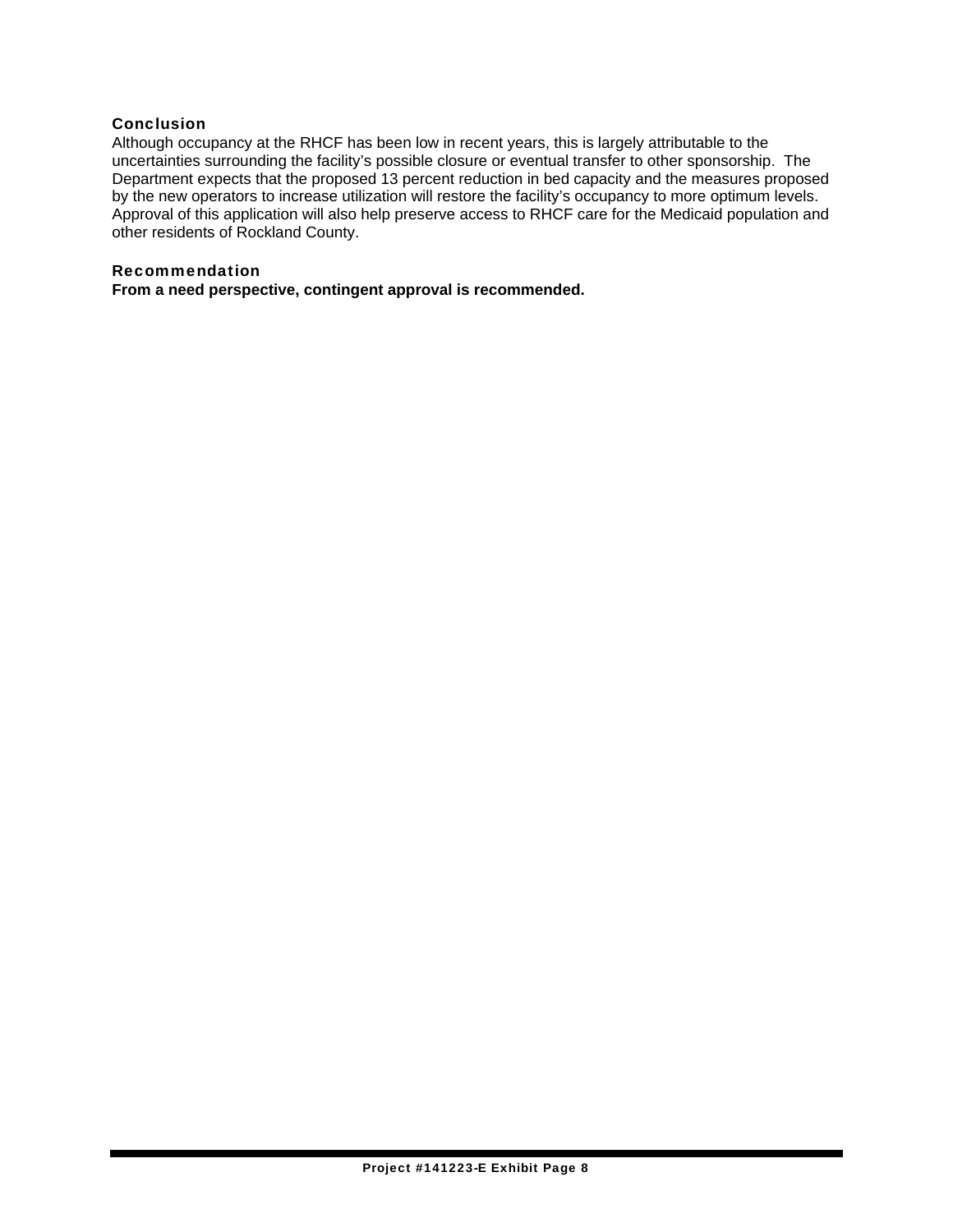### Conclusion

Although occupancy at the RHCF has been low in recent years, this is largely attributable to the uncertainties surrounding the facility's possible closure or eventual transfer to other sponsorship. The Department expects that the proposed 13 percent reduction in bed capacity and the measures proposed by the new operators to increase utilization will restore the facility's occupancy to more optimum levels. Approval of this application will also help preserve access to RHCF care for the Medicaid population and other residents of Rockland County.

### Recommendation

**From a need perspective, contingent approval is recommended.**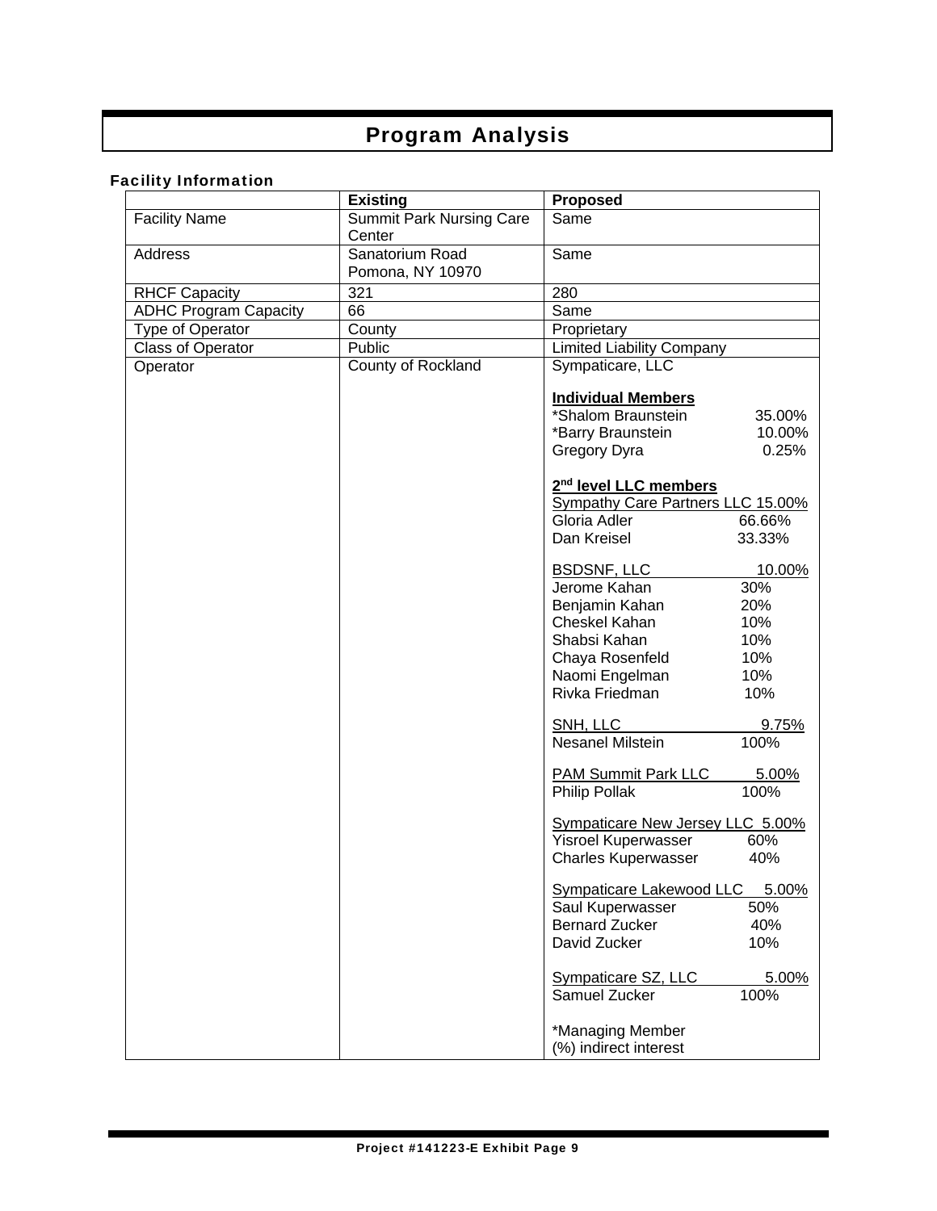# Program Analysis

### Facility Information

| | Existing | Proposed |
|---|---|---|
| Facility Name | Summit Park Nursing Care Center | Same |
| Address | Sanatorium Road<br>Pomona, NY 10970 | Same |
| RHCF Capacity | 321 | 280 |
| ADHC Program Capacity | 66 | Same |
| Type of Operator | County | Proprietary |
| Class of Operator | Public | Limited Liability Company |
| Operator | County of Rockland | Sympaticare, LLC<br><br>**Individual Members**<br>*Shalom Braunstein 35.00%<br>*Barry Braunstein 10.00%<br>Gregory Dyra 0.25%<br><br>**2nd level LLC members**<br>Sympathy Care Partners LLC 15.00%<br>Gloria Adler 66.66%<br>Dan Kreisel 33.33%<br><br>BSDSNF, LLC 10.00%<br>Jerome Kahan 30%<br>Benjamin Kahan 20%<br>Cheskel Kahan 10%<br>Shabsi Kahan 10%<br>Chaya Rosenfeld 10%<br>Naomi Engelman 10%<br>Rivka Friedman 10%<br><br>SNH, LLC 9.75%<br>Nesanel Milstein 100%<br><br>PAM Summit Park LLC 5.00%<br>Philip Pollak 100%<br><br>Sympaticare New Jersey LLC 5.00%<br>Yisroel Kuperwasser 60%<br>Charles Kuperwasser 40%<br><br>Sympaticare Lakewood LLC 5.00%<br>Saul Kuperwasser 50%<br>Bernard Zucker 40%<br>David Zucker 10%<br><br>Sympaticare SZ, LLC 5.00%<br>Samuel Zucker 100%<br><br>*Managing Member<br>(%) indirect interest |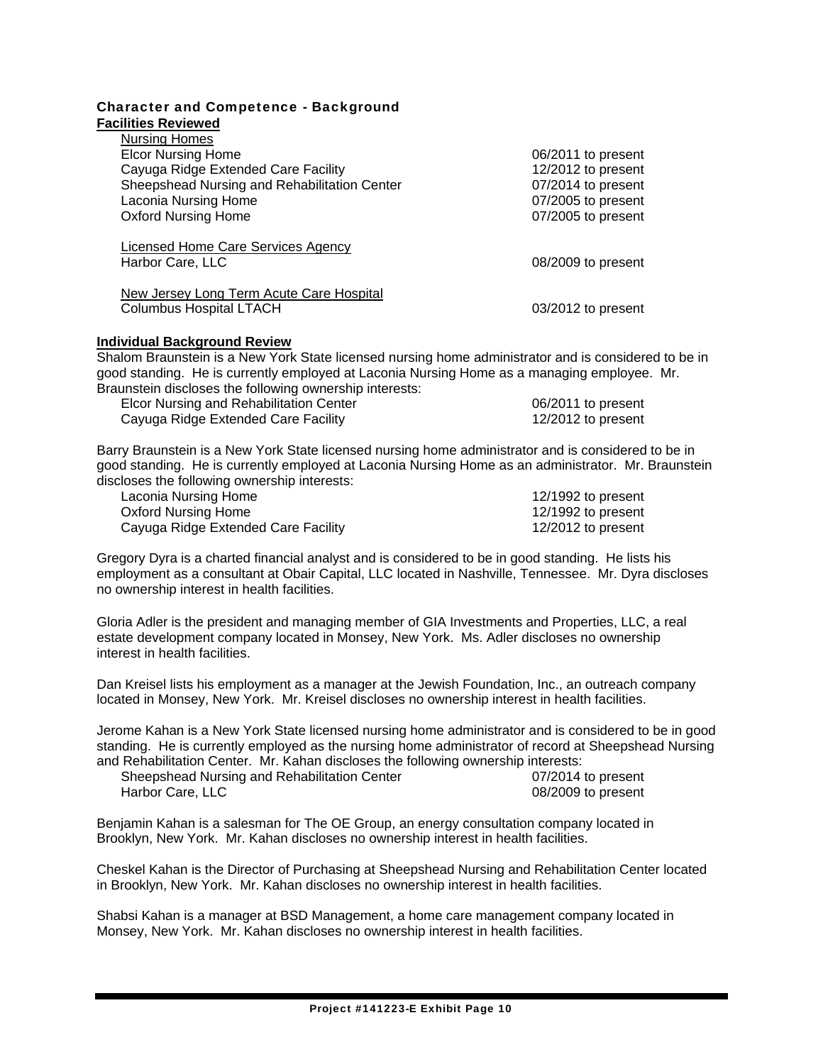### Character and Competence - Background

**Facilities Reviewed**

Nursing Homes

| | |
|---|---|
| Elcor Nursing Home | 06/2011 to present |
| Cayuga Ridge Extended Care Facility | 12/2012 to present |
| Sheepshead Nursing and Rehabilitation Center | 07/2014 to present |
| Laconia Nursing Home | 07/2005 to present |
| Oxford Nursing Home | 07/2005 to present |

Licensed Home Care Services Agency

| | |
|---|---|
| Harbor Care, LLC | 08/2009 to present |

New Jersey Long Term Acute Care Hospital

| | |
|---|---|
| Columbus Hospital LTACH | 03/2012 to present |

**Individual Background Review**

Shalom Braunstein is a New York State licensed nursing home administrator and is considered to be in good standing. He is currently employed at Laconia Nursing Home as a managing employee. Mr. Braunstein discloses the following ownership interests:

| | |
|---|---|
| Elcor Nursing and Rehabilitation Center | 06/2011 to present |
| Cayuga Ridge Extended Care Facility | 12/2012 to present |

Barry Braunstein is a New York State licensed nursing home administrator and is considered to be in good standing. He is currently employed at Laconia Nursing Home as an administrator. Mr. Braunstein discloses the following ownership interests:

| | |
|---|---|
| Laconia Nursing Home | 12/1992 to present |
| Oxford Nursing Home | 12/1992 to present |
| Cayuga Ridge Extended Care Facility | 12/2012 to present |

Gregory Dyra is a charted financial analyst and is considered to be in good standing. He lists his employment as a consultant at Obair Capital, LLC located in Nashville, Tennessee. Mr. Dyra discloses no ownership interest in health facilities.

Gloria Adler is the president and managing member of GIA Investments and Properties, LLC, a real estate development company located in Monsey, New York. Ms. Adler discloses no ownership interest in health facilities.

Dan Kreisel lists his employment as a manager at the Jewish Foundation, Inc., an outreach company located in Monsey, New York. Mr. Kreisel discloses no ownership interest in health facilities.

Jerome Kahan is a New York State licensed nursing home administrator and is considered to be in good standing. He is currently employed as the nursing home administrator of record at Sheepshead Nursing and Rehabilitation Center. Mr. Kahan discloses the following ownership interests:

| | |
|---|---|
| Sheepshead Nursing and Rehabilitation Center | 07/2014 to present |
| Harbor Care, LLC | 08/2009 to present |

Benjamin Kahan is a salesman for The OE Group, an energy consultation company located in Brooklyn, New York. Mr. Kahan discloses no ownership interest in health facilities.

Cheskel Kahan is the Director of Purchasing at Sheepshead Nursing and Rehabilitation Center located in Brooklyn, New York. Mr. Kahan discloses no ownership interest in health facilities.

Shabsi Kahan is a manager at BSD Management, a home care management company located in Monsey, New York. Mr. Kahan discloses no ownership interest in health facilities.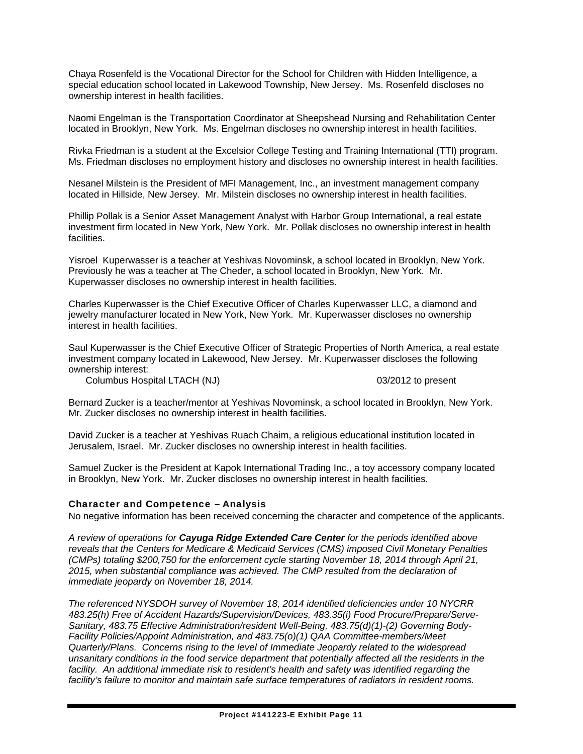Chaya Rosenfeld is the Vocational Director for the School for Children with Hidden Intelligence, a special education school located in Lakewood Township, New Jersey. Ms. Rosenfeld discloses no ownership interest in health facilities.

Naomi Engelman is the Transportation Coordinator at Sheepshead Nursing and Rehabilitation Center located in Brooklyn, New York. Ms. Engelman discloses no ownership interest in health facilities.

Rivka Friedman is a student at the Excelsior College Testing and Training International (TTI) program. Ms. Friedman discloses no employment history and discloses no ownership interest in health facilities.

Nesanel Milstein is the President of MFI Management, Inc., an investment management company located in Hillside, New Jersey. Mr. Milstein discloses no ownership interest in health facilities.

Phillip Pollak is a Senior Asset Management Analyst with Harbor Group International, a real estate investment firm located in New York, New York. Mr. Pollak discloses no ownership interest in health facilities.

Yisroel Kuperwasser is a teacher at Yeshivas Novominsk, a school located in Brooklyn, New York. Previously he was a teacher at The Cheder, a school located in Brooklyn, New York. Mr. Kuperwasser discloses no ownership interest in health facilities.

Charles Kuperwasser is the Chief Executive Officer of Charles Kuperwasser LLC, a diamond and jewelry manufacturer located in New York, New York. Mr. Kuperwasser discloses no ownership interest in health facilities.

Saul Kuperwasser is the Chief Executive Officer of Strategic Properties of North America, a real estate investment company located in Lakewood, New Jersey. Mr. Kuperwasser discloses the following ownership interest:

| | |
|---|---|
| Columbus Hospital LTACH (NJ) | 03/2012 to present |

Bernard Zucker is a teacher/mentor at Yeshivas Novominsk, a school located in Brooklyn, New York. Mr. Zucker discloses no ownership interest in health facilities.

David Zucker is a teacher at Yeshivas Ruach Chaim, a religious educational institution located in Jerusalem, Israel. Mr. Zucker discloses no ownership interest in health facilities.

Samuel Zucker is the President at Kapok International Trading Inc., a toy accessory company located in Brooklyn, New York. Mr. Zucker discloses no ownership interest in health facilities.

#### Character and Competence – Analysis

No negative information has been received concerning the character and competence of the applicants.

*A review of operations for **Cayuga Ridge Extended Care Center** for the periods identified above reveals that the Centers for Medicare & Medicaid Services (CMS) imposed Civil Monetary Penalties (CMPs) totaling $200,750 for the enforcement cycle starting November 18, 2014 through April 21, 2015, when substantial compliance was achieved. The CMP resulted from the declaration of immediate jeopardy on November 18, 2014.*

*The referenced NYSDOH survey of November 18, 2014 identified deficiencies under 10 NYCRR 483.25(h) Free of Accident Hazards/Supervision/Devices, 483.35(i) Food Procure/Prepare/Serve-Sanitary, 483.75 Effective Administration/resident Well-Being, 483.75(d)(1)-(2) Governing Body-Facility Policies/Appoint Administration, and 483.75(o)(1) QAA Committee-members/Meet Quarterly/Plans. Concerns rising to the level of Immediate Jeopardy related to the widespread unsanitary conditions in the food service department that potentially affected all the residents in the facility. An additional immediate risk to resident's health and safety was identified regarding the facility's failure to monitor and maintain safe surface temperatures of radiators in resident rooms.*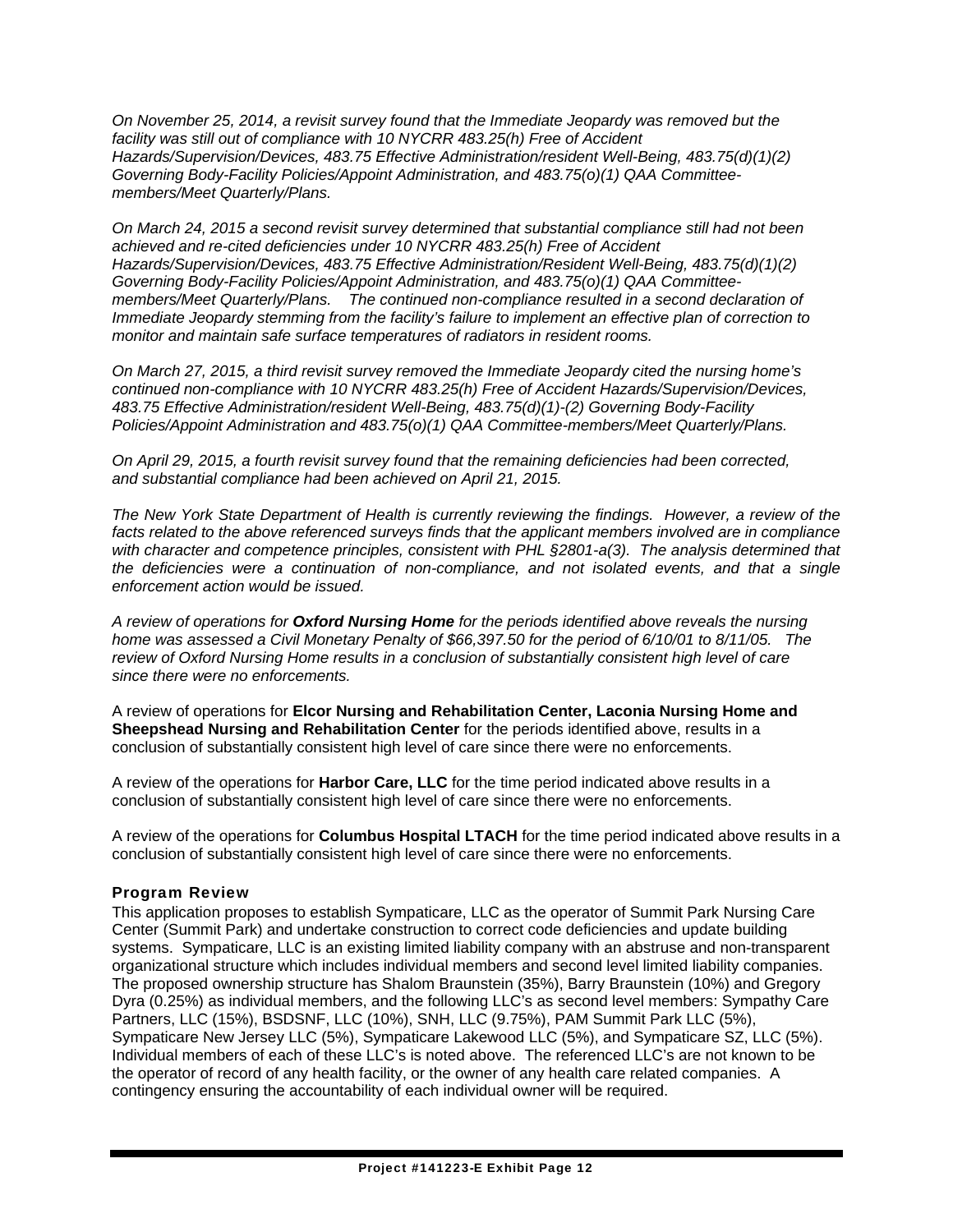*On November 25, 2014, a revisit survey found that the Immediate Jeopardy was removed but the facility was still out of compliance with 10 NYCRR 483.25(h) Free of Accident Hazards/Supervision/Devices, 483.75 Effective Administration/resident Well-Being, 483.75(d)(1)(2) Governing Body-Facility Policies/Appoint Administration, and 483.75(o)(1) QAA Committee-members/Meet Quarterly/Plans.*

*On March 24, 2015 a second revisit survey determined that substantial compliance still had not been achieved and re-cited deficiencies under 10 NYCRR 483.25(h) Free of Accident Hazards/Supervision/Devices, 483.75 Effective Administration/Resident Well-Being, 483.75(d)(1)(2) Governing Body-Facility Policies/Appoint Administration, and 483.75(o)(1) QAA Committee-members/Meet Quarterly/Plans. The continued non-compliance resulted in a second declaration of Immediate Jeopardy stemming from the facility's failure to implement an effective plan of correction to monitor and maintain safe surface temperatures of radiators in resident rooms.*

*On March 27, 2015, a third revisit survey removed the Immediate Jeopardy cited the nursing home's continued non-compliance with 10 NYCRR 483.25(h) Free of Accident Hazards/Supervision/Devices, 483.75 Effective Administration/resident Well-Being, 483.75(d)(1)-(2) Governing Body-Facility Policies/Appoint Administration and 483.75(o)(1) QAA Committee-members/Meet Quarterly/Plans.*

*On April 29, 2015, a fourth revisit survey found that the remaining deficiencies had been corrected, and substantial compliance had been achieved on April 21, 2015.*

*The New York State Department of Health is currently reviewing the findings. However, a review of the facts related to the above referenced surveys finds that the applicant members involved are in compliance with character and competence principles, consistent with PHL §2801-a(3). The analysis determined that the deficiencies were a continuation of non-compliance, and not isolated events, and that a single enforcement action would be issued.*

*A review of operations for **Oxford Nursing Home** for the periods identified above reveals the nursing home was assessed a Civil Monetary Penalty of $66,397.50 for the period of 6/10/01 to 8/11/05. The review of Oxford Nursing Home results in a conclusion of substantially consistent high level of care since there were no enforcements.*

A review of operations for **Elcor Nursing and Rehabilitation Center, Laconia Nursing Home and Sheepshead Nursing and Rehabilitation Center** for the periods identified above, results in a conclusion of substantially consistent high level of care since there were no enforcements.

A review of the operations for **Harbor Care, LLC** for the time period indicated above results in a conclusion of substantially consistent high level of care since there were no enforcements.

A review of the operations for **Columbus Hospital LTACH** for the time period indicated above results in a conclusion of substantially consistent high level of care since there were no enforcements.

### Program Review

This application proposes to establish Sympaticare, LLC as the operator of Summit Park Nursing Care Center (Summit Park) and undertake construction to correct code deficiencies and update building systems. Sympaticare, LLC is an existing limited liability company with an abstruse and non-transparent organizational structure which includes individual members and second level limited liability companies. The proposed ownership structure has Shalom Braunstein (35%), Barry Braunstein (10%) and Gregory Dyra (0.25%) as individual members, and the following LLC's as second level members: Sympathy Care Partners, LLC (15%), BSDSNF, LLC (10%), SNH, LLC (9.75%), PAM Summit Park LLC (5%), Sympaticare New Jersey LLC (5%), Sympaticare Lakewood LLC (5%), and Sympaticare SZ, LLC (5%). Individual members of each of these LLC's is noted above. The referenced LLC's are not known to be the operator of record of any health facility, or the owner of any health care related companies. A contingency ensuring the accountability of each individual owner will be required.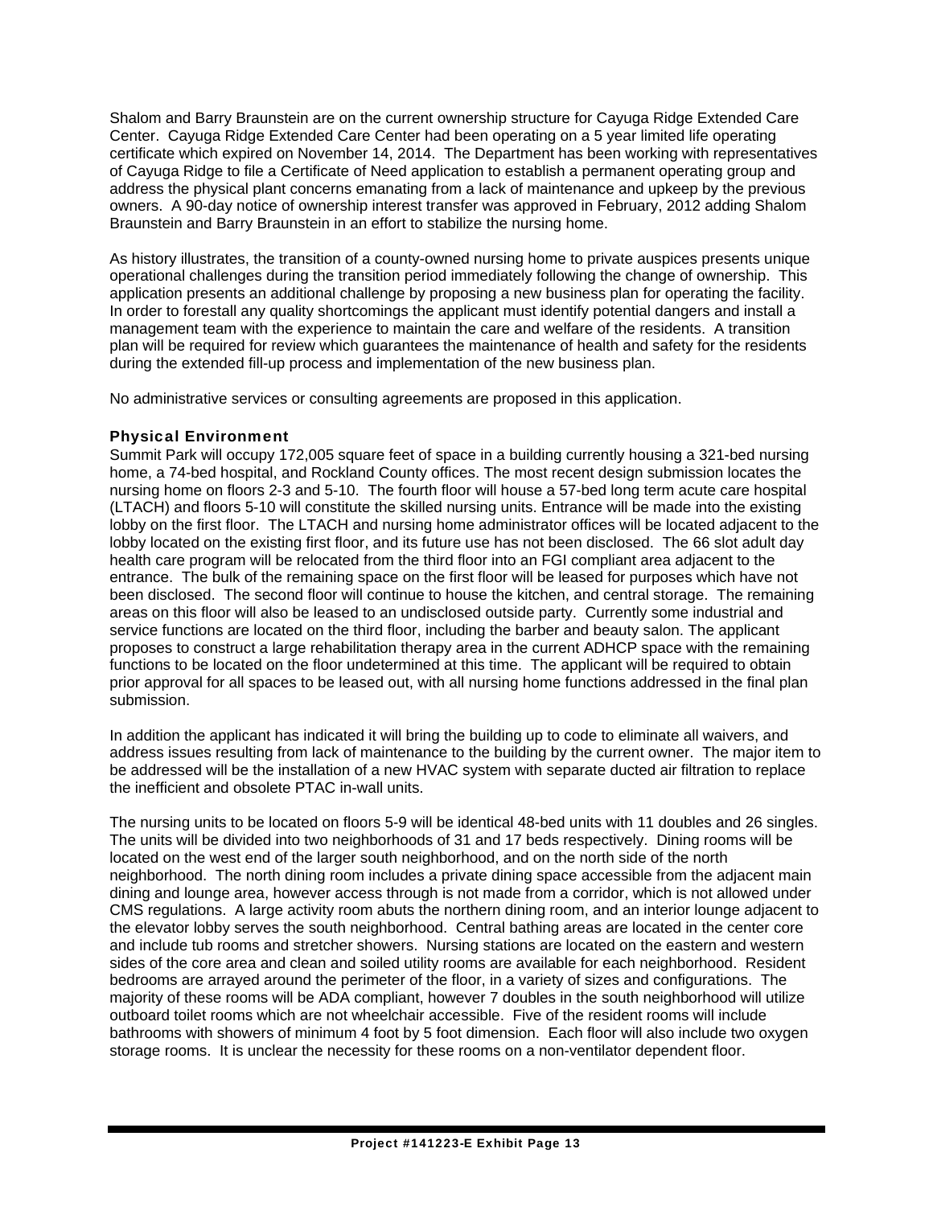Shalom and Barry Braunstein are on the current ownership structure for Cayuga Ridge Extended Care Center. Cayuga Ridge Extended Care Center had been operating on a 5 year limited life operating certificate which expired on November 14, 2014. The Department has been working with representatives of Cayuga Ridge to file a Certificate of Need application to establish a permanent operating group and address the physical plant concerns emanating from a lack of maintenance and upkeep by the previous owners. A 90-day notice of ownership interest transfer was approved in February, 2012 adding Shalom Braunstein and Barry Braunstein in an effort to stabilize the nursing home.

As history illustrates, the transition of a county-owned nursing home to private auspices presents unique operational challenges during the transition period immediately following the change of ownership. This application presents an additional challenge by proposing a new business plan for operating the facility. In order to forestall any quality shortcomings the applicant must identify potential dangers and install a management team with the experience to maintain the care and welfare of the residents. A transition plan will be required for review which guarantees the maintenance of health and safety for the residents during the extended fill-up process and implementation of the new business plan.

No administrative services or consulting agreements are proposed in this application.

### Physical Environment

Summit Park will occupy 172,005 square feet of space in a building currently housing a 321-bed nursing home, a 74-bed hospital, and Rockland County offices. The most recent design submission locates the nursing home on floors 2-3 and 5-10. The fourth floor will house a 57-bed long term acute care hospital (LTACH) and floors 5-10 will constitute the skilled nursing units. Entrance will be made into the existing lobby on the first floor. The LTACH and nursing home administrator offices will be located adjacent to the lobby located on the existing first floor, and its future use has not been disclosed. The 66 slot adult day health care program will be relocated from the third floor into an FGI compliant area adjacent to the entrance. The bulk of the remaining space on the first floor will be leased for purposes which have not been disclosed. The second floor will continue to house the kitchen, and central storage. The remaining areas on this floor will also be leased to an undisclosed outside party. Currently some industrial and service functions are located on the third floor, including the barber and beauty salon. The applicant proposes to construct a large rehabilitation therapy area in the current ADHCP space with the remaining functions to be located on the floor undetermined at this time. The applicant will be required to obtain prior approval for all spaces to be leased out, with all nursing home functions addressed in the final plan submission.

In addition the applicant has indicated it will bring the building up to code to eliminate all waivers, and address issues resulting from lack of maintenance to the building by the current owner. The major item to be addressed will be the installation of a new HVAC system with separate ducted air filtration to replace the inefficient and obsolete PTAC in-wall units.

The nursing units to be located on floors 5-9 will be identical 48-bed units with 11 doubles and 26 singles. The units will be divided into two neighborhoods of 31 and 17 beds respectively. Dining rooms will be located on the west end of the larger south neighborhood, and on the north side of the north neighborhood. The north dining room includes a private dining space accessible from the adjacent main dining and lounge area, however access through is not made from a corridor, which is not allowed under CMS regulations. A large activity room abuts the northern dining room, and an interior lounge adjacent to the elevator lobby serves the south neighborhood. Central bathing areas are located in the center core and include tub rooms and stretcher showers. Nursing stations are located on the eastern and western sides of the core area and clean and soiled utility rooms are available for each neighborhood. Resident bedrooms are arrayed around the perimeter of the floor, in a variety of sizes and configurations. The majority of these rooms will be ADA compliant, however 7 doubles in the south neighborhood will utilize outboard toilet rooms which are not wheelchair accessible. Five of the resident rooms will include bathrooms with showers of minimum 4 foot by 5 foot dimension. Each floor will also include two oxygen storage rooms. It is unclear the necessity for these rooms on a non-ventilator dependent floor.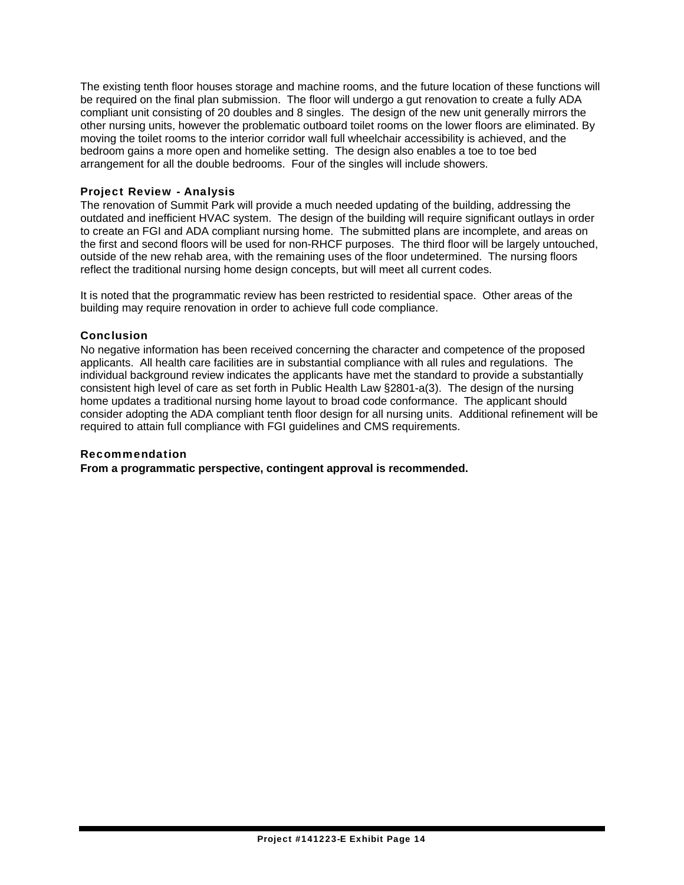The existing tenth floor houses storage and machine rooms, and the future location of these functions will be required on the final plan submission. The floor will undergo a gut renovation to create a fully ADA compliant unit consisting of 20 doubles and 8 singles. The design of the new unit generally mirrors the other nursing units, however the problematic outboard toilet rooms on the lower floors are eliminated. By moving the toilet rooms to the interior corridor wall full wheelchair accessibility is achieved, and the bedroom gains a more open and homelike setting. The design also enables a toe to toe bed arrangement for all the double bedrooms. Four of the singles will include showers.

### Project Review - Analysis

The renovation of Summit Park will provide a much needed updating of the building, addressing the outdated and inefficient HVAC system. The design of the building will require significant outlays in order to create an FGI and ADA compliant nursing home. The submitted plans are incomplete, and areas on the first and second floors will be used for non-RHCF purposes. The third floor will be largely untouched, outside of the new rehab area, with the remaining uses of the floor undetermined. The nursing floors reflect the traditional nursing home design concepts, but will meet all current codes.

It is noted that the programmatic review has been restricted to residential space. Other areas of the building may require renovation in order to achieve full code compliance.

### Conclusion

No negative information has been received concerning the character and competence of the proposed applicants. All health care facilities are in substantial compliance with all rules and regulations. The individual background review indicates the applicants have met the standard to provide a substantially consistent high level of care as set forth in Public Health Law §2801-a(3). The design of the nursing home updates a traditional nursing home layout to broad code conformance. The applicant should consider adopting the ADA compliant tenth floor design for all nursing units. Additional refinement will be required to attain full compliance with FGI guidelines and CMS requirements.

### Recommendation

**From a programmatic perspective, contingent approval is recommended.**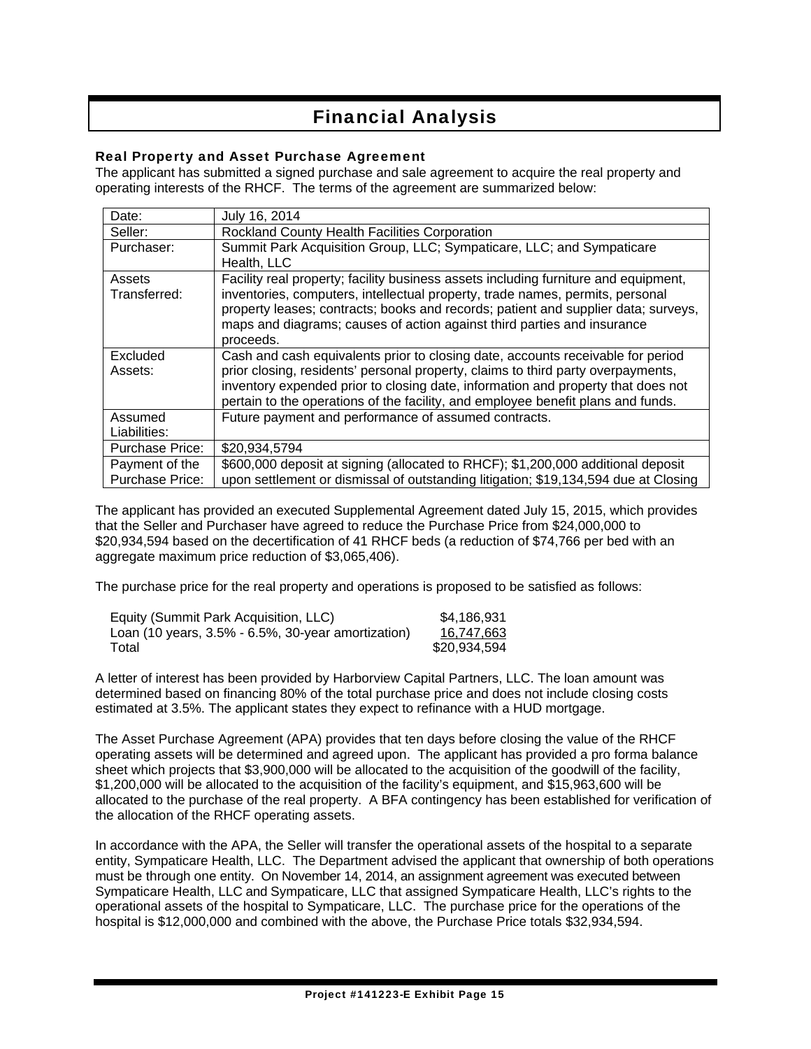# Financial Analysis

### Real Property and Asset Purchase Agreement

The applicant has submitted a signed purchase and sale agreement to acquire the real property and operating interests of the RHCF. The terms of the agreement are summarized below:

| | |
|---|---|
| Date: | July 16, 2014 |
| Seller: | Rockland County Health Facilities Corporation |
| Purchaser: | Summit Park Acquisition Group, LLC; Sympaticare, LLC; and Sympaticare Health, LLC |
| Assets Transferred: | Facility real property; facility business assets including furniture and equipment, inventories, computers, intellectual property, trade names, permits, personal property leases; contracts; books and records; patient and supplier data; surveys, maps and diagrams; causes of action against third parties and insurance proceeds. |
| Excluded Assets: | Cash and cash equivalents prior to closing date, accounts receivable for period prior closing, residents' personal property, claims to third party overpayments, inventory expended prior to closing date, information and property that does not pertain to the operations of the facility, and employee benefit plans and funds. |
| Assumed Liabilities: | Future payment and performance of assumed contracts. |
| Purchase Price: | $20,934,5794 |
| Payment of the Purchase Price: | $600,000 deposit at signing (allocated to RHCF); $1,200,000 additional deposit upon settlement or dismissal of outstanding litigation; $19,134,594 due at Closing |

The applicant has provided an executed Supplemental Agreement dated July 15, 2015, which provides that the Seller and Purchaser have agreed to reduce the Purchase Price from $24,000,000 to $20,934,594 based on the decertification of 41 RHCF beds (a reduction of $74,766 per bed with an aggregate maximum price reduction of $3,065,406).

The purchase price for the real property and operations is proposed to be satisfied as follows:

| | |
|---|---:|
| Equity (Summit Park Acquisition, LLC) | $4,186,931 |
| Loan (10 years, 3.5% - 6.5%, 30-year amortization) | 16,747,663 |
| Total | $20,934,594 |

A letter of interest has been provided by Harborview Capital Partners, LLC. The loan amount was determined based on financing 80% of the total purchase price and does not include closing costs estimated at 3.5%. The applicant states they expect to refinance with a HUD mortgage.

The Asset Purchase Agreement (APA) provides that ten days before closing the value of the RHCF operating assets will be determined and agreed upon. The applicant has provided a pro forma balance sheet which projects that $3,900,000 will be allocated to the acquisition of the goodwill of the facility, $1,200,000 will be allocated to the acquisition of the facility's equipment, and $15,963,600 will be allocated to the purchase of the real property. A BFA contingency has been established for verification of the allocation of the RHCF operating assets.

In accordance with the APA, the Seller will transfer the operational assets of the hospital to a separate entity, Sympaticare Health, LLC. The Department advised the applicant that ownership of both operations must be through one entity. On November 14, 2014, an assignment agreement was executed between Sympaticare Health, LLC and Sympaticare, LLC that assigned Sympaticare Health, LLC's rights to the operational assets of the hospital to Sympaticare, LLC. The purchase price for the operations of the hospital is $12,000,000 and combined with the above, the Purchase Price totals $32,934,594.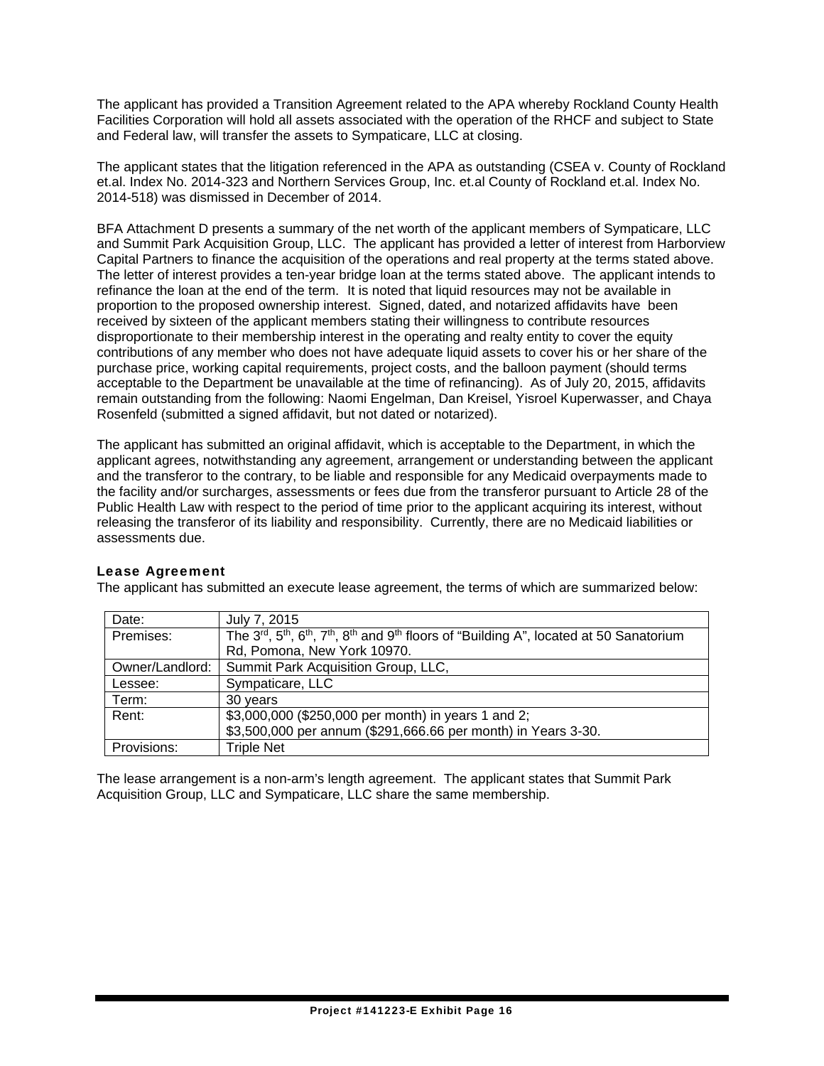The applicant has provided a Transition Agreement related to the APA whereby Rockland County Health Facilities Corporation will hold all assets associated with the operation of the RHCF and subject to State and Federal law, will transfer the assets to Sympaticare, LLC at closing.

The applicant states that the litigation referenced in the APA as outstanding (CSEA v. County of Rockland et.al. Index No. 2014-323 and Northern Services Group, Inc. et.al County of Rockland et.al. Index No. 2014-518) was dismissed in December of 2014.

BFA Attachment D presents a summary of the net worth of the applicant members of Sympaticare, LLC and Summit Park Acquisition Group, LLC. The applicant has provided a letter of interest from Harborview Capital Partners to finance the acquisition of the operations and real property at the terms stated above. The letter of interest provides a ten-year bridge loan at the terms stated above. The applicant intends to refinance the loan at the end of the term. It is noted that liquid resources may not be available in proportion to the proposed ownership interest. Signed, dated, and notarized affidavits have been received by sixteen of the applicant members stating their willingness to contribute resources disproportionate to their membership interest in the operating and realty entity to cover the equity contributions of any member who does not have adequate liquid assets to cover his or her share of the purchase price, working capital requirements, project costs, and the balloon payment (should terms acceptable to the Department be unavailable at the time of refinancing). As of July 20, 2015, affidavits remain outstanding from the following: Naomi Engelman, Dan Kreisel, Yisroel Kuperwasser, and Chaya Rosenfeld (submitted a signed affidavit, but not dated or notarized).

The applicant has submitted an original affidavit, which is acceptable to the Department, in which the applicant agrees, notwithstanding any agreement, arrangement or understanding between the applicant and the transferor to the contrary, to be liable and responsible for any Medicaid overpayments made to the facility and/or surcharges, assessments or fees due from the transferor pursuant to Article 28 of the Public Health Law with respect to the period of time prior to the applicant acquiring its interest, without releasing the transferor of its liability and responsibility. Currently, there are no Medicaid liabilities or assessments due.

### Lease Agreement

The applicant has submitted an execute lease agreement, the terms of which are summarized below:

| | |
|---|---|
| Date: | July 7, 2015 |
| Premises: | The 3rd, 5th, 6th, 7th, 8th and 9th floors of "Building A", located at 50 Sanatorium Rd, Pomona, New York 10970. |
| Owner/Landlord: | Summit Park Acquisition Group, LLC, |
| Lessee: | Sympaticare, LLC |
| Term: | 30 years |
| Rent: | $3,000,000 ($250,000 per month) in years 1 and 2;<br>$3,500,000 per annum ($291,666.66 per month) in Years 3-30. |
| Provisions: | Triple Net |

The lease arrangement is a non-arm's length agreement. The applicant states that Summit Park Acquisition Group, LLC and Sympaticare, LLC share the same membership.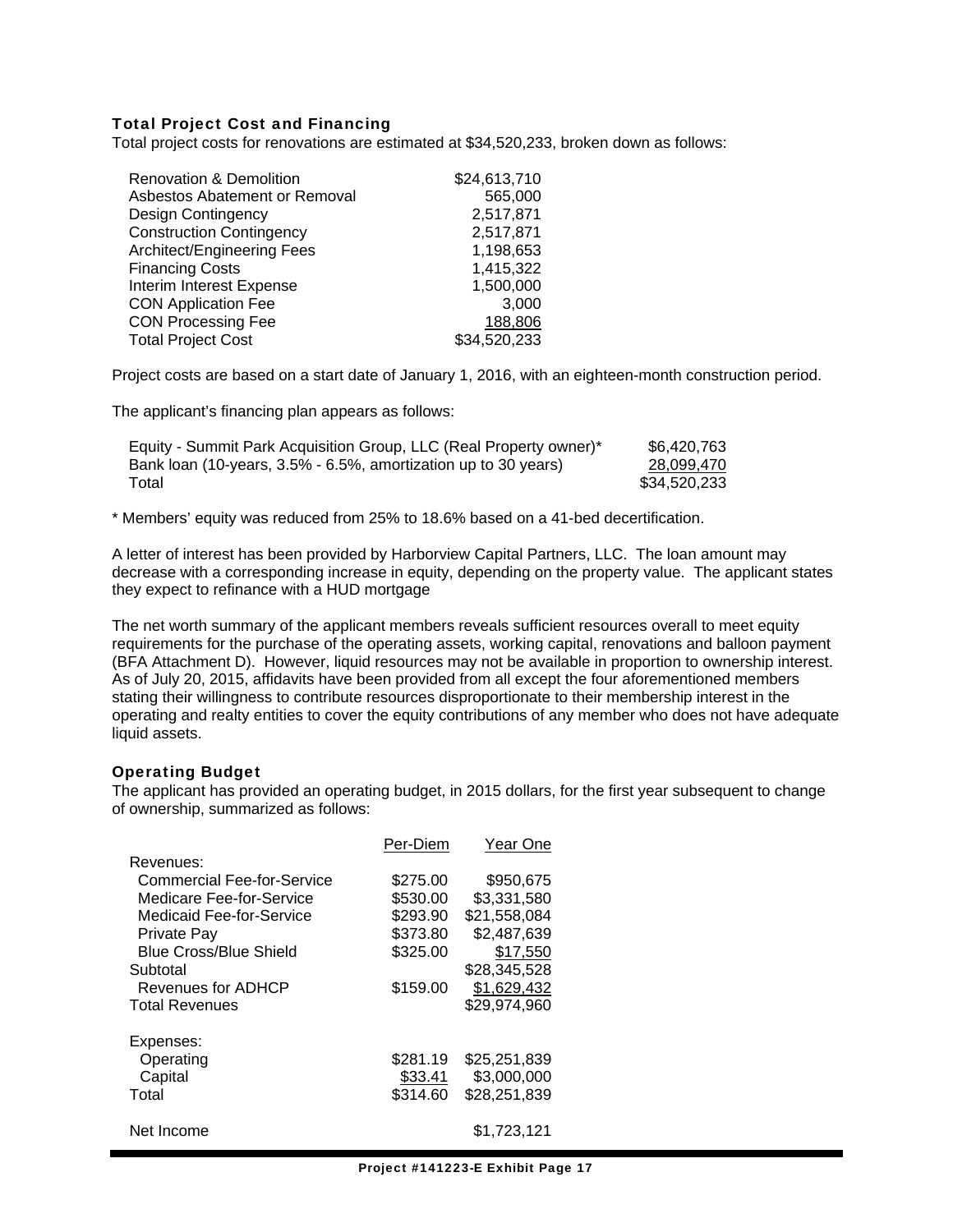### Total Project Cost and Financing

Total project costs for renovations are estimated at $34,520,233, broken down as follows:

| | |
|---|---|
| Renovation & Demolition | $24,613,710 |
| Asbestos Abatement or Removal | 565,000 |
| Design Contingency | 2,517,871 |
| Construction Contingency | 2,517,871 |
| Architect/Engineering Fees | 1,198,653 |
| Financing Costs | 1,415,322 |
| Interim Interest Expense | 1,500,000 |
| CON Application Fee | 3,000 |
| CON Processing Fee | 188,806 |
| Total Project Cost | $34,520,233 |

Project costs are based on a start date of January 1, 2016, with an eighteen-month construction period.

The applicant's financing plan appears as follows:

| | |
|---|---|
| Equity - Summit Park Acquisition Group, LLC (Real Property owner)* | $6,420,763 |
| Bank loan (10-years, 3.5% - 6.5%, amortization up to 30 years) | 28,099,470 |
| Total | $34,520,233 |

* Members' equity was reduced from 25% to 18.6% based on a 41-bed decertification.

A letter of interest has been provided by Harborview Capital Partners, LLC. The loan amount may decrease with a corresponding increase in equity, depending on the property value. The applicant states they expect to refinance with a HUD mortgage

The net worth summary of the applicant members reveals sufficient resources overall to meet equity requirements for the purchase of the operating assets, working capital, renovations and balloon payment (BFA Attachment D). However, liquid resources may not be available in proportion to ownership interest. As of July 20, 2015, affidavits have been provided from all except the four aforementioned members stating their willingness to contribute resources disproportionate to their membership interest in the operating and realty entities to cover the equity contributions of any member who does not have adequate liquid assets.

### Operating Budget

The applicant has provided an operating budget, in 2015 dollars, for the first year subsequent to change of ownership, summarized as follows:

| | Per-Diem | Year One |
|---|---|---|
| Revenues: | | |
| Commercial Fee-for-Service | $275.00 | $950,675 |
| Medicare Fee-for-Service | $530.00 | $3,331,580 |
| Medicaid Fee-for-Service | $293.90 | $21,558,084 |
| Private Pay | $373.80 | $2,487,639 |
| Blue Cross/Blue Shield | $325.00 | $17,550 |
| Subtotal | | $28,345,528 |
| Revenues for ADHCP | $159.00 | $1,629,432 |
| Total Revenues | | $29,974,960 |
| | | |
| Expenses: | | |
| Operating | $281.19 | $25,251,839 |
| Capital | $33.41 | $3,000,000 |
| Total | $314.60 | $28,251,839 |
| | | |
| Net Income | | $1,723,121 |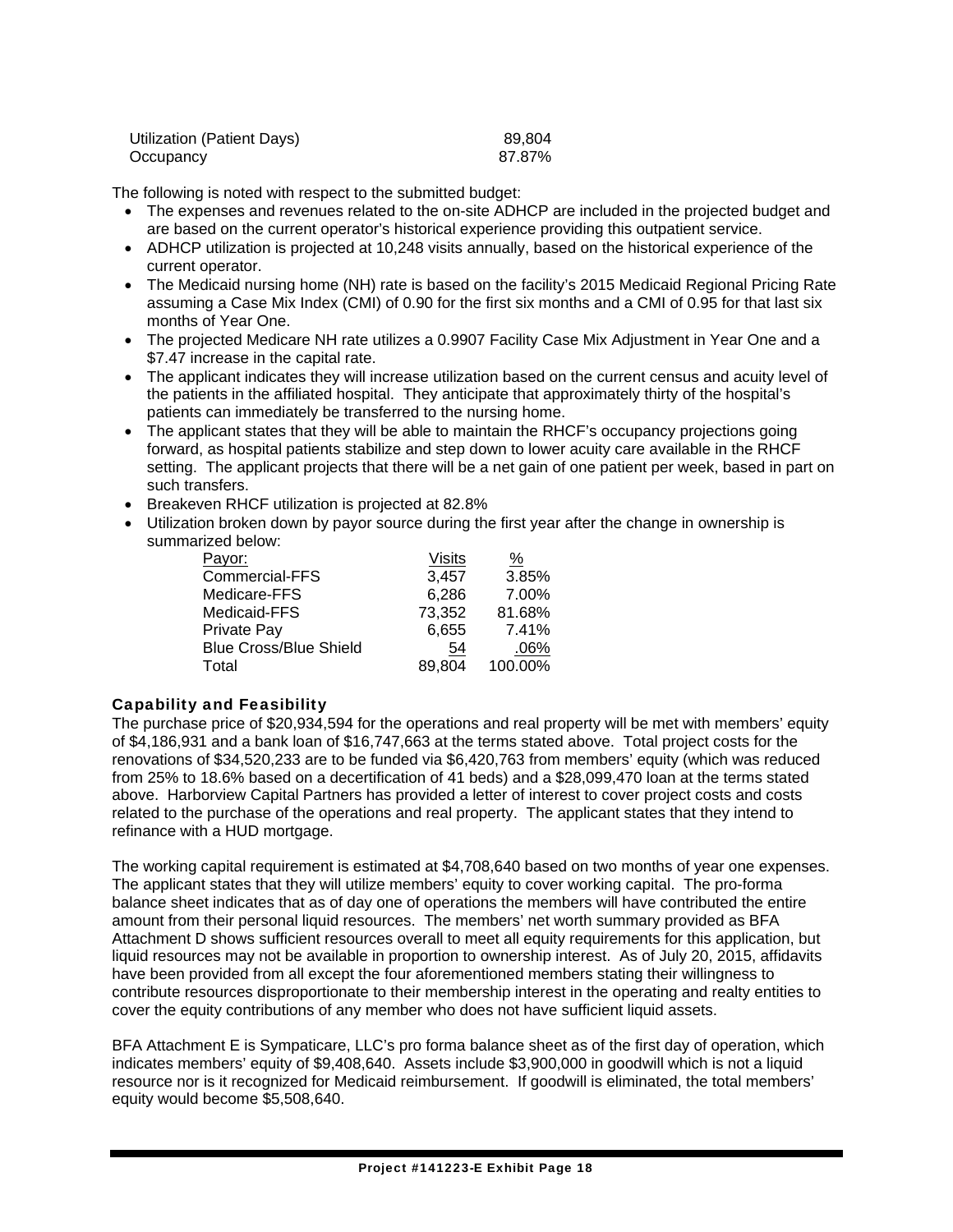| Utilization (Patient Days) | 89,804 |
|---|---|
| Occupancy | 87.87% |

The following is noted with respect to the submitted budget:

- The expenses and revenues related to the on-site ADHCP are included in the projected budget and are based on the current operator's historical experience providing this outpatient service.
- ADHCP utilization is projected at 10,248 visits annually, based on the historical experience of the current operator.
- The Medicaid nursing home (NH) rate is based on the facility's 2015 Medicaid Regional Pricing Rate assuming a Case Mix Index (CMI) of 0.90 for the first six months and a CMI of 0.95 for that last six months of Year One.
- The projected Medicare NH rate utilizes a 0.9907 Facility Case Mix Adjustment in Year One and a $7.47 increase in the capital rate.
- The applicant indicates they will increase utilization based on the current census and acuity level of the patients in the affiliated hospital. They anticipate that approximately thirty of the hospital's patients can immediately be transferred to the nursing home.
- The applicant states that they will be able to maintain the RHCF's occupancy projections going forward, as hospital patients stabilize and step down to lower acuity care available in the RHCF setting. The applicant projects that there will be a net gain of one patient per week, based in part on such transfers.
- Breakeven RHCF utilization is projected at 82.8%
- Utilization broken down by payor source during the first year after the change in ownership is summarized below:

| Payor: | Visits | % |
|---|---|---|
| Commercial-FFS | 3,457 | 3.85% |
| Medicare-FFS | 6,286 | 7.00% |
| Medicaid-FFS | 73,352 | 81.68% |
| Private Pay | 6,655 | 7.41% |
| Blue Cross/Blue Shield | 54 | .06% |
| Total | 89,804 | 100.00% |

### Capability and Feasibility

The purchase price of $20,934,594 for the operations and real property will be met with members' equity of $4,186,931 and a bank loan of $16,747,663 at the terms stated above. Total project costs for the renovations of $34,520,233 are to be funded via $6,420,763 from members' equity (which was reduced from 25% to 18.6% based on a decertification of 41 beds) and a $28,099,470 loan at the terms stated above. Harborview Capital Partners has provided a letter of interest to cover project costs and costs related to the purchase of the operations and real property. The applicant states that they intend to refinance with a HUD mortgage.

The working capital requirement is estimated at $4,708,640 based on two months of year one expenses. The applicant states that they will utilize members' equity to cover working capital. The pro-forma balance sheet indicates that as of day one of operations the members will have contributed the entire amount from their personal liquid resources. The members' net worth summary provided as BFA Attachment D shows sufficient resources overall to meet all equity requirements for this application, but liquid resources may not be available in proportion to ownership interest. As of July 20, 2015, affidavits have been provided from all except the four aforementioned members stating their willingness to contribute resources disproportionate to their membership interest in the operating and realty entities to cover the equity contributions of any member who does not have sufficient liquid assets.

BFA Attachment E is Sympaticare, LLC's pro forma balance sheet as of the first day of operation, which indicates members' equity of $9,408,640. Assets include $3,900,000 in goodwill which is not a liquid resource nor is it recognized for Medicaid reimbursement. If goodwill is eliminated, the total members' equity would become $5,508,640.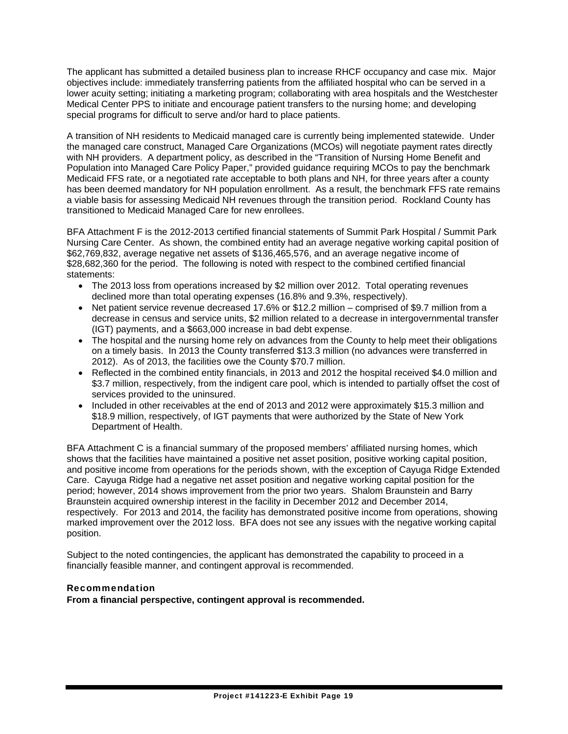The applicant has submitted a detailed business plan to increase RHCF occupancy and case mix. Major objectives include: immediately transferring patients from the affiliated hospital who can be served in a lower acuity setting; initiating a marketing program; collaborating with area hospitals and the Westchester Medical Center PPS to initiate and encourage patient transfers to the nursing home; and developing special programs for difficult to serve and/or hard to place patients.

A transition of NH residents to Medicaid managed care is currently being implemented statewide. Under the managed care construct, Managed Care Organizations (MCOs) will negotiate payment rates directly with NH providers. A department policy, as described in the "Transition of Nursing Home Benefit and Population into Managed Care Policy Paper," provided guidance requiring MCOs to pay the benchmark Medicaid FFS rate, or a negotiated rate acceptable to both plans and NH, for three years after a county has been deemed mandatory for NH population enrollment. As a result, the benchmark FFS rate remains a viable basis for assessing Medicaid NH revenues through the transition period. Rockland County has transitioned to Medicaid Managed Care for new enrollees.

BFA Attachment F is the 2012-2013 certified financial statements of Summit Park Hospital / Summit Park Nursing Care Center. As shown, the combined entity had an average negative working capital position of $62,769,832, average negative net assets of $136,465,576, and an average negative income of $28,682,360 for the period. The following is noted with respect to the combined certified financial statements:

- The 2013 loss from operations increased by $2 million over 2012. Total operating revenues declined more than total operating expenses (16.8% and 9.3%, respectively).
- Net patient service revenue decreased 17.6% or $12.2 million – comprised of $9.7 million from a decrease in census and service units, $2 million related to a decrease in intergovernmental transfer (IGT) payments, and a $663,000 increase in bad debt expense.
- The hospital and the nursing home rely on advances from the County to help meet their obligations on a timely basis. In 2013 the County transferred $13.3 million (no advances were transferred in 2012). As of 2013, the facilities owe the County $70.7 million.
- Reflected in the combined entity financials, in 2013 and 2012 the hospital received $4.0 million and $3.7 million, respectively, from the indigent care pool, which is intended to partially offset the cost of services provided to the uninsured.
- Included in other receivables at the end of 2013 and 2012 were approximately $15.3 million and $18.9 million, respectively, of IGT payments that were authorized by the State of New York Department of Health.

BFA Attachment C is a financial summary of the proposed members' affiliated nursing homes, which shows that the facilities have maintained a positive net asset position, positive working capital position, and positive income from operations for the periods shown, with the exception of Cayuga Ridge Extended Care. Cayuga Ridge had a negative net asset position and negative working capital position for the period; however, 2014 shows improvement from the prior two years. Shalom Braunstein and Barry Braunstein acquired ownership interest in the facility in December 2012 and December 2014, respectively. For 2013 and 2014, the facility has demonstrated positive income from operations, showing marked improvement over the 2012 loss. BFA does not see any issues with the negative working capital position.

Subject to the noted contingencies, the applicant has demonstrated the capability to proceed in a financially feasible manner, and contingent approval is recommended.

### Recommendation

**From a financial perspective, contingent approval is recommended.**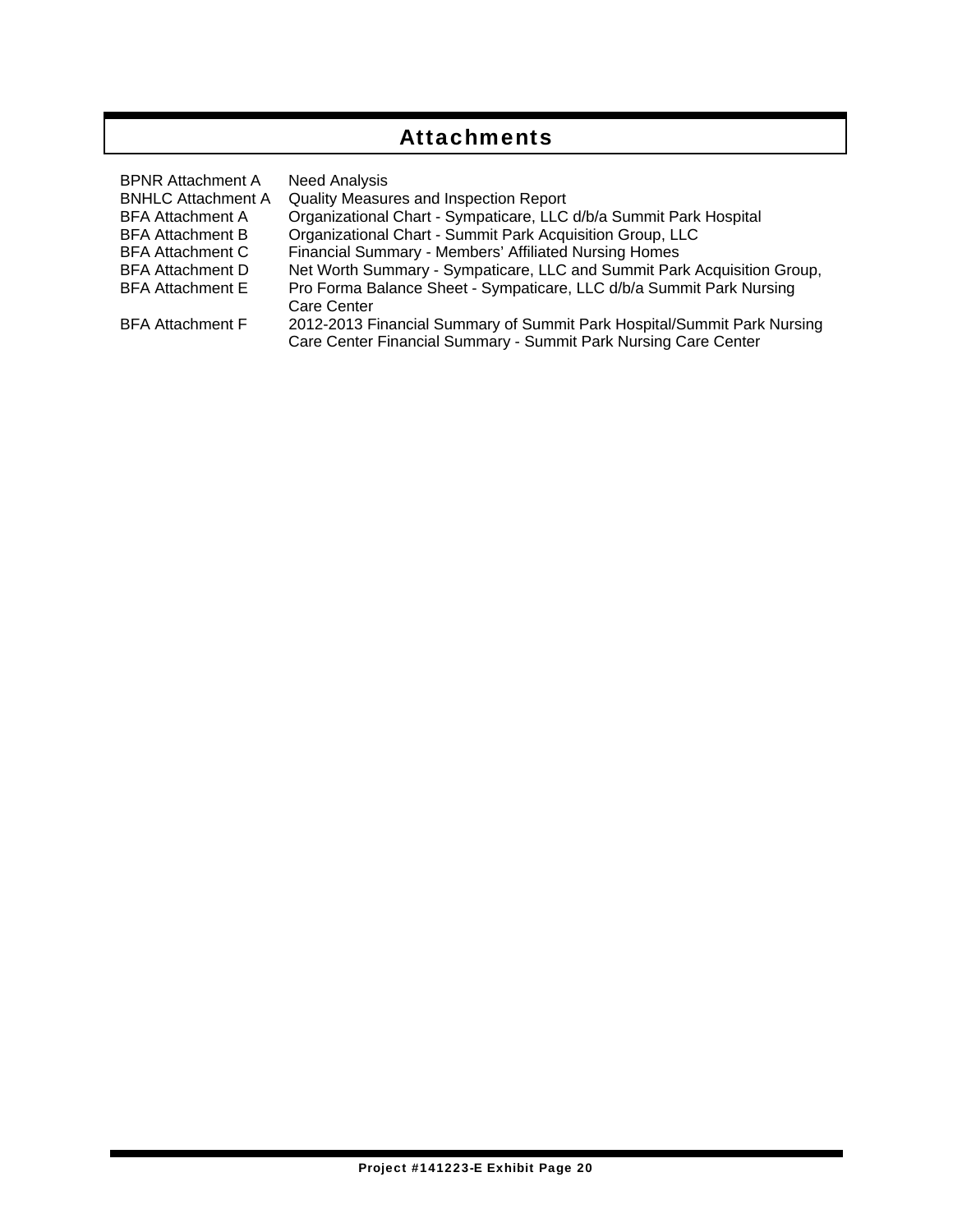# Attachments

| | |
|---|---|
| BPNR Attachment A | Need Analysis |
| BNHLC Attachment A | Quality Measures and Inspection Report |
| BFA Attachment A | Organizational Chart - Sympaticare, LLC d/b/a Summit Park Hospital |
| BFA Attachment B | Organizational Chart - Summit Park Acquisition Group, LLC |
| BFA Attachment C | Financial Summary - Members' Affiliated Nursing Homes |
| BFA Attachment D | Net Worth Summary - Sympaticare, LLC and Summit Park Acquisition Group, |
| BFA Attachment E | Pro Forma Balance Sheet - Sympaticare, LLC d/b/a Summit Park Nursing Care Center |
| BFA Attachment F | 2012-2013 Financial Summary of Summit Park Hospital/Summit Park Nursing Care Center Financial Summary - Summit Park Nursing Care Center |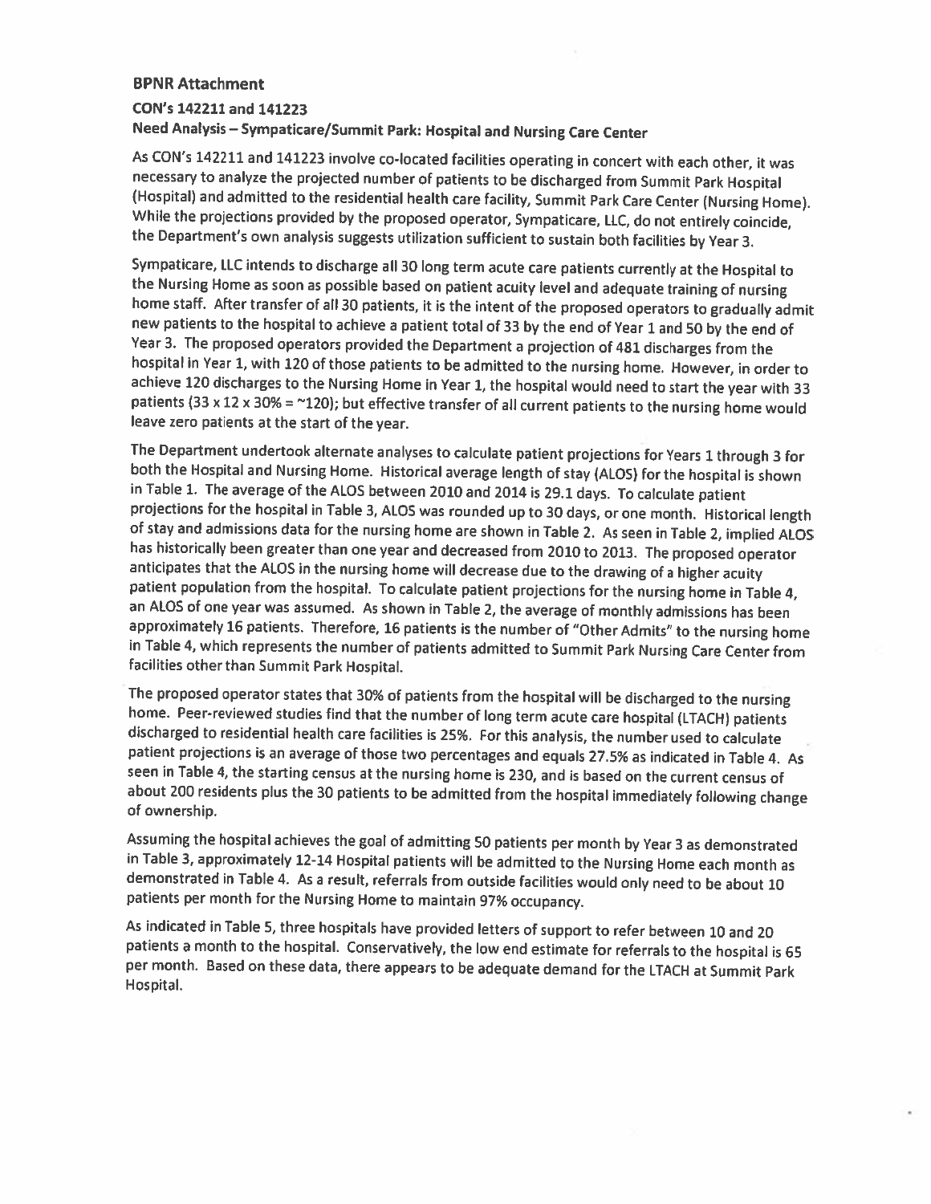**BPNR Attachment**

**CON's 142211 and 141223**

**Need Analysis – Sympaticare/Summit Park: Hospital and Nursing Care Center**

As CON's 142211 and 141223 involve co-located facilities operating in concert with each other, it was necessary to analyze the projected number of patients to be discharged from Summit Park Hospital (Hospital) and admitted to the residential health care facility, Summit Park Care Center (Nursing Home). While the projections provided by the proposed operator, Sympaticare, LLC, do not entirely coincide, the Department's own analysis suggests utilization sufficient to sustain both facilities by Year 3.

Sympaticare, LLC intends to discharge all 30 long term acute care patients currently at the Hospital to the Nursing Home as soon as possible based on patient acuity level and adequate training of nursing home staff. After transfer of all 30 patients, it is the intent of the proposed operators to gradually admit new patients to the hospital to achieve a patient total of 33 by the end of Year 1 and 50 by the end of Year 3. The proposed operators provided the Department a projection of 481 discharges from the hospital in Year 1, with 120 of those patients to be admitted to the nursing home. However, in order to achieve 120 discharges to the Nursing Home in Year 1, the hospital would need to start the year with 33 patients (33 x 12 x 30% = ~120); but effective transfer of all current patients to the nursing home would leave zero patients at the start of the year.

The Department undertook alternate analyses to calculate patient projections for Years 1 through 3 for both the Hospital and Nursing Home. Historical average length of stay (ALOS) for the hospital is shown in Table 1. The average of the ALOS between 2010 and 2014 is 29.1 days. To calculate patient projections for the hospital in Table 3, ALOS was rounded up to 30 days, or one month. Historical length of stay and admissions data for the nursing home are shown in Table 2. As seen in Table 2, implied ALOS has historically been greater than one year and decreased from 2010 to 2013. The proposed operator anticipates that the ALOS in the nursing home will decrease due to the drawing of a higher acuity patient population from the hospital. To calculate patient projections for the nursing home in Table 4, an ALOS of one year was assumed. As shown in Table 2, the average of monthly admissions has been approximately 16 patients. Therefore, 16 patients is the number of "Other Admits" to the nursing home in Table 4, which represents the number of patients admitted to Summit Park Nursing Care Center from facilities other than Summit Park Hospital.

The proposed operator states that 30% of patients from the hospital will be discharged to the nursing home. Peer-reviewed studies find that the number of long term acute care hospital (LTACH) patients discharged to residential health care facilities is 25%. For this analysis, the number used to calculate patient projections is an average of those two percentages and equals 27.5% as indicated in Table 4. As seen in Table 4, the starting census at the nursing home is 230, and is based on the current census of about 200 residents plus the 30 patients to be admitted from the hospital immediately following change of ownership.

Assuming the hospital achieves the goal of admitting 50 patients per month by Year 3 as demonstrated in Table 3, approximately 12-14 Hospital patients will be admitted to the Nursing Home each month as demonstrated in Table 4. As a result, referrals from outside facilities would only need to be about 10 patients per month for the Nursing Home to maintain 97% occupancy.

As indicated in Table 5, three hospitals have provided letters of support to refer between 10 and 20 patients a month to the hospital. Conservatively, the low end estimate for referrals to the hospital is 65 per month. Based on these data, there appears to be adequate demand for the LTACH at Summit Park Hospital.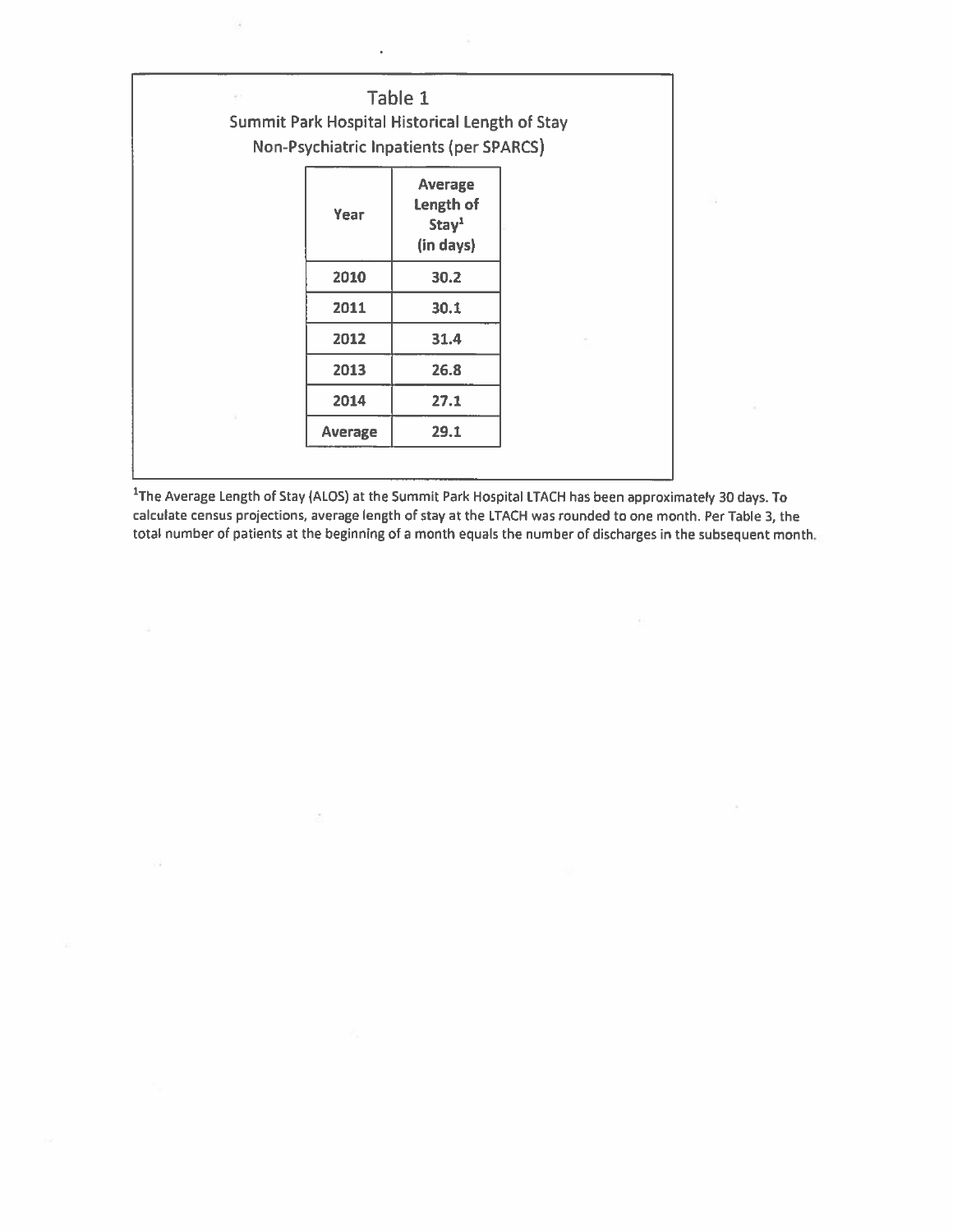## Table 1

**Summit Park Hospital Historical Length of Stay**
**Non-Psychiatric Inpatients (per SPARCS)**

| Year | Average Length of Stay[1] (in days) |
|---|---|
| 2010 | 30.2 |
| 2011 | 30.1 |
| 2012 | 31.4 |
| 2013 | 26.8 |
| 2014 | 27.1 |
| Average | 29.1 |

[1]The Average Length of Stay (ALOS) at the Summit Park Hospital LTACH has been approximately 30 days. To calculate census projections, average length of stay at the LTACH was rounded to one month. Per Table 3, the total number of patients at the beginning of a month equals the number of discharges in the subsequent month.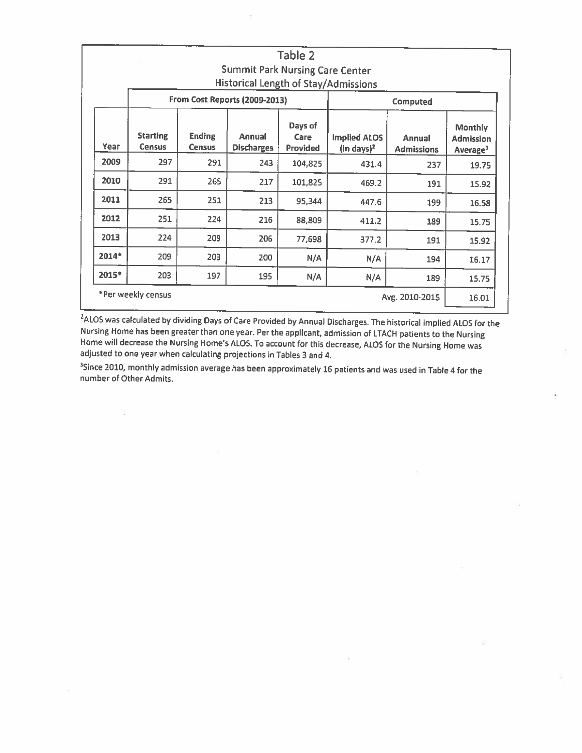# Table 2

## Summit Park Nursing Care Center

### Historical Length of Stay/Admissions

| | From Cost Reports (2009-2013) | | | | Computed | | |
|---|---|---|---|---|---|---|---|
| Year | Starting Census | Ending Census | Annual Discharges | Days of Care Provided | Implied ALOS (in days)[2] | Annual Admissions | Monthly Admission Average[3] |
| 2009 | 297 | 291 | 243 | 104,825 | 431.4 | 237 | 19.75 |
| 2010 | 291 | 265 | 217 | 101,825 | 469.2 | 191 | 15.92 |
| 2011 | 265 | 251 | 213 | 95,344 | 447.6 | 199 | 16.58 |
| 2012 | 251 | 224 | 216 | 88,809 | 411.2 | 189 | 15.75 |
| 2013 | 224 | 209 | 206 | 77,698 | 377.2 | 191 | 15.92 |
| 2014* | 209 | 203 | 200 | N/A | N/A | 194 | 16.17 |
| 2015* | 203 | 197 | 195 | N/A | N/A | 189 | 15.75 |
| *Per weekly census | | | | | | Avg. 2010-2015 | 16.01 |

[2]ALOS was calculated by dividing Days of Care Provided by Annual Discharges. The historical implied ALOS for the Nursing Home has been greater than one year. Per the applicant, admission of LTACH patients to the Nursing Home will decrease the Nursing Home's ALOS. To account for this decrease, ALOS for the Nursing Home was adjusted to one year when calculating projections in Tables 3 and 4.

[3]Since 2010, monthly admission average has been approximately 16 patients and was used in Table 4 for the number of Other Admits.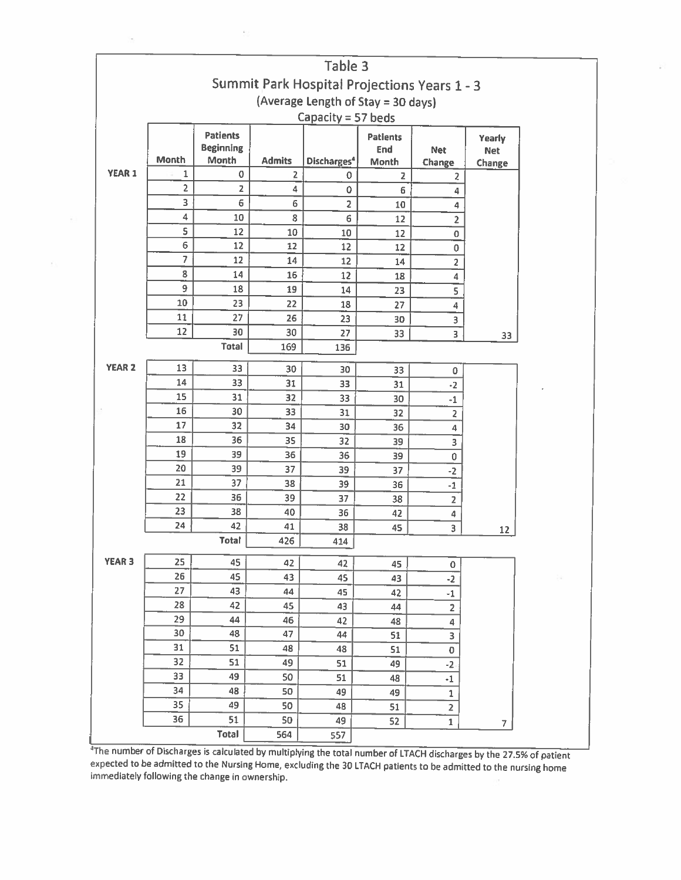# Table 3

## Summit Park Hospital Projections Years 1 - 3

(Average Length of Stay = 30 days)

Capacity = 57 beds

| | Month | Patients Beginning Month | Admits | Discharges[4] | Patients End Month | Net Change | Yearly Net Change |
|---|---|---|---|---|---|---|---|
| YEAR 1 | 1 | 0 | 2 | 0 | 2 | 2 | |
| | 2 | 2 | 4 | 0 | 6 | 4 | |
| | 3 | 6 | 6 | 2 | 10 | 4 | |
| | 4 | 10 | 8 | 6 | 12 | 2 | |
| | 5 | 12 | 10 | 10 | 12 | 0 | |
| | 6 | 12 | 12 | 12 | 12 | 0 | |
| | 7 | 12 | 14 | 12 | 14 | 2 | |
| | 8 | 14 | 16 | 12 | 18 | 4 | |
| | 9 | 18 | 19 | 14 | 23 | 5 | |
| | 10 | 23 | 22 | 18 | 27 | 4 | |
| | 11 | 27 | 26 | 23 | 30 | 3 | |
| | 12 | 30 | 30 | 27 | 33 | 3 | 33 |
| | | Total | 169 | 136 | | | |
| YEAR 2 | 13 | 33 | 30 | 30 | 33 | 0 | |
| | 14 | 33 | 31 | 33 | 31 | -2 | |
| | 15 | 31 | 32 | 33 | 30 | -1 | |
| | 16 | 30 | 33 | 31 | 32 | 2 | |
| | 17 | 32 | 34 | 30 | 36 | 4 | |
| | 18 | 36 | 35 | 32 | 39 | 3 | |
| | 19 | 39 | 36 | 36 | 39 | 0 | |
| | 20 | 39 | 37 | 39 | 37 | -2 | |
| | 21 | 37 | 38 | 39 | 36 | -1 | |
| | 22 | 36 | 39 | 37 | 38 | 2 | |
| | 23 | 38 | 40 | 36 | 42 | 4 | |
| | 24 | 42 | 41 | 38 | 45 | 3 | 12 |
| | | Total | 426 | 414 | | | |
| YEAR 3 | 25 | 45 | 42 | 42 | 45 | 0 | |
| | 26 | 45 | 43 | 45 | 43 | -2 | |
| | 27 | 43 | 44 | 45 | 42 | -1 | |
| | 28 | 42 | 45 | 43 | 44 | 2 | |
| | 29 | 44 | 46 | 42 | 48 | 4 | |
| | 30 | 48 | 47 | 44 | 51 | 3 | |
| | 31 | 51 | 48 | 48 | 51 | 0 | |
| | 32 | 51 | 49 | 51 | 49 | -2 | |
| | 33 | 49 | 50 | 51 | 48 | -1 | |
| | 34 | 48 | 50 | 49 | 49 | 1 | |
| | 35 | 49 | 50 | 48 | 51 | 2 | |
| | 36 | 51 | 50 | 49 | 52 | 1 | 7 |
| | | Total | 564 | 557 | | | |

[4]The number of Discharges is calculated by multiplying the total number of LTACH discharges by the 27.5% of patient expected to be admitted to the Nursing Home, excluding the 30 LTACH patients to be admitted to the nursing home immediately following the change in ownership.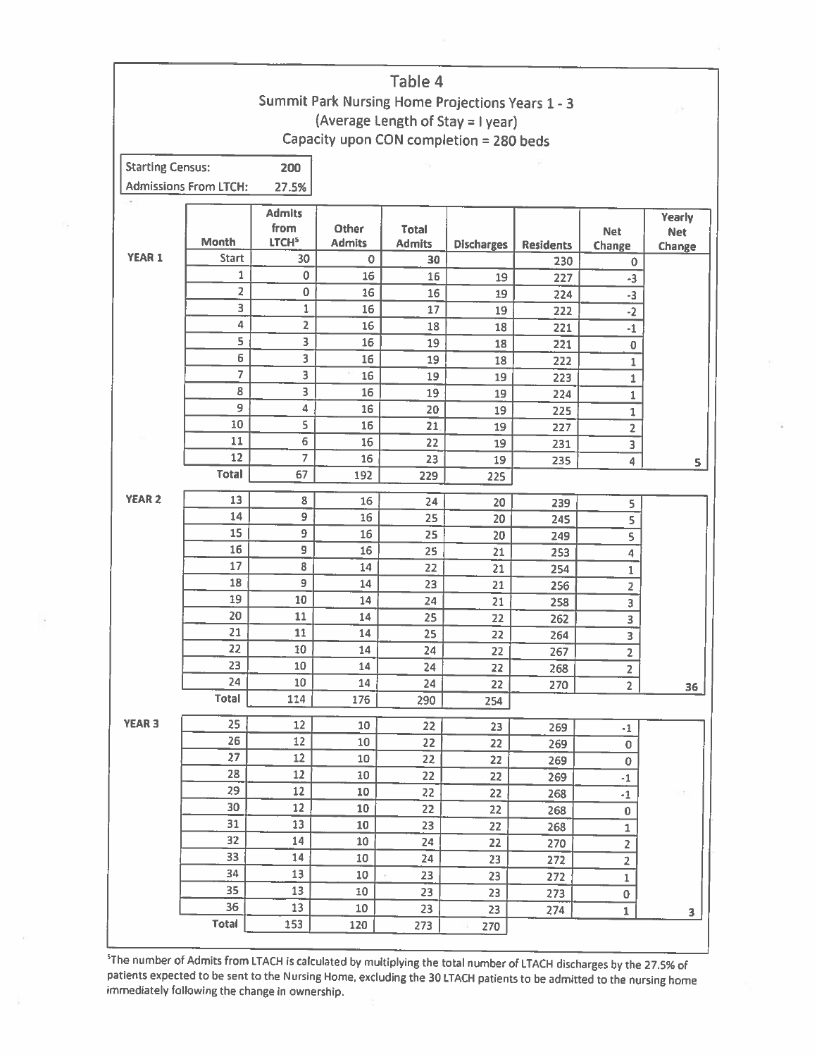# Table 4

## Summit Park Nursing Home Projections Years 1 - 3

(Average Length of Stay = I year)

Capacity upon CON completion = 280 beds

| Starting Census: | 200 |
|---|---|
| Admissions From LTCH: | 27.5% |

| | Month | Admits from LTCH[5] | Other Admits | Total Admits | Discharges | Residents | Net Change | Yearly Net Change |
|---|---|---|---|---|---|---|---|---|
| YEAR 1 | Start | 30 | 0 | 30 | | 230 | 0 | |
| | 1 | 0 | 16 | 16 | 19 | 227 | -3 | |
| | 2 | 0 | 16 | 16 | 19 | 224 | -3 | |
| | 3 | 1 | 16 | 17 | 19 | 222 | -2 | |
| | 4 | 2 | 16 | 18 | 18 | 221 | -1 | |
| | 5 | 3 | 16 | 19 | 18 | 221 | 0 | |
| | 6 | 3 | 16 | 19 | 18 | 222 | 1 | |
| | 7 | 3 | 16 | 19 | 19 | 223 | 1 | |
| | 8 | 3 | 16 | 19 | 19 | 224 | 1 | |
| | 9 | 4 | 16 | 20 | 19 | 225 | 1 | |
| | 10 | 5 | 16 | 21 | 19 | 227 | 2 | |
| | 11 | 6 | 16 | 22 | 19 | 231 | 3 | |
| | 12 | 7 | 16 | 23 | 19 | 235 | 4 | 5 |
| | Total | 67 | 192 | 229 | 225 | | | |
| YEAR 2 | 13 | 8 | 16 | 24 | 20 | 239 | 5 | |
| | 14 | 9 | 16 | 25 | 20 | 245 | 5 | |
| | 15 | 9 | 16 | 25 | 20 | 249 | 5 | |
| | 16 | 9 | 16 | 25 | 21 | 253 | 4 | |
| | 17 | 8 | 14 | 22 | 21 | 254 | 1 | |
| | 18 | 9 | 14 | 23 | 21 | 256 | 2 | |
| | 19 | 10 | 14 | 24 | 21 | 258 | 3 | |
| | 20 | 11 | 14 | 25 | 22 | 262 | 3 | |
| | 21 | 11 | 14 | 25 | 22 | 264 | 3 | |
| | 22 | 10 | 14 | 24 | 22 | 267 | 2 | |
| | 23 | 10 | 14 | 24 | 22 | 268 | 2 | |
| | 24 | 10 | 14 | 24 | 22 | 270 | 2 | 36 |
| | Total | 114 | 176 | 290 | 254 | | | |
| YEAR 3 | 25 | 12 | 10 | 22 | 23 | 269 | -1 | |
| | 26 | 12 | 10 | 22 | 22 | 269 | 0 | |
| | 27 | 12 | 10 | 22 | 22 | 269 | 0 | |
| | 28 | 12 | 10 | 22 | 22 | 269 | -1 | |
| | 29 | 12 | 10 | 22 | 22 | 268 | -1 | |
| | 30 | 12 | 10 | 22 | 22 | 268 | 0 | |
| | 31 | 13 | 10 | 23 | 22 | 268 | 1 | |
| | 32 | 14 | 10 | 24 | 22 | 270 | 2 | |
| | 33 | 14 | 10 | 24 | 23 | 272 | 2 | |
| | 34 | 13 | 10 | 23 | 23 | 272 | 1 | |
| | 35 | 13 | 10 | 23 | 23 | 273 | 0 | |
| | 36 | 13 | 10 | 23 | 23 | 274 | 1 | 3 |
| | Total | 153 | 120 | 273 | 270 | | | |

[5]The number of Admits from LTACH is calculated by multiplying the total number of LTACH discharges by the 27.5% of patients expected to be sent to the Nursing Home, excluding the 30 LTACH patients to be admitted to the nursing home immediately following the change in ownership.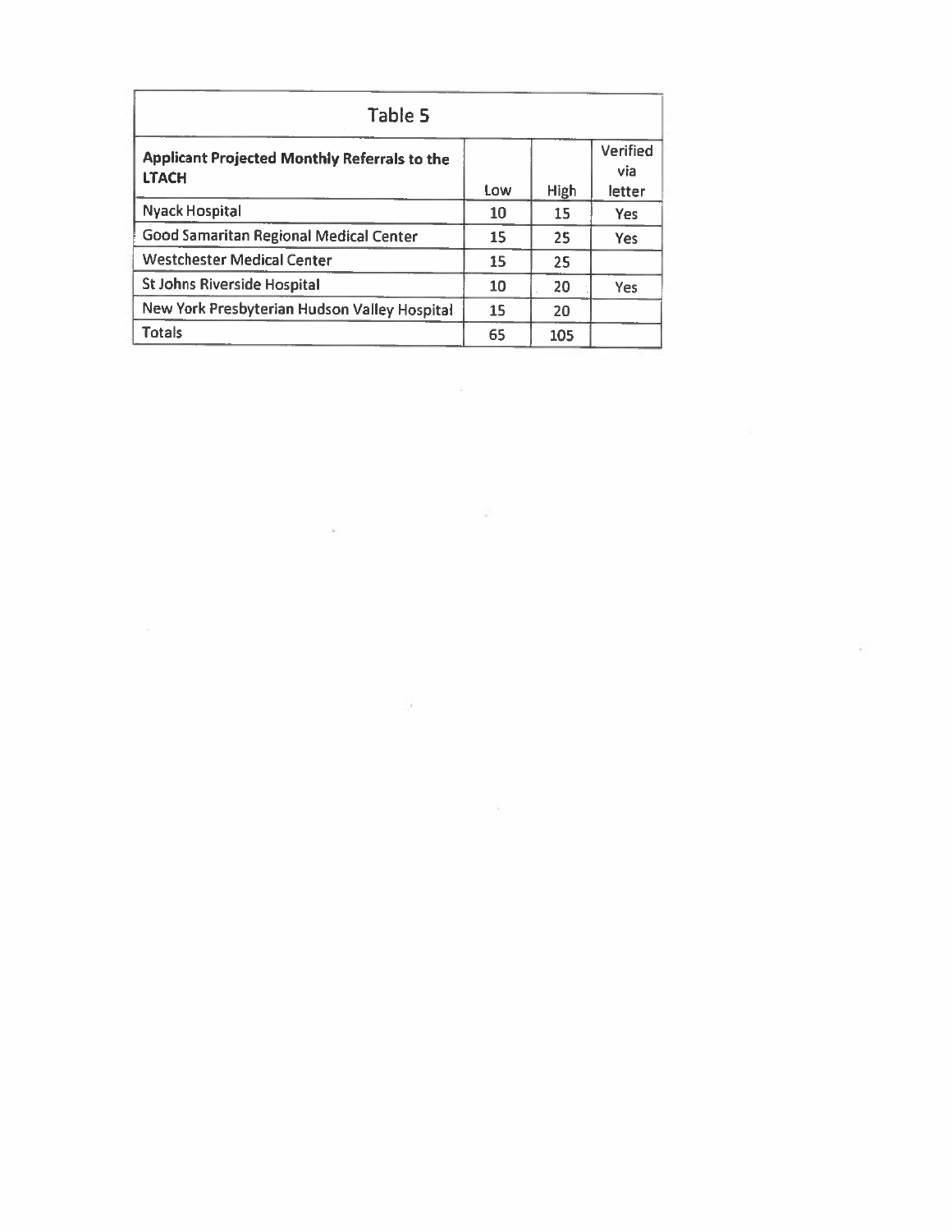| Table 5 | | | |
|---|---|---|---|
| **Applicant Projected Monthly Referrals to the LTACH** | Low | High | Verified via letter |
| Nyack Hospital | 10 | 15 | Yes |
| Good Samaritan Regional Medical Center | 15 | 25 | Yes |
| Westchester Medical Center | 15 | 25 | |
| St Johns Riverside Hospital | 10 | 20 | Yes |
| New York Presbyterian Hudson Valley Hospital | 15 | 20 | |
| Totals | 65 | 105 | |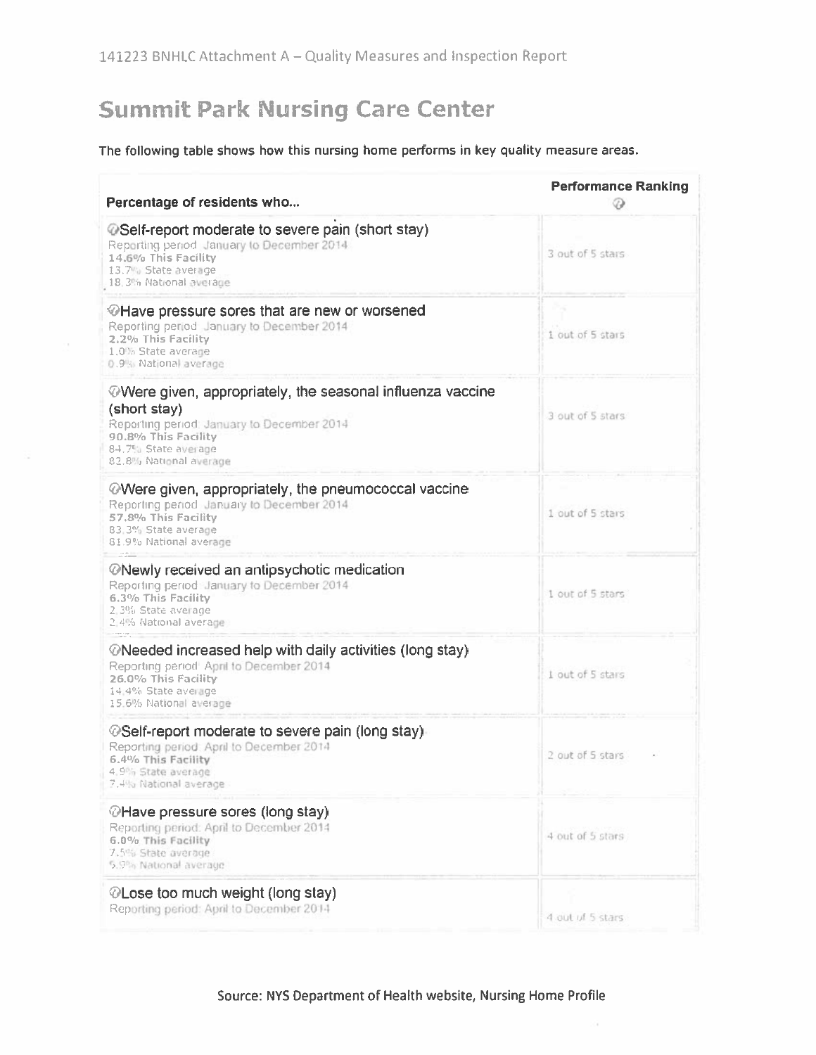141223 BNHLC Attachment A – Quality Measures and Inspection Report

# Summit Park Nursing Care Center

The following table shows how this nursing home performs in key quality measure areas.

| Percentage of residents who... | Performance Ranking |
|---|---|
| Self-report moderate to severe pain (short stay)<br>Reporting period: January to December 2014<br>**14.6% This Facility**<br>13.7% State average<br>18.3% National average | 3 out of 5 stars |
| Have pressure sores that are new or worsened<br>Reporting period: January to December 2014<br>**2.2% This Facility**<br>1.0% State average<br>0.9% National average | 1 out of 5 stars |
| Were given, appropriately, the seasonal influenza vaccine (short stay)<br>Reporting period: January to December 2014<br>**90.8% This Facility**<br>84.7% State average<br>82.8% National average | 3 out of 5 stars |
| Were given, appropriately, the pneumococcal vaccine<br>Reporting period: January to December 2014<br>**57.8% This Facility**<br>83.3% State average<br>81.9% National average | 1 out of 5 stars |
| Newly received an antipsychotic medication<br>Reporting period: January to December 2014<br>**6.3% This Facility**<br>2.3% State average<br>2.4% National average | 1 out of 5 stars |
| Needed increased help with daily activities (long stay)<br>Reporting period: April to December 2014<br>**26.0% This Facility**<br>14.4% State average<br>15.6% National average | 1 out of 5 stars |
| Self-report moderate to severe pain (long stay)<br>Reporting period: April to December 2014<br>**6.4% This Facility**<br>4.9% State average<br>7.4% National average | 2 out of 5 stars |
| Have pressure sores (long stay)<br>Reporting period: April to December 2014<br>**6.8% This Facility**<br>7.5% State average<br>5.9% National average | 4 out of 5 stars |
| Lose too much weight (long stay)<br>Reporting period: April to December 2014 | 4 out of 5 stars |

Source: NYS Department of Health website, Nursing Home Profile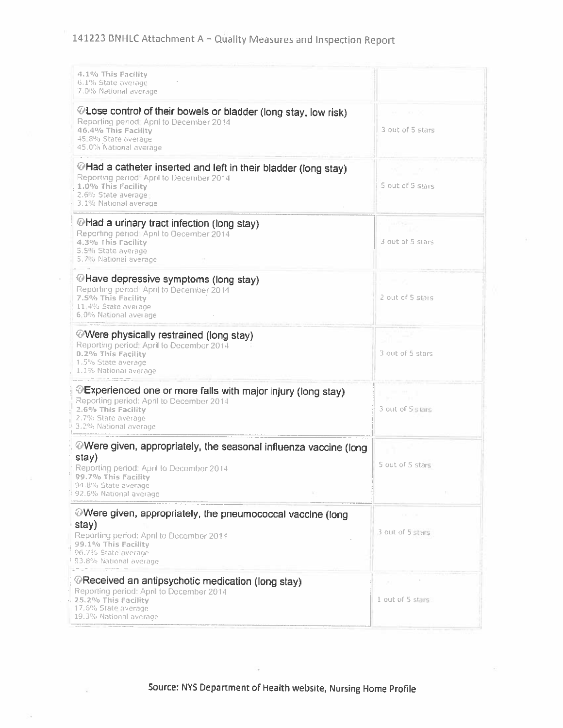141223 BNHLC Attachment A – Quality Measures and Inspection Report

| Measure | Rating |
|---|---|
| 4.1% This Facility<br>6.1% State average<br>7.0% National average | |
| **Lose control of their bowels or bladder (long stay, low risk)**<br>Reporting period: April to December 2014<br>**46.4% This Facility**<br>45.8% State average<br>45.0% National average | 3 out of 5 stars |
| **Had a catheter inserted and left in their bladder (long stay)**<br>Reporting period: April to December 2014<br>**1.0% This Facility**<br>2.6% State average<br>3.1% National average | 5 out of 5 stars |
| **Had a urinary tract infection (long stay)**<br>Reporting period: April to December 2014<br>**4.3% This Facility**<br>5.5% State average<br>5.7% National average | 3 out of 5 stars |
| **Have depressive symptoms (long stay)**<br>Reporting period: April to December 2014<br>**7.5% This Facility**<br>11.4% State average<br>6.0% National average | 2 out of 5 stars |
| **Were physically restrained (long stay)**<br>Reporting period: April to December 2014<br>**0.2% This Facility**<br>1.5% State average<br>1.1% National average | 3 out of 5 stars |
| **Experienced one or more falls with major injury (long stay)**<br>Reporting period: April to December 2014<br>**2.6% This Facility**<br>2.7% State average<br>3.2% National average | 3 out of 5 stars |
| **Were given, appropriately, the seasonal influenza vaccine (long stay)**<br>Reporting period: April to December 2014<br>**99.7% This Facility**<br>94.8% State average<br>92.6% National average | 5 out of 5 stars |
| **Were given, appropriately, the pneumococcal vaccine (long stay)**<br>Reporting period: April to December 2014<br>**99.1% This Facility**<br>96.7% State average<br>93.8% National average | 3 out of 5 stars |
| **Received an antipsychotic medication (long stay)**<br>Reporting period: April to December 2014<br>**25.2% This Facility**<br>17.6% State average<br>19.3% National average | 1 out of 5 stars |

Source: NYS Department of Health website, Nursing Home Profile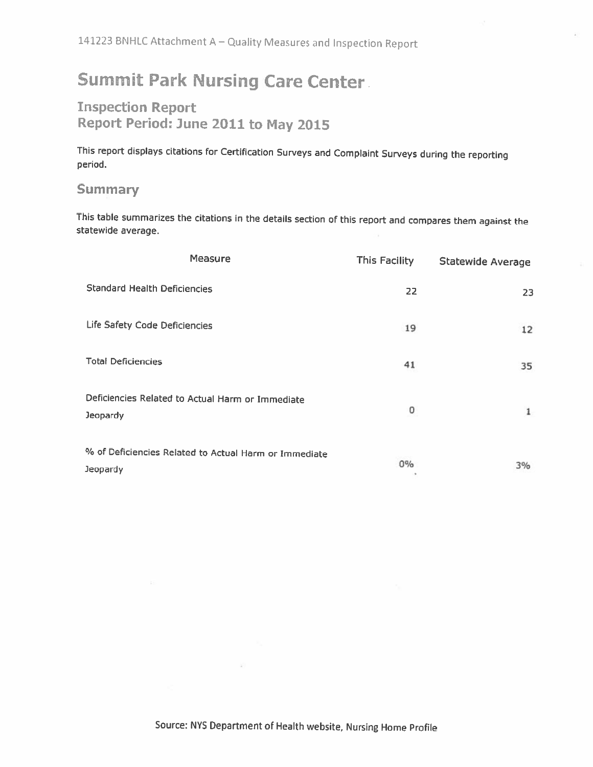141223 BNHLC Attachment A – Quality Measures and Inspection Report

# Summit Park Nursing Care Center

## Inspection Report
## Report Period: June 2011 to May 2015

This report displays citations for Certification Surveys and Complaint Surveys during the reporting period.

### Summary

This table summarizes the citations in the details section of this report and compares them against the statewide average.

| Measure | This Facility | Statewide Average |
|---|---|---|
| Standard Health Deficiencies | 22 | 23 |
| Life Safety Code Deficiencies | 19 | 12 |
| Total Deficiencies | 41 | 35 |
| Deficiencies Related to Actual Harm or Immediate Jeopardy | 0 | 1 |
| % of Deficiencies Related to Actual Harm or Immediate Jeopardy | 0% | 3% |

Source: NYS Department of Health website, Nursing Home Profile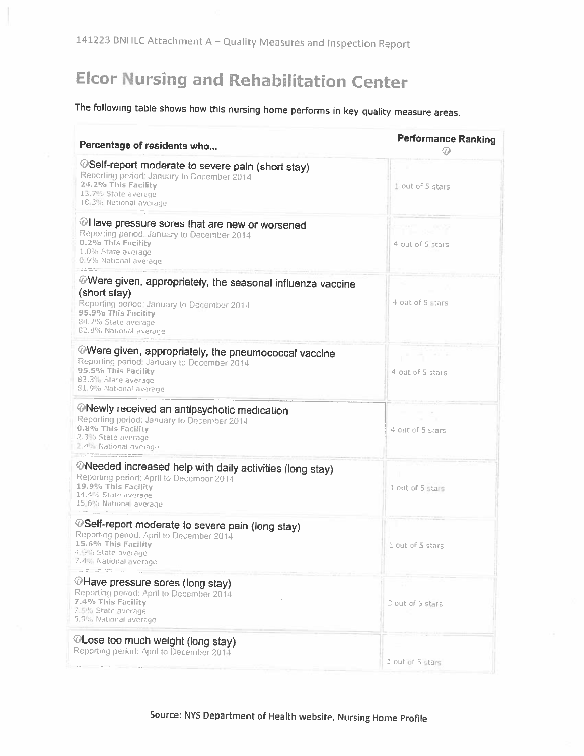141223 BNHLC Attachment A – Quality Measures and Inspection Report

# Elcor Nursing and Rehabilitation Center

The following table shows how this nursing home performs in key quality measure areas.

| Percentage of residents who... | Performance Ranking |
|---|---|
| **Self-report moderate to severe pain (short stay)**<br>Reporting period: January to December 2014<br>**24.2% This Facility**<br>13.7% State average<br>16.3% National average | 1 out of 5 stars |
| **Have pressure sores that are new or worsened**<br>Reporting period: January to December 2014<br>**0.2% This Facility**<br>1.0% State average<br>0.9% National average | 4 out of 5 stars |
| **Were given, appropriately, the seasonal influenza vaccine (short stay)**<br>Reporting period: January to December 2014<br>**95.9% This Facility**<br>84.7% State average<br>82.8% National average | 4 out of 5 stars |
| **Were given, appropriately, the pneumococcal vaccine**<br>Reporting period: January to December 2014<br>**95.5% This Facility**<br>83.3% State average<br>81.9% National average | 4 out of 5 stars |
| **Newly received an antipsychotic medication**<br>Reporting period: January to December 2014<br>**0.8% This Facility**<br>2.3% State average<br>2.4% National average | 4 out of 5 stars |
| **Needed increased help with daily activities (long stay)**<br>Reporting period: April to December 2014<br>**19.9% This Facility**<br>14.4% State average<br>15.6% National average | 1 out of 5 stars |
| **Self-report moderate to severe pain (long stay)**<br>Reporting period: April to December 2014<br>**15.6% This Facility**<br>4.9% State average<br>7.4% National average | 1 out of 5 stars |
| **Have pressure sores (long stay)**<br>Reporting period: April to December 2014<br>**7.4% This Facility**<br>7.5% State average<br>5.9% National average | 3 out of 5 stars |
| **Lose too much weight (long stay)**<br>Reporting period: April to December 2014 | 1 out of 5 stars |

Source: NYS Department of Health website, Nursing Home Profile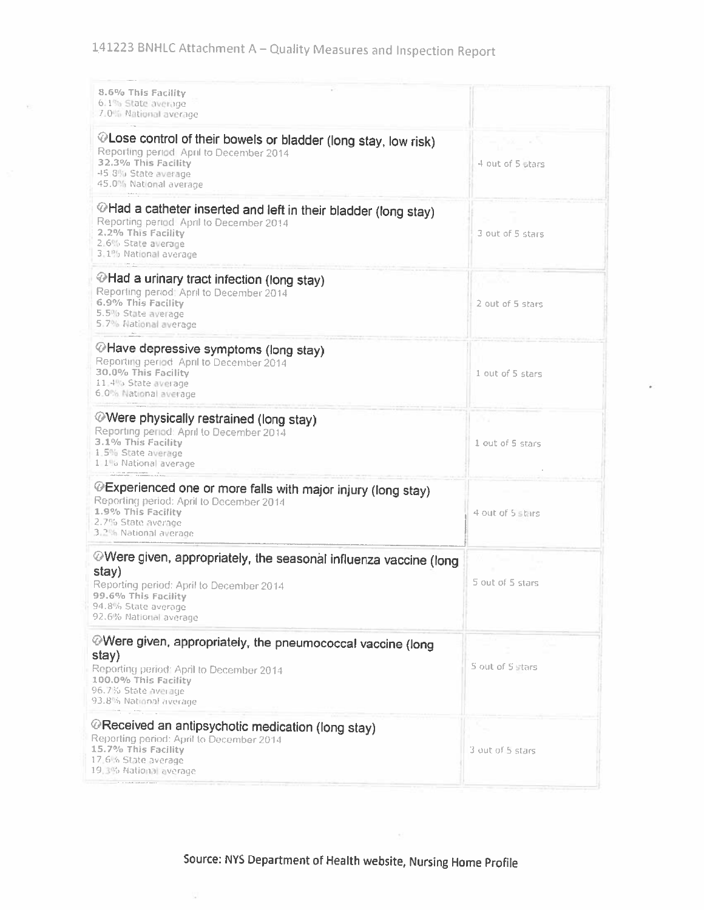| Measure | Rating |
|---|---|
| 8.6% This Facility<br>6.1% State average<br>7.0% National average | |
| Lose control of their bowels or bladder (long stay, low risk)<br>Reporting period: April to December 2014<br>**32.3% This Facility**<br>45.8% State average<br>45.0% National average | 4 out of 5 stars |
| Had a catheter inserted and left in their bladder (long stay)<br>Reporting period: April to December 2014<br>**2.2% This Facility**<br>2.6% State average<br>3.1% National average | 3 out of 5 stars |
| Had a urinary tract infection (long stay)<br>Reporting period: April to December 2014<br>**6.9% This Facility**<br>5.5% State average<br>5.7% National average | 2 out of 5 stars |
| Have depressive symptoms (long stay)<br>Reporting period: April to December 2014<br>**30.0% This Facility**<br>11.4% State average<br>6.0% National average | 1 out of 5 stars |
| Were physically restrained (long stay)<br>Reporting period: April to December 2014<br>**3.1% This Facility**<br>1.5% State average<br>1.1% National average | 1 out of 5 stars |
| Experienced one or more falls with major injury (long stay)<br>Reporting period: April to December 2014<br>**1.9% This Facility**<br>2.7% State average<br>3.2% National average | 4 out of 5 stars |
| Were given, appropriately, the seasonal influenza vaccine (long stay)<br>Reporting period: April to December 2014<br>**99.6% This Facility**<br>94.8% State average<br>92.6% National average | 5 out of 5 stars |
| Were given, appropriately, the pneumococcal vaccine (long stay)<br>Reporting period: April to December 2014<br>**100.0% This Facility**<br>96.7% State average<br>93.8% National average | 5 out of 5 stars |
| Received an antipsychotic medication (long stay)<br>Reporting period: April to December 2014<br>**15.7% This Facility**<br>17.6% State average<br>19.3% National average | 3 out of 5 stars |

Source: NYS Department of Health website, Nursing Home Profile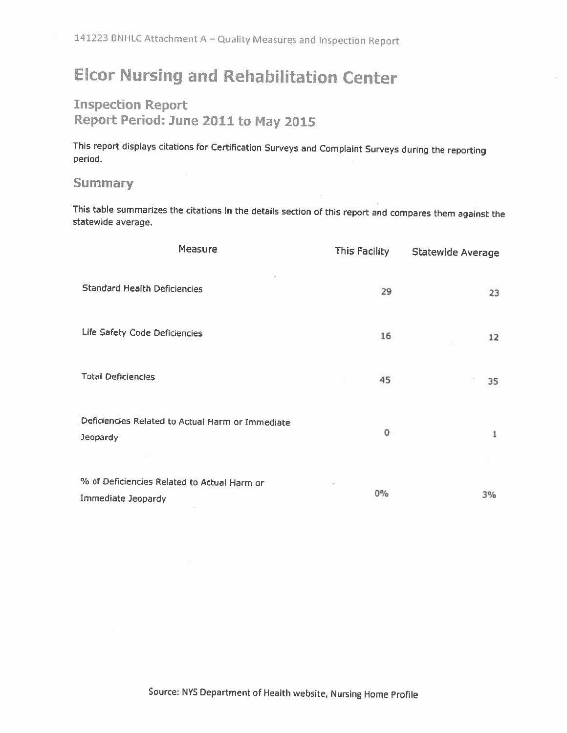141223 BNHLC Attachment A – Quality Measures and Inspection Report

# Elcor Nursing and Rehabilitation Center

## Inspection Report
## Report Period: June 2011 to May 2015

This report displays citations for Certification Surveys and Complaint Surveys during the reporting period.

### Summary

This table summarizes the citations in the details section of this report and compares them against the statewide average.

| Measure | This Facility | Statewide Average |
|---|---|---|
| Standard Health Deficiencies | 29 | 23 |
| Life Safety Code Deficiencies | 16 | 12 |
| Total Deficiencies | 45 | 35 |
| Deficiencies Related to Actual Harm or Immediate Jeopardy | 0 | 1 |
| % of Deficiencies Related to Actual Harm or Immediate Jeopardy | 0% | 3% |

Source: NYS Department of Health website, Nursing Home Profile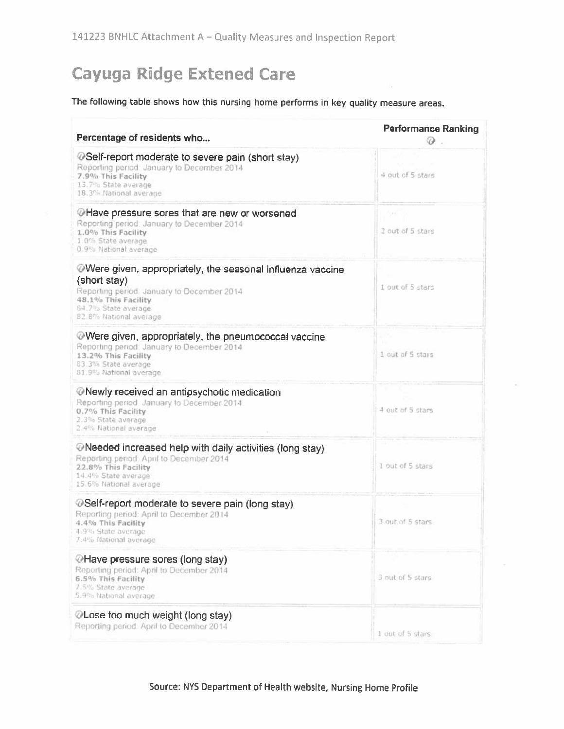141223 BNHLC Attachment A – Quality Measures and Inspection Report

# Cayuga Ridge Extened Care

The following table shows how this nursing home performs in key quality measure areas.

| Percentage of residents who... | Performance Ranking |
|---|---|
| Self-report moderate to severe pain (short stay)<br>Reporting period: January to December 2014<br>**7.9% This Facility**<br>13.7% State average<br>18.3% National average | 4 out of 5 stars |
| Have pressure sores that are new or worsened<br>Reporting period: January to December 2014<br>**1.0% This Facility**<br>1.0% State average<br>0.9% National average | 2 out of 5 stars |
| Were given, appropriately, the seasonal influenza vaccine (short stay)<br>Reporting period: January to December 2014<br>**48.1% This Facility**<br>64.7% State average<br>82.8% National average | 1 out of 5 stars |
| Were given, appropriately, the pneumococcal vaccine<br>Reporting period: January to December 2014<br>**13.2% This Facility**<br>83.3% State average<br>81.9% National average | 1 out of 5 stars |
| Newly received an antipsychotic medication<br>Reporting period: January to December 2014<br>**0.7% This Facility**<br>2.3% State average<br>2.4% National average | 4 out of 5 stars |
| Needed increased help with daily activities (long stay)<br>Reporting period: April to December 2014<br>**22.8% This Facility**<br>14.4% State average<br>15.6% National average | 1 out of 5 stars |
| Self-report moderate to severe pain (long stay)<br>Reporting period: April to December 2014<br>**4.4% This Facility**<br>4.9% State average<br>7.4% National average | 3 out of 5 stars |
| Have pressure sores (long stay)<br>Reporting period: April to December 2014<br>**6.5% This Facility**<br>7.5% State average<br>5.9% National average | 3 out of 5 stars |
| Lose too much weight (long stay)<br>Reporting period: April to December 2014 | 1 out of 5 stars |

Source: NYS Department of Health website, Nursing Home Profile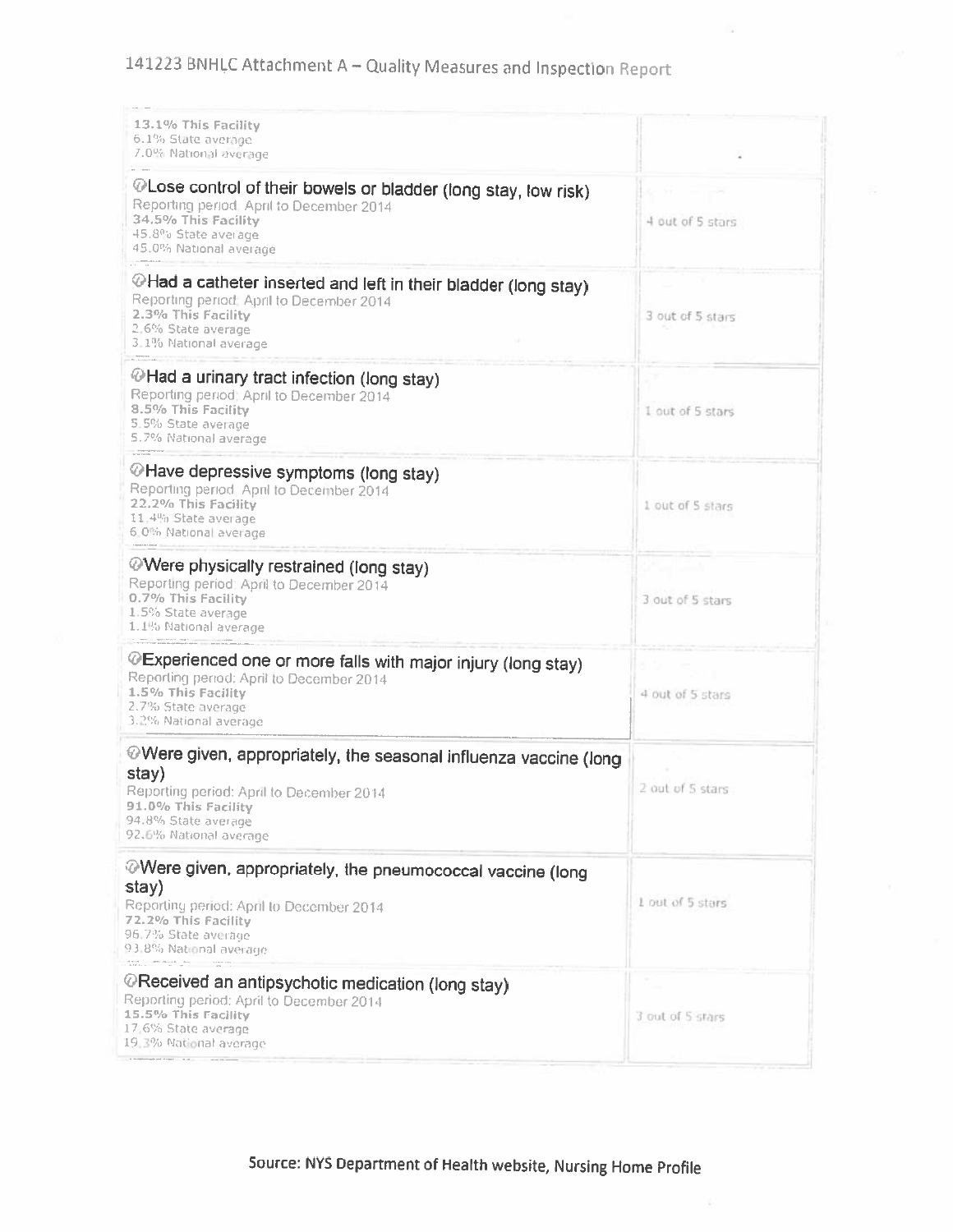# 141223 BNHLC Attachment A – Quality Measures and Inspection Report

| | |
|---|---|
| **13.1% This Facility**<br>6.1% State average<br>7.0% National average | |
| Lose control of their bowels or bladder (long stay, low risk)<br>Reporting period: April to December 2014<br>**34.5% This Facility**<br>45.8% State average<br>45.0% National average | 4 out of 5 stars |
| Had a catheter inserted and left in their bladder (long stay)<br>Reporting period: April to December 2014<br>**2.3% This Facility**<br>2.6% State average<br>3.1% National average | 3 out of 5 stars |
| Had a urinary tract infection (long stay)<br>Reporting period: April to December 2014<br>**8.5% This Facility**<br>5.5% State average<br>5.7% National average | 1 out of 5 stars |
| Have depressive symptoms (long stay)<br>Reporting period: April to December 2014<br>**22.2% This Facility**<br>11.4% State average<br>6.0% National average | 1 out of 5 stars |
| Were physically restrained (long stay)<br>Reporting period: April to December 2014<br>**0.7% This Facility**<br>1.5% State average<br>1.1% National average | 3 out of 5 stars |
| Experienced one or more falls with major injury (long stay)<br>Reporting period: April to December 2014<br>**1.5% This Facility**<br>2.7% State average<br>3.2% National average | 4 out of 5 stars |
| Were given, appropriately, the seasonal influenza vaccine (long stay)<br>Reporting period: April to December 2014<br>**91.0% This Facility**<br>94.8% State average<br>92.6% National average | 2 out of 5 stars |
| Were given, appropriately, the pneumococcal vaccine (long stay)<br>Reporting period: April to December 2014<br>**72.2% This Facility**<br>96.7% State average<br>93.8% National average | 1 out of 5 stars |
| Received an antipsychotic medication (long stay)<br>Reporting period: April to December 2014<br>**15.5% This Facility**<br>17.6% State average<br>19.3% National average | 3 out of 5 stars |

**Source: NYS Department of Health website, Nursing Home Profile**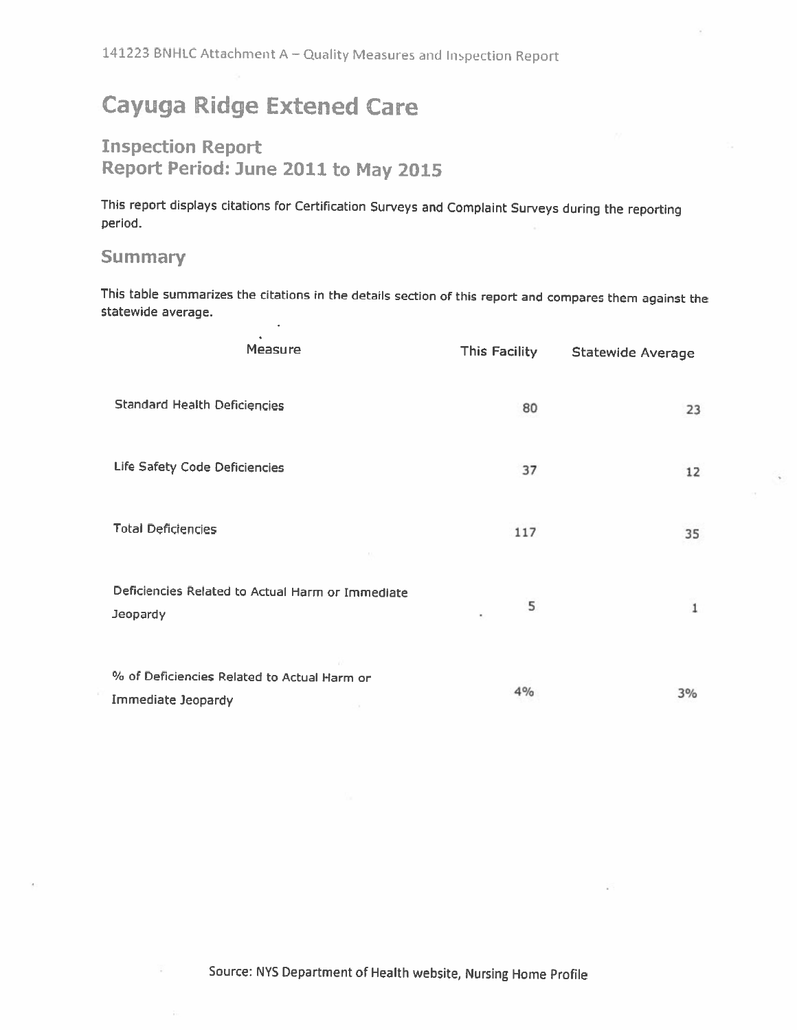141223 BNHLC Attachment A – Quality Measures and Inspection Report

# Cayuga Ridge Extened Care

## Inspection Report
## Report Period: June 2011 to May 2015

This report displays citations for Certification Surveys and Complaint Surveys during the reporting period.

### Summary

This table summarizes the citations in the details section of this report and compares them against the statewide average.

| Measure | This Facility | Statewide Average |
|---|---|---|
| Standard Health Deficiencies | 80 | 23 |
| Life Safety Code Deficiencies | 37 | 12 |
| Total Deficiencies | 117 | 35 |
| Deficiencies Related to Actual Harm or Immediate Jeopardy | 5 | 1 |
| % of Deficiencies Related to Actual Harm or Immediate Jeopardy | 4% | 3% |

Source: NYS Department of Health website, Nursing Home Profile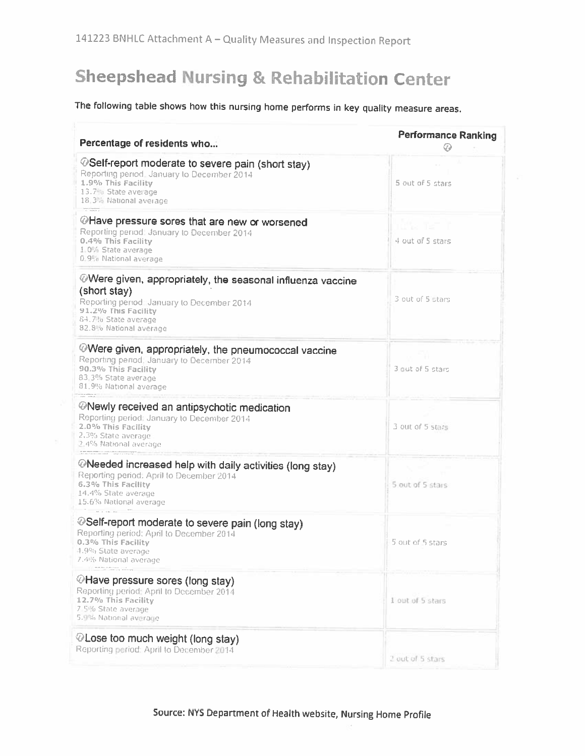141223 BNHLC Attachment A – Quality Measures and Inspection Report

# Sheepshead Nursing & Rehabilitation Center

The following table shows how this nursing home performs in key quality measure areas.

| Percentage of residents who... | Performance Ranking |
|---|---|
| **Self-report moderate to severe pain (short stay)**<br>Reporting period: January to December 2014<br>**1.9% This Facility**<br>13.7% State average<br>18.3% National average | 5 out of 5 stars |
| **Have pressure sores that are new or worsened**<br>Reporting period: January to December 2014<br>**0.4% This Facility**<br>1.0% State average<br>0.9% National average | 4 out of 5 stars |
| **Were given, appropriately, the seasonal influenza vaccine (short stay)**<br>Reporting period: January to December 2014<br>**91.2% This Facility**<br>84.7% State average<br>82.8% National average | 3 out of 5 stars |
| **Were given, appropriately, the pneumococcal vaccine**<br>Reporting period: January to December 2014<br>**90.3% This Facility**<br>83.3% State average<br>81.9% National average | 3 out of 5 stars |
| **Newly received an antipsychotic medication**<br>Reporting period: January to December 2014<br>**2.0% This Facility**<br>2.3% State average<br>2.4% National average | 3 out of 5 stars |
| **Needed increased help with daily activities (long stay)**<br>Reporting period: April to December 2014<br>**6.3% This Facility**<br>14.4% State average<br>15.6% National average | 5 out of 5 stars |
| **Self-report moderate to severe pain (long stay)**<br>Reporting period: April to December 2014<br>**0.3% This Facility**<br>4.9% State average<br>7.4% National average | 5 out of 5 stars |
| **Have pressure sores (long stay)**<br>Reporting period: April to December 2014<br>**12.7% This Facility**<br>7.5% State average<br>5.9% National average | 1 out of 5 stars |
| **Lose too much weight (long stay)**<br>Reporting period: April to December 2014 | 2 out of 5 stars |

**Source: NYS Department of Health website, Nursing Home Profile**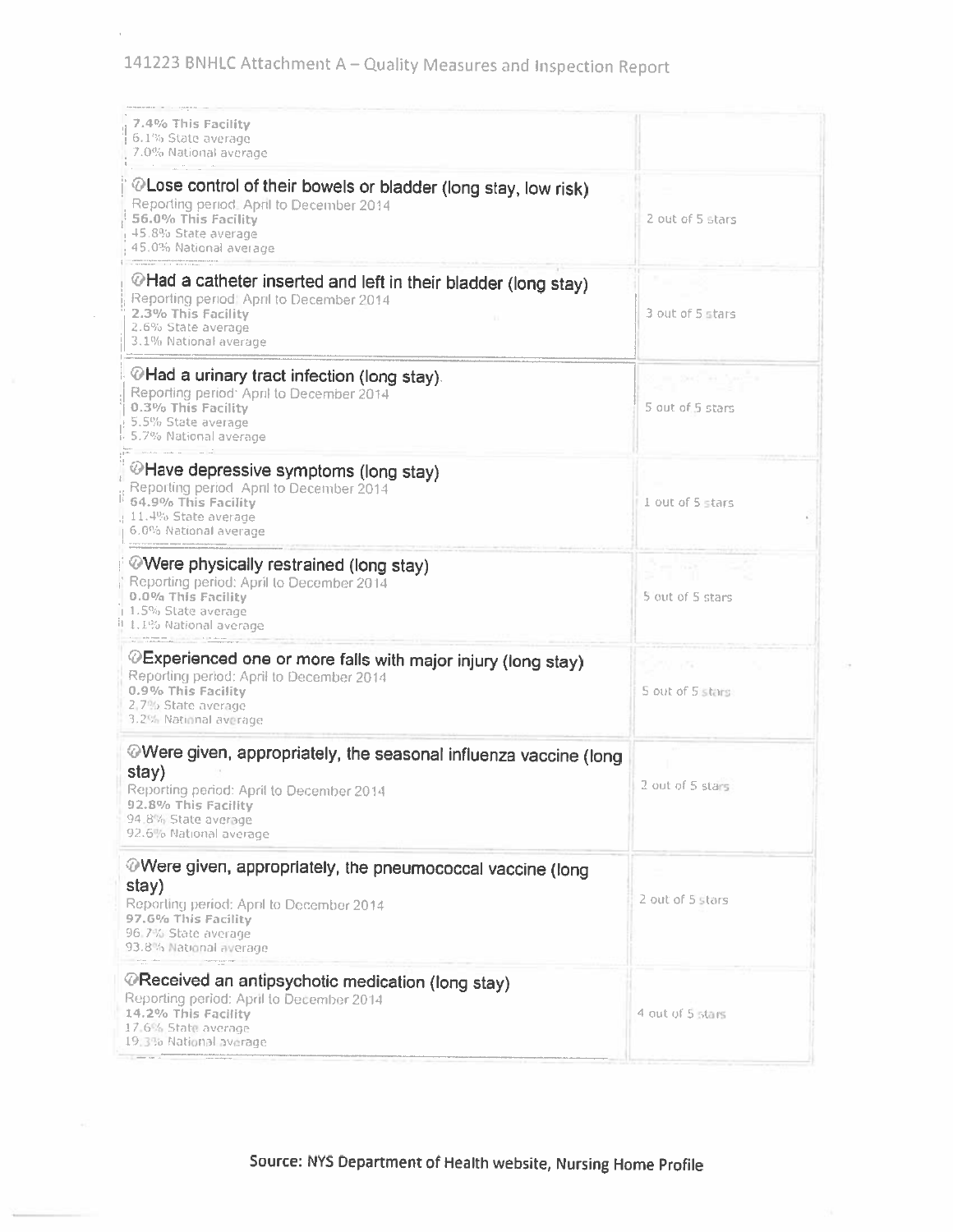141223 BNHLC Attachment A – Quality Measures and Inspection Report

| Measure | Rating |
|---|---|
| **7.4% This Facility**<br>6.1% State average<br>7.0% National average | |
| **Lose control of their bowels or bladder (long stay, low risk)**<br>Reporting period: April to December 2014<br>**56.0% This Facility**<br>45.8% State average<br>45.0% National average | 2 out of 5 stars |
| **Had a catheter inserted and left in their bladder (long stay)**<br>Reporting period: April to December 2014<br>**2.3% This Facility**<br>2.6% State average<br>3.1% National average | 3 out of 5 stars |
| **Had a urinary tract infection (long stay)**<br>Reporting period: April to December 2014<br>**0.3% This Facility**<br>5.5% State average<br>5.7% National average | 5 out of 5 stars |
| **Have depressive symptoms (long stay)**<br>Reporting period: April to December 2014<br>**64.9% This Facility**<br>11.4% State average<br>6.0% National average | 1 out of 5 stars |
| **Were physically restrained (long stay)**<br>Reporting period: April to December 2014<br>**0.0% This Facility**<br>1.5% State average<br>1.1% National average | 5 out of 5 stars |
| **Experienced one or more falls with major injury (long stay)**<br>Reporting period: April to December 2014<br>**0.9% This Facility**<br>2.7% State average<br>3.2% National average | 5 out of 5 stars |
| **Were given, appropriately, the seasonal influenza vaccine (long stay)**<br>Reporting period: April to December 2014<br>**92.8% This Facility**<br>94.8% State average<br>92.6% National average | 2 out of 5 stars |
| **Were given, appropriately, the pneumococcal vaccine (long stay)**<br>Reporting period: April to December 2014<br>**97.6% This Facility**<br>96.7% State average<br>93.8% National average | 2 out of 5 stars |
| **Received an antipsychotic medication (long stay)**<br>Reporting period: April to December 2014<br>**14.2% This Facility**<br>17.6% State average<br>19.3% National average | 4 out of 5 stars |

**Source: NYS Department of Health website, Nursing Home Profile**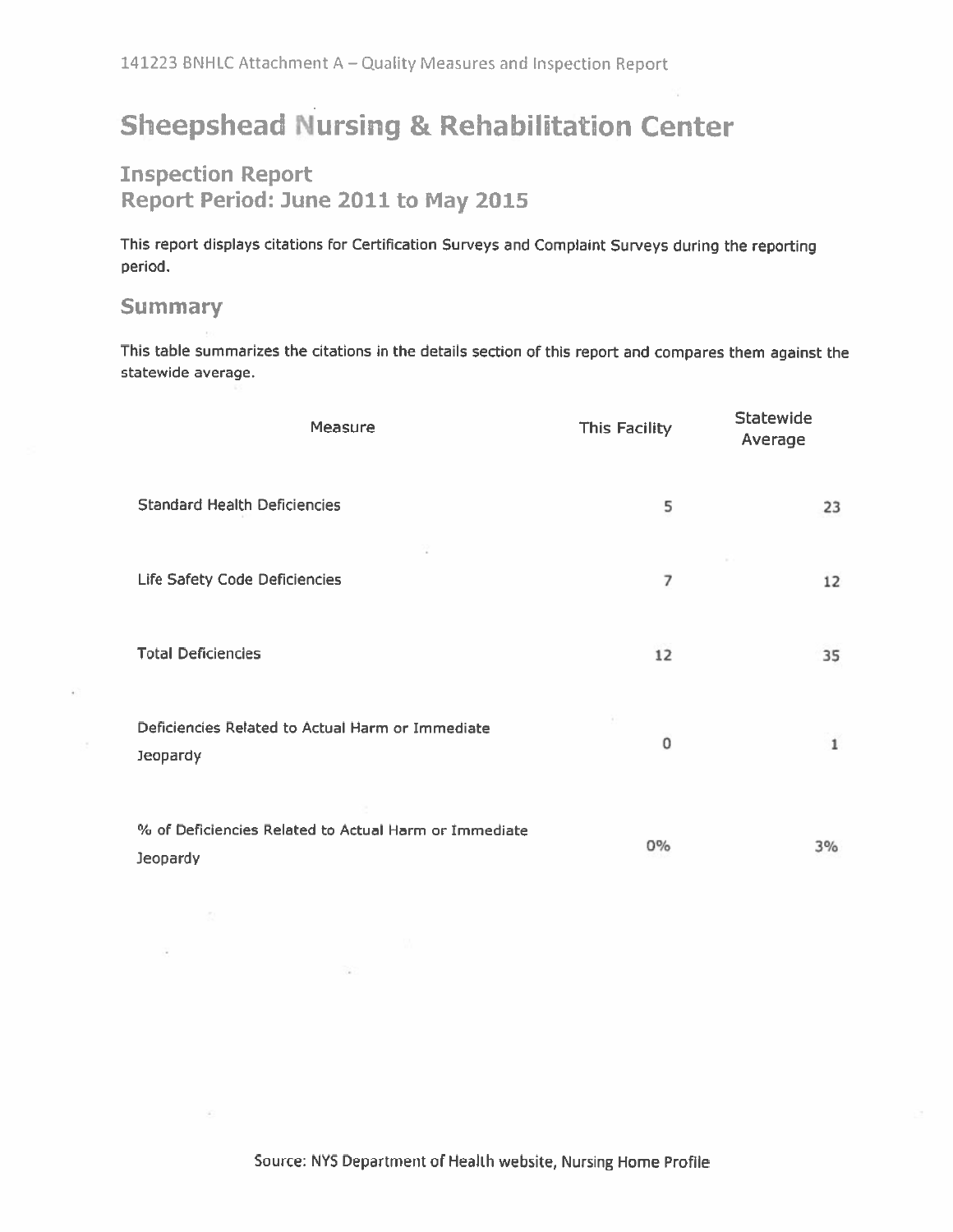141223 BNHLC Attachment A – Quality Measures and Inspection Report

# Sheepshead Nursing & Rehabilitation Center

## Inspection Report
## Report Period: June 2011 to May 2015

This report displays citations for Certification Surveys and Complaint Surveys during the reporting period.

### Summary

This table summarizes the citations in the details section of this report and compares them against the statewide average.

| Measure | This Facility | Statewide Average |
|---|---|---|
| Standard Health Deficiencies | 5 | 23 |
| Life Safety Code Deficiencies | 7 | 12 |
| Total Deficiencies | 12 | 35 |
| Deficiencies Related to Actual Harm or Immediate Jeopardy | 0 | 1 |
| % of Deficiencies Related to Actual Harm or Immediate Jeopardy | 0% | 3% |

Source: NYS Department of Health website, Nursing Home Profile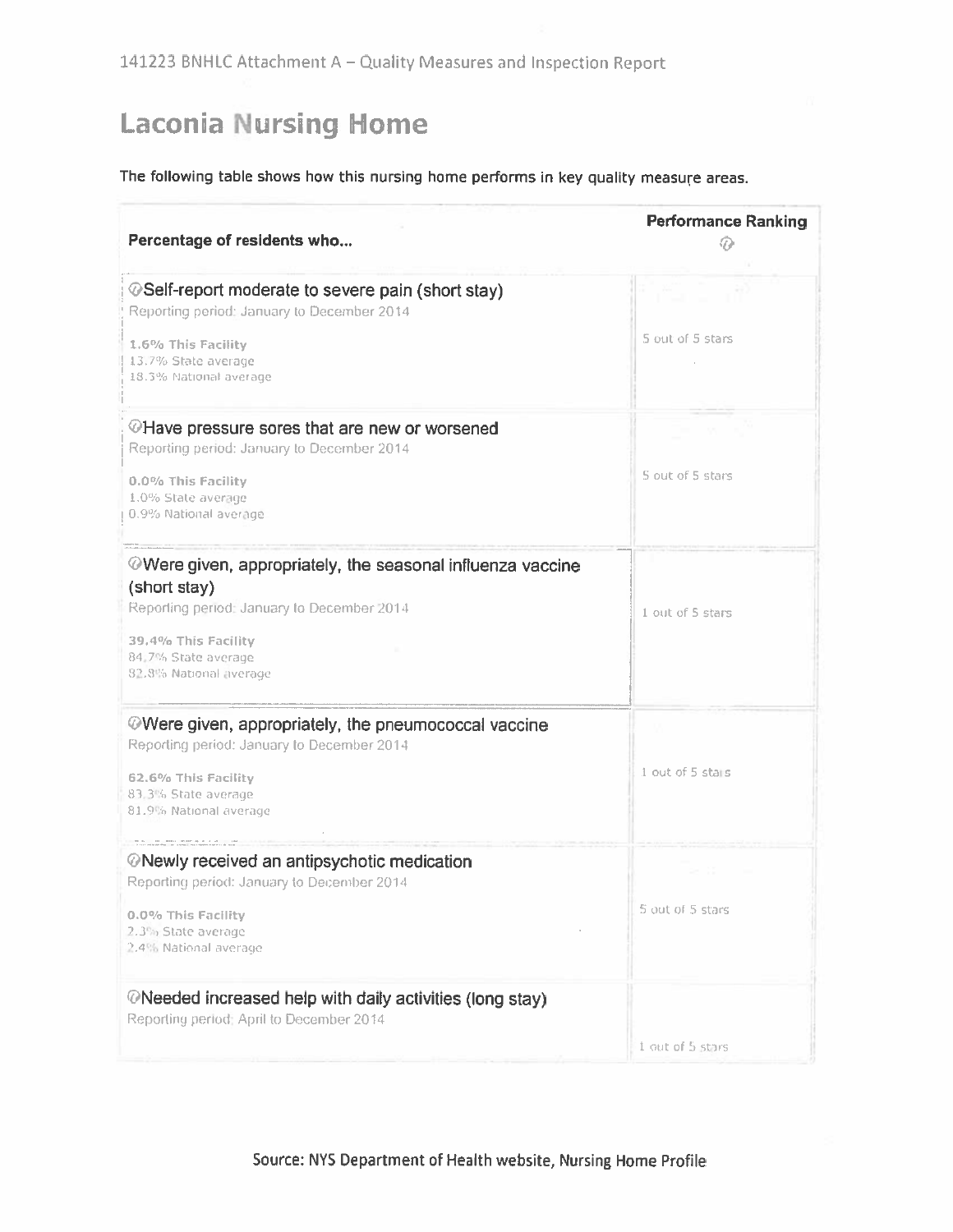141223 BNHLC Attachment A – Quality Measures and Inspection Report

# Laconia Nursing Home

The following table shows how this nursing home performs in key quality measure areas.

| Percentage of residents who... | Performance Ranking |
| --- | --- |
| **Self-report moderate to severe pain (short stay)**<br>Reporting period: January to December 2014<br>**1.6% This Facility**<br>13.7% State average<br>18.3% National average | 5 out of 5 stars |
| **Have pressure sores that are new or worsened**<br>Reporting period: January to December 2014<br>**0.0% This Facility**<br>1.0% State average<br>0.9% National average | 5 out of 5 stars |
| **Were given, appropriately, the seasonal influenza vaccine (short stay)**<br>Reporting period: January to December 2014<br>**39.4% This Facility**<br>84.7% State average<br>82.8% National average | 1 out of 5 stars |
| **Were given, appropriately, the pneumococcal vaccine**<br>Reporting period: January to December 2014<br>**62.6% This Facility**<br>83.3% State average<br>81.9% National average | 1 out of 5 stars |
| **Newly received an antipsychotic medication**<br>Reporting period: January to December 2014<br>**0.0% This Facility**<br>2.3% State average<br>2.4% National average | 5 out of 5 stars |
| **Needed increased help with daily activities (long stay)**<br>Reporting period: April to December 2014 | 1 out of 5 stars |

Source: NYS Department of Health website, Nursing Home Profile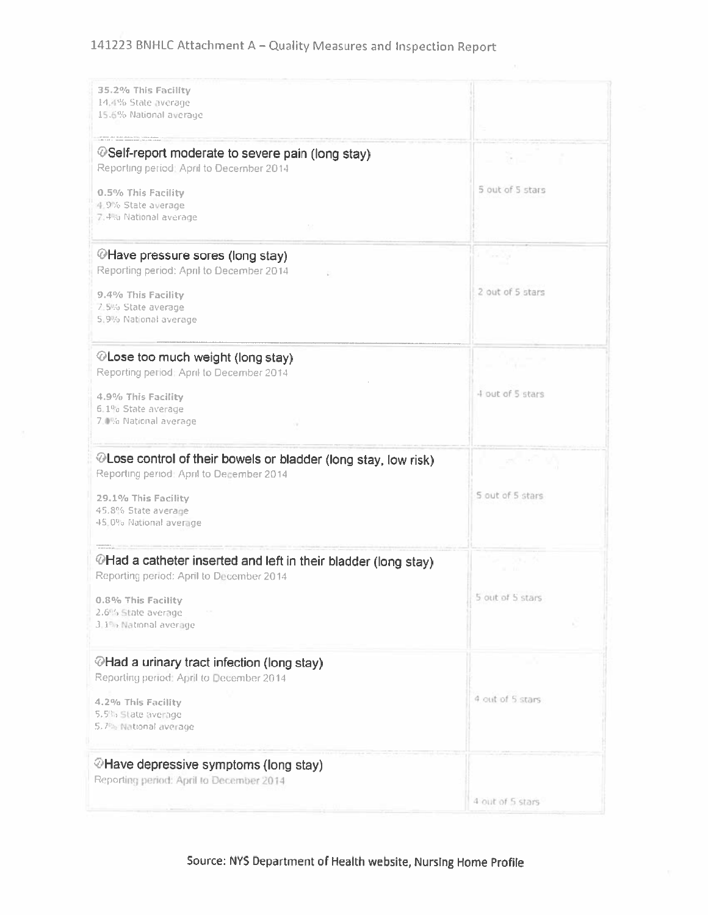141223 BNHLC Attachment A – Quality Measures and Inspection Report

| Measure | Rating |
|---|---|
| 35.2% This Facility<br>14.4% State average<br>15.6% National average | |
| Self-report moderate to severe pain (long stay)<br>Reporting period: April to December 2014<br><br>0.5% This Facility<br>4.9% State average<br>7.4% National average | 5 out of 5 stars |
| Have pressure sores (long stay)<br>Reporting period: April to December 2014<br><br>9.4% This Facility<br>7.5% State average<br>5.9% National average | 2 out of 5 stars |
| Lose too much weight (long stay)<br>Reporting period: April to December 2014<br><br>4.9% This Facility<br>6.1% State average<br>7.0% National average | 4 out of 5 stars |
| Lose control of their bowels or bladder (long stay, low risk)<br>Reporting period: April to December 2014<br><br>29.1% This Facility<br>45.8% State average<br>45.0% National average | 5 out of 5 stars |
| Had a catheter inserted and left in their bladder (long stay)<br>Reporting period: April to December 2014<br><br>0.8% This Facility<br>2.6% State average<br>3.1% National average | 5 out of 5 stars |
| Had a urinary tract infection (long stay)<br>Reporting period: April to December 2014<br><br>4.2% This Facility<br>5.5% State average<br>5.7% National average | 4 out of 5 stars |
| Have depressive symptoms (long stay)<br>Reporting period: April to December 2014 | 4 out of 5 stars |

Source: NYS Department of Health website, Nursing Home Profile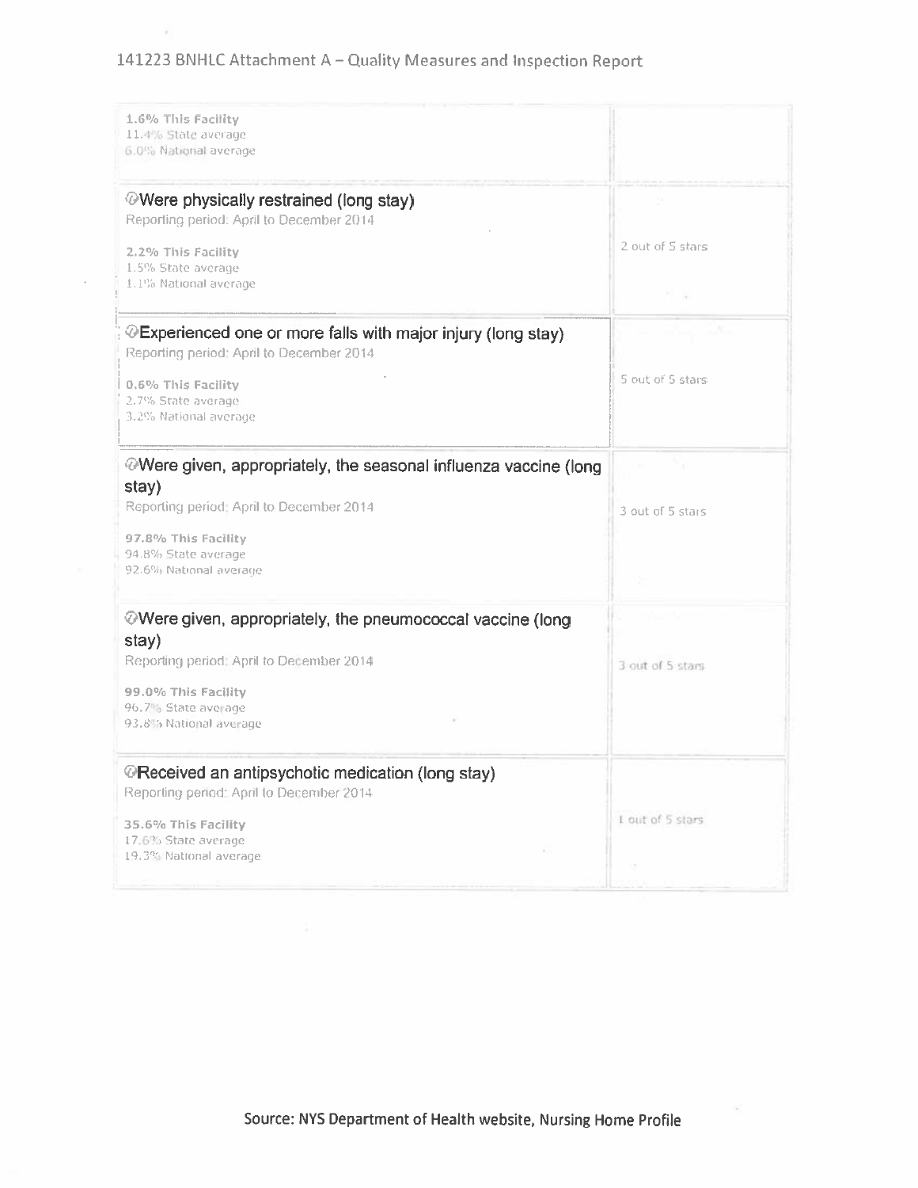141223 BNHLC Attachment A – Quality Measures and Inspection Report

| | |
|---|---|
| 1.6% This Facility<br>11.4% State average<br>6.0% National average | |
| **Were physically restrained (long stay)**<br>Reporting period: April to December 2014<br><br>2.2% This Facility<br>1.5% State average<br>1.1% National average | 2 out of 5 stars |
| **Experienced one or more falls with major injury (long stay)**<br>Reporting period: April to December 2014<br><br>0.6% This Facility<br>2.7% State average<br>3.2% National average | 5 out of 5 stars |
| **Were given, appropriately, the seasonal influenza vaccine (long stay)**<br>Reporting period: April to December 2014<br><br>97.8% This Facility<br>94.8% State average<br>92.6% National average | 3 out of 5 stars |
| **Were given, appropriately, the pneumococcal vaccine (long stay)**<br>Reporting period: April to December 2014<br><br>99.0% This Facility<br>96.7% State average<br>93.8% National average | 3 out of 5 stars |
| **Received an antipsychotic medication (long stay)**<br>Reporting period: April to December 2014<br><br>35.6% This Facility<br>17.6% State average<br>19.3% National average | 1 out of 5 stars |

Source: NYS Department of Health website, Nursing Home Profile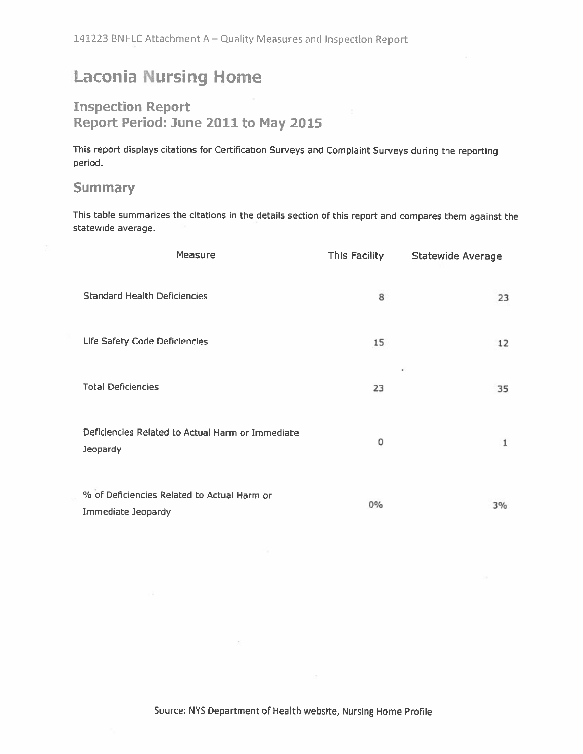141223 BNHLC Attachment A – Quality Measures and Inspection Report

# Laconia Nursing Home

## Inspection Report
## Report Period: June 2011 to May 2015

This report displays citations for Certification Surveys and Complaint Surveys during the reporting period.

### Summary

This table summarizes the citations in the details section of this report and compares them against the statewide average.

| Measure | This Facility | Statewide Average |
| --- | --- | --- |
| Standard Health Deficiencies | 8 | 23 |
| Life Safety Code Deficiencies | 15 | 12 |
| Total Deficiencies | 23 | 35 |
| Deficiencies Related to Actual Harm or Immediate Jeopardy | 0 | 1 |
| % of Deficiencies Related to Actual Harm or Immediate Jeopardy | 0% | 3% |

Source: NYS Department of Health website, Nursing Home Profile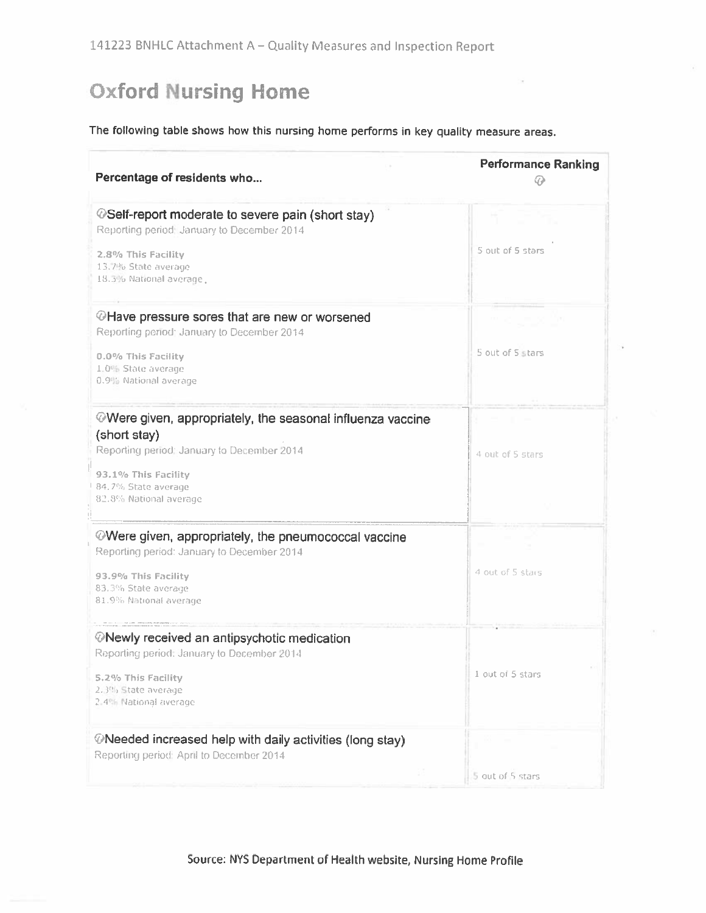141223 BNHLC Attachment A – Quality Measures and Inspection Report

# Oxford Nursing Home

The following table shows how this nursing home performs in key quality measure areas.

| Percentage of residents who... | Performance Ranking |
|---|---|
| **Self-report moderate to severe pain (short stay)**<br>Reporting period: January to December 2014<br>**2.8% This Facility**<br>13.7% State average<br>18.3% National average | 5 out of 5 stars |
| **Have pressure sores that are new or worsened**<br>Reporting period: January to December 2014<br>**0.0% This Facility**<br>1.0% State average<br>0.9% National average | 5 out of 5 stars |
| **Were given, appropriately, the seasonal influenza vaccine (short stay)**<br>Reporting period: January to December 2014<br>**93.1% This Facility**<br>84.7% State average<br>82.8% National average | 4 out of 5 stars |
| **Were given, appropriately, the pneumococcal vaccine**<br>Reporting period: January to December 2014<br>**93.9% This Facility**<br>83.3% State average<br>81.9% National average | 4 out of 5 stars |
| **Newly received an antipsychotic medication**<br>Reporting period: January to December 2014<br>**5.2% This Facility**<br>2.3% State average<br>2.4% National average | 1 out of 5 stars |
| **Needed increased help with daily activities (long stay)**<br>Reporting period: April to December 2014 | 5 out of 5 stars |

Source: NYS Department of Health website, Nursing Home Profile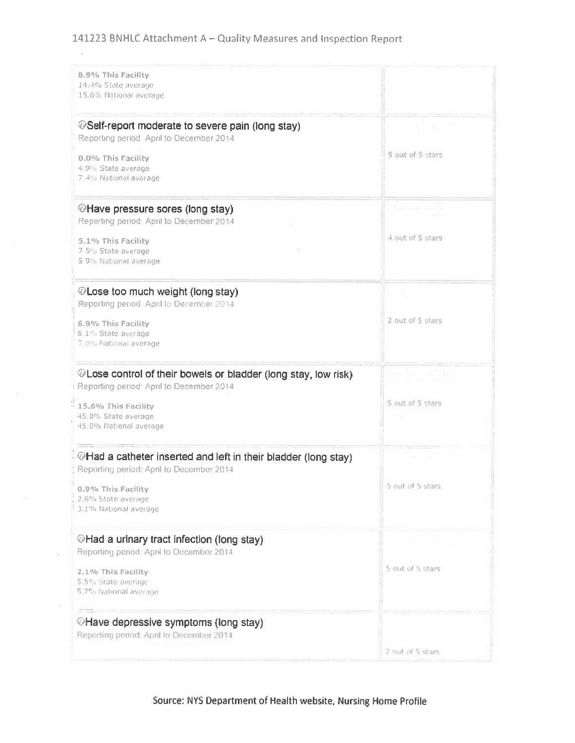141223 BNHLC Attachment A – Quality Measures and Inspection Report

| Measure | Rating |
|---|---|
| **8.9% This Facility**<br>14.4% State average<br>15.6% National average | |
| **Self-report moderate to severe pain (long stay)**<br>Reporting period April to December 2014<br>**0.0% This Facility**<br>4.9% State average<br>7.4% National average | 5 out of 5 stars |
| **Have pressure sores (long stay)**<br>Reporting period: April to December 2014<br>**5.1% This Facility**<br>7.5% State average<br>5.9% National average | 4 out of 5 stars |
| **Lose too much weight (long stay)**<br>Reporting period: April to December 2014<br>**6.9% This Facility**<br>6.1% State average<br>7.0% National average | 2 out of 5 stars |
| **Lose control of their bowels or bladder (long stay, low risk)**<br>Reporting period: April to December 2014<br>**15.6% This Facility**<br>45.8% State average<br>45.0% National average | 5 out of 5 stars |
| **Had a catheter inserted and left in their bladder (long stay)**<br>Reporting period: April to December 2014<br>**0.9% This Facility**<br>2.6% State average<br>3.1% National average | 5 out of 5 stars |
| **Had a urinary tract infection (long stay)**<br>Reporting period: April to December 2014<br>**2.1% This Facility**<br>5.5% State average<br>5.7% National average | 5 out of 5 stars |
| **Have depressive symptoms (long stay)**<br>Reporting period: April to December 2014 | 2 out of 5 stars |

Source: NYS Department of Health website, Nursing Home Profile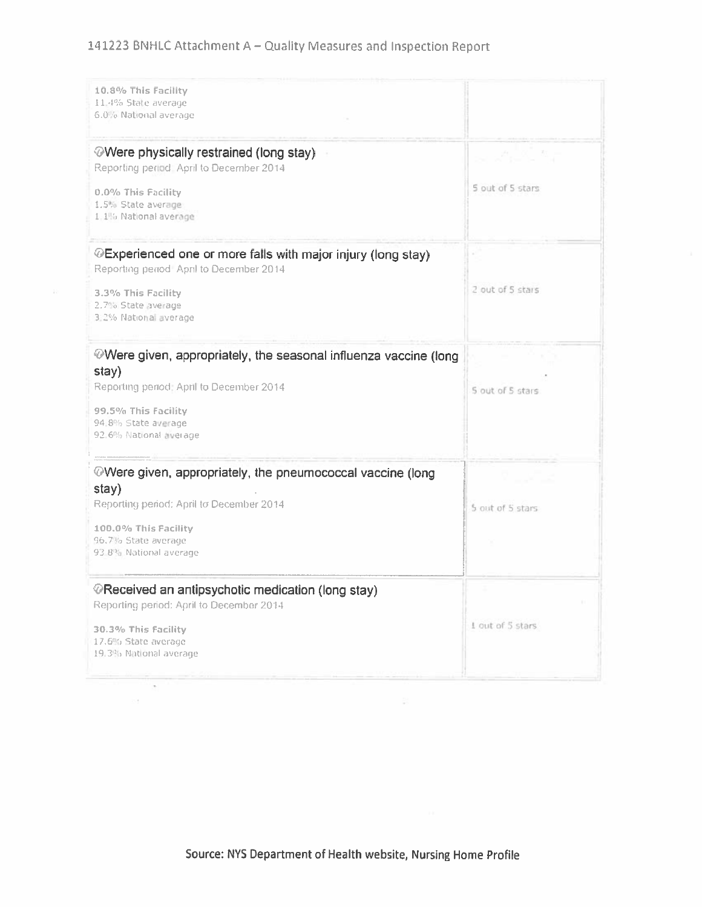# 141223 BNHLC Attachment A – Quality Measures and Inspection Report

| | |
|---|---|
| 10.8% This Facility<br>11.4% State average<br>6.0% National average | |
| **Were physically restrained (long stay)**<br>Reporting period: April to December 2014<br><br>0.0% This Facility<br>1.5% State average<br>1.1% National average | 5 out of 5 stars |
| **Experienced one or more falls with major injury (long stay)**<br>Reporting period: April to December 2014<br><br>3.3% This Facility<br>2.7% State average<br>3.2% National average | 2 out of 5 stars |
| **Were given, appropriately, the seasonal influenza vaccine (long stay)**<br>Reporting period: April to December 2014<br><br>99.5% This Facility<br>94.8% State average<br>92.6% National average | 5 out of 5 stars |
| **Were given, appropriately, the pneumococcal vaccine (long stay)**<br>Reporting period: April to December 2014<br><br>100.0% This Facility<br>96.7% State average<br>93.8% National average | 5 out of 5 stars |
| **Received an antipsychotic medication (long stay)**<br>Reporting period: April to December 2014<br><br>30.3% This Facility<br>17.6% State average<br>19.3% National average | 1 out of 5 stars |

Source: NYS Department of Health website, Nursing Home Profile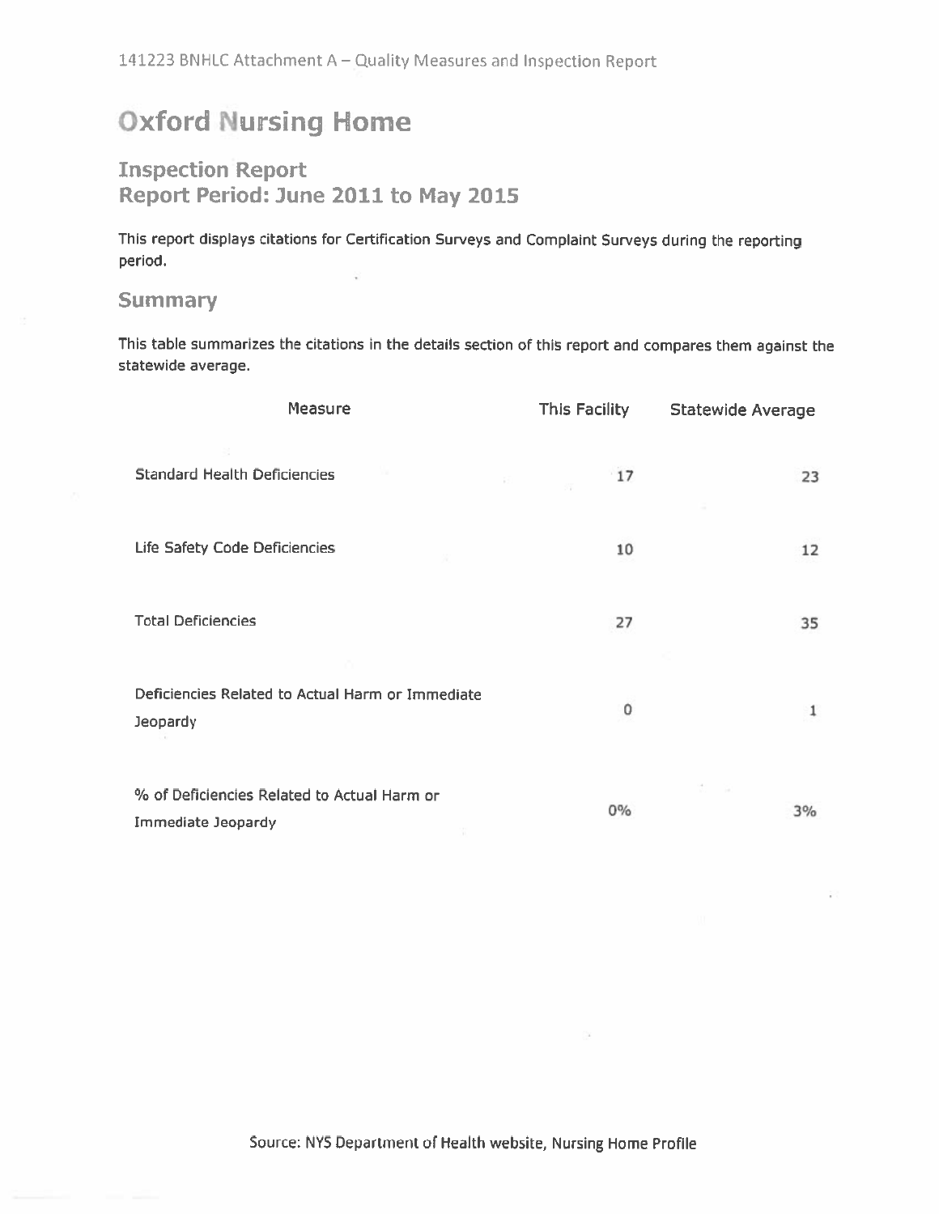141223 BNHLC Attachment A – Quality Measures and Inspection Report

# Oxford Nursing Home

## Inspection Report
## Report Period: June 2011 to May 2015

This report displays citations for Certification Surveys and Complaint Surveys during the reporting period.

### Summary

This table summarizes the citations in the details section of this report and compares them against the statewide average.

| Measure | This Facility | Statewide Average |
|---|---|---|
| Standard Health Deficiencies | 17 | 23 |
| Life Safety Code Deficiencies | 10 | 12 |
| Total Deficiencies | 27 | 35 |
| Deficiencies Related to Actual Harm or Immediate Jeopardy | 0 | 1 |
| % of Deficiencies Related to Actual Harm or Immediate Jeopardy | 0% | 3% |

Source: NYS Department of Health website, Nursing Home Profile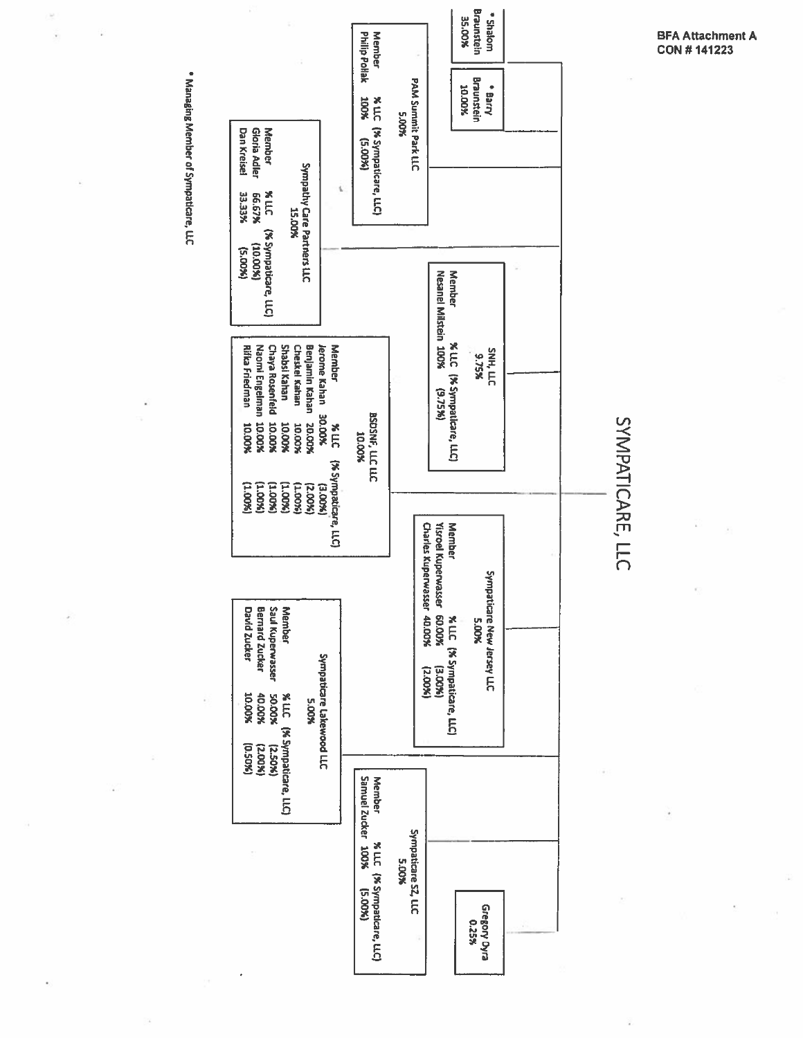BFA Attachment A
CON # 141223

# SYMPATICARE, LLC

- * Shalom Braunstein 35.00%
- * Barry Braunstein 10.00%

**PAM Summit Park LLC 5.00%**

| Member | % LLC | (% Sympaticare, LLC) |
|---|---|---|
| Philip Pollak | 100% | (5.00%) |

**Sympathy Care Partners LLC 15.00%**

| Member | % LLC | (% Sympaticare, LLC) |
|---|---|---|
| Gloria Adler | 66.67% | (10.00%) |
| Dan Kreisel | 33.33% | (5.00%) |

**SNH, LLC 9.75%**

| Member | % LLC | (% Sympaticare, LLC) |
|---|---|---|
| Nesanel Milstein | 100% | (9.75%) |

**BSDSNF, LLC LLC 10.00%**

| Member | % LLC | (% Sympaticare, LLC) |
|---|---|---|
| Jerome Kahan | 30.00% | (3.00%) |
| Benjamin Kahan | 20.00% | (2.00%) |
| Cheskel Kahan | 10.00% | (1.00%) |
| Shabsi Kahan | 10.00% | (1.00%) |
| Chaya Rosenfeld | 10.00% | (1.00%) |
| Naomi Engelman | 10.00% | (1.00%) |
| Rifka Friedman | 10.00% | (1.00%) |

**Sympaticare New Jersey LLC 5.00%**

| Member | % LLC | (% Sympaticare, LLC) |
|---|---|---|
| Yisroel Kuperwasser | 60.00% | (3.00%) |
| Charles Kuperwasser | 40.00% | (2.00%) |

**Sympaticare Lakewood LLC 5.00%**

| Member | % LLC | (% Sympaticare, LLC) |
|---|---|---|
| Saul Kuperwasser | 50.00% | (2.50%) |
| Bernard Zucker | 40.00% | (2.00%) |
| David Zucker | 10.00% | (0.50%) |

**Sympaticare SZ, LLC 5.00%**

| Member | % LLC | (% Sympaticare, LLC) |
|---|---|---|
| Samuel Zucker | 100% | (5.00%) |

- Gregory Dyra 0.25%

* Managing Member of Sympaticare, LLC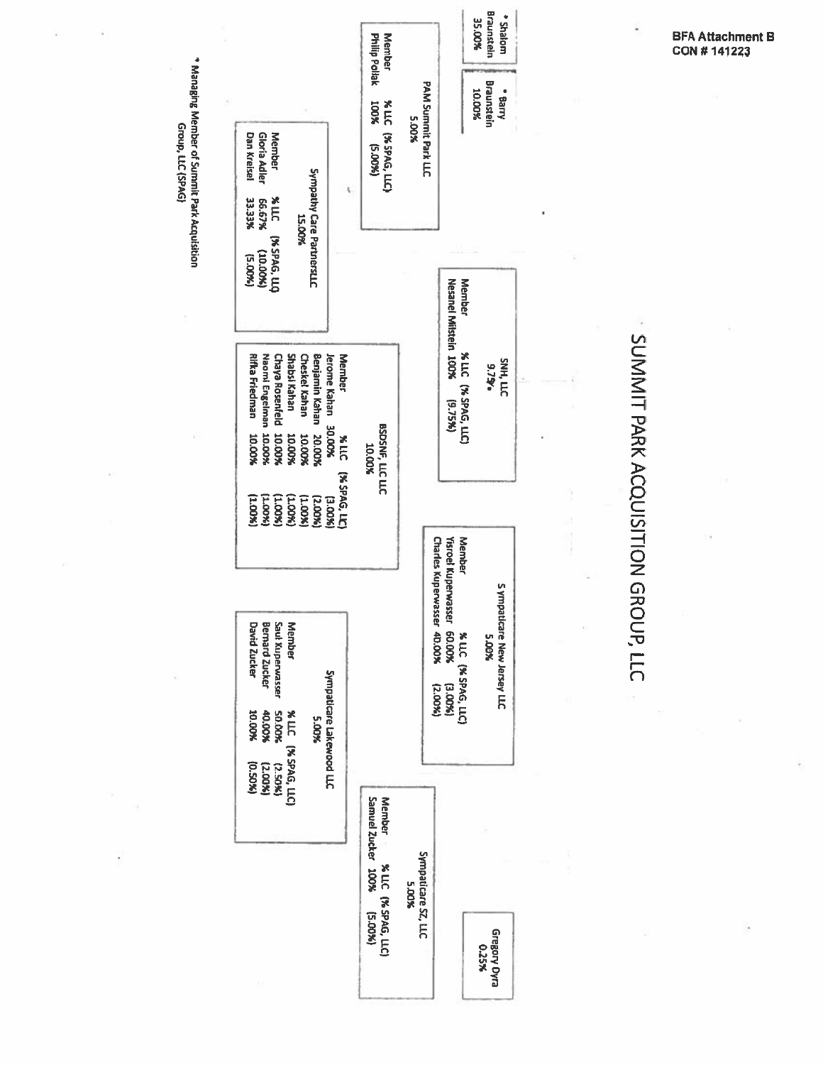BFA Attachment B
CON # 141223

# SUMMIT PARK ACQUISITION GROUP, LLC

* Shalom Braunstein 35.00%

* Barry Braunstein 10.00%

**PAM Summit Park LLC 5.00%**

| Member | % LLC | (% SPAG, LLC) |
|---|---|---|
| Philip Pollak | 100% | (5.00%) |

**SNH, LLC 9.75%**

| Member | % LLC | (% SPAG, LLC) |
|---|---|---|
| Nesanel Milstein | 100% | (9.75%) |

**Sympaticare New Jersey LLC 5.00%**

| Member | % LLC | (% SPAG, LLC) |
|---|---|---|
| Yisroel Kuperwasser | 60.00% | (3.00%) |
| Charles Kuperwasser | 40.00% | (2.00%) |

**Sympaticare SZ, LLC 5.00%**

| Member | % LLC | (% SPAG, LLC) |
|---|---|---|
| Samuel Zucker | 100% | (5.00%) |

Gregory Dyra 0.25%

**Sympathy Care PartnersLLC 15.00%**

| Member | % LLC | (% SPAG, LLC) |
|---|---|---|
| Gloria Adler | 66.67% | (10.00%) |
| Dan Kreisel | 33.33% | (5.00%) |

**BSDSNF, LLC LLC 10.00%**

| Member | % LLC | (% SPAG, LLC) |
|---|---|---|
| Jerome Kahan | 30.00% | (3.00%) |
| Benjamin Kahan | 20.00% | (2.00%) |
| Cheskel Kahan | 10.00% | (1.00%) |
| Shabsi Kahan | 10.00% | (1.00%) |
| Chaya Rosenfeld | 10.00% | (1.00%) |
| Naomi Engelman | 10.00% | (1.00%) |
| Rifka Friedman | 10.00% | (1.00%) |

**Sympaticare Lakewood LLC 5.00%**

| Member | % LLC | (% SPAG, LLC) |
|---|---|---|
| Saul Kuperwasser | 50.00% | (2.50%) |
| Bernard Zucker | 40.00% | (2.00%) |
| David Zucker | 10.00% | (0.50%) |

* Managing Member of Summit Park Acquisition Group, LLC (SPAG)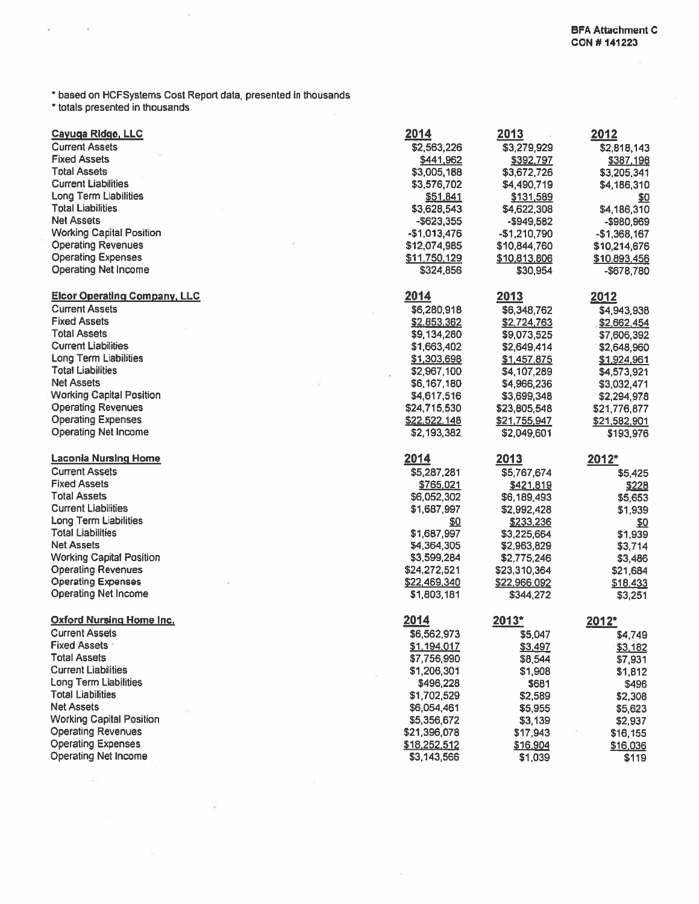BFA Attachment C
CON # 141223

* based on HCFSystems Cost Report data, presented in thousands
* totals presented in thousands

| Cayuga Ridge, LLC | 2014 | 2013 | 2012 |
|---|---|---|---|
| Current Assets | $2,563,226 | $3,279,929 | $2,818,143 |
| Fixed Assets | $441,962 | $392,797 | $387,198 |
| Total Assets | $3,005,188 | $3,672,726 | $3,205,341 |
| Current Liabilities | $3,576,702 | $4,490,719 | $4,186,310 |
| Long Term Liabilities | $51,841 | $131,589 | $0 |
| Total Liabilities | $3,628,543 | $4,622,308 | $4,186,310 |
| Net Assets | -$623,355 | -$949,582 | -$980,969 |
| Working Capital Position | -$1,013,476 | -$1,210,790 | -$1,368,167 |
| Operating Revenues | $12,074,985 | $10,844,760 | $10,214,676 |
| Operating Expenses | $11,750,129 | $10,813,806 | $10,893,456 |
| Operating Net Income | $324,856 | $30,954 | -$678,780 |

| Elcor Operating Company, LLC | 2014 | 2013 | 2012 |
|---|---|---|---|
| Current Assets | $6,280,918 | $6,348,762 | $4,943,938 |
| Fixed Assets | $2,853,362 | $2,724,763 | $2,662,454 |
| Total Assets | $9,134,280 | $9,073,525 | $7,606,392 |
| Current Liabilities | $1,663,402 | $2,649,414 | $2,648,960 |
| Long Term Liabilities | $1,303,698 | $1,457,875 | $1,924,961 |
| Total Liabilities | $2,967,100 | $4,107,289 | $4,573,921 |
| Net Assets | $6,167,180 | $4,966,236 | $3,032,471 |
| Working Capital Position | $4,617,516 | $3,699,348 | $2,294,978 |
| Operating Revenues | $24,715,530 | $23,805,548 | $21,776,877 |
| Operating Expenses | $22,522,148 | $21,755,947 | $21,582,901 |
| Operating Net Income | $2,193,382 | $2,049,601 | $193,976 |

| Laconia Nursing Home | 2014 | 2013 | 2012* |
|---|---|---|---|
| Current Assets | $5,287,281 | $5,767,674 | $5,425 |
| Fixed Assets | $765,021 | $421,819 | $228 |
| Total Assets | $6,052,302 | $6,189,493 | $5,653 |
| Current Liabilities | $1,687,997 | $2,992,428 | $1,939 |
| Long Term Liabilities | $0 | $233,236 | $0 |
| Total Liabilities | $1,687,997 | $3,225,664 | $1,939 |
| Net Assets | $4,364,305 | $2,963,829 | $3,714 |
| Working Capital Position | $3,599,284 | $2,775,246 | $3,486 |
| Operating Revenues | $24,272,521 | $23,310,364 | $21,684 |
| Operating Expenses | $22,469,340 | $22,966,092 | $18,433 |
| Operating Net Income | $1,803,181 | $344,272 | $3,251 |

| Oxford Nursing Home Inc. | 2014 | 2013* | 2012* |
|---|---|---|---|
| Current Assets | $6,562,973 | $5,047 | $4,749 |
| Fixed Assets | $1,194,017 | $3,497 | $3,182 |
| Total Assets | $7,756,990 | $8,544 | $7,931 |
| Current Liabilities | $1,206,301 | $1,908 | $1,812 |
| Long Term Liabilities | $496,228 | $681 | $496 |
| Total Liabilities | $1,702,529 | $2,589 | $2,308 |
| Net Assets | $6,054,461 | $5,955 | $5,623 |
| Working Capital Position | $5,356,672 | $3,139 | $2,937 |
| Operating Revenues | $21,396,078 | $17,943 | $16,155 |
| Operating Expenses | $18,252,512 | $16,904 | $16,036 |
| Operating Net Income | $3,143,566 | $1,039 | $119 |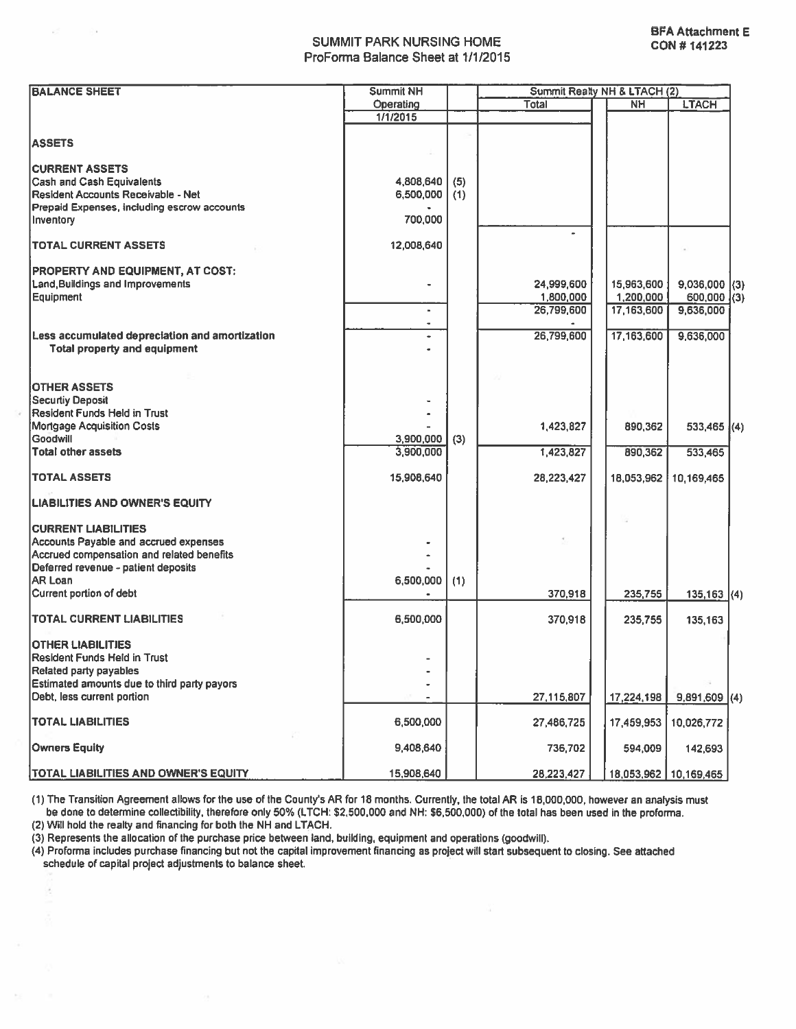**BFA Attachment E**
**CON # 141223**

# SUMMIT PARK NURSING HOME
## ProForma Balance Sheet at 1/1/2015

| BALANCE SHEET | Summit NH Operating 1/1/2015 | | Summit Realty NH & LTACH (2) Total | NH | LTACH | |
|---|---|---|---|---|---|---|
| **ASSETS** | | | | | | |
| **CURRENT ASSETS** | | | | | | |
| Cash and Cash Equivalents | 4,808,640 | (5) | | | | |
| Resident Accounts Receivable - Net | 6,500,000 | (1) | | | | |
| Prepaid Expenses, including escrow accounts | - | | | | | |
| Inventory | 700,000 | | | | | |
| **TOTAL CURRENT ASSETS** | 12,008,640 | | - | | | |
| **PROPERTY AND EQUIPMENT, AT COST:** | | | | | | |
| Land,Buildings and Improvements | - | | 24,999,600 | 15,963,600 | 9,036,000 | (3) |
| Equipment | | | 1,800,000 | 1,200,000 | 600,000 | (3) |
| | - | | 26,799,600 | 17,163,600 | 9,636,000 | |
| | - | | - | | | |
| Less accumulated depreciation and amortization | - | | 26,799,600 | 17,163,600 | 9,636,000 | |
| **Total property and equipment** | - | | | | | |
| **OTHER ASSETS** | | | | | | |
| Securtiy Deposit | - | | | | | |
| Resident Funds Held in Trust | - | | | | | |
| Mortgage Acquisition Costs | - | | 1,423,827 | 890,362 | 533,465 | (4) |
| Goodwill | 3,900,000 | (3) | | | | |
| **Total other assets** | 3,900,000 | | 1,423,827 | 890,362 | 533,465 | |
| **TOTAL ASSETS** | 15,908,640 | | 28,223,427 | 18,053,962 | 10,169,465 | |
| **LIABILITIES AND OWNER'S EQUITY** | | | | | | |
| **CURRENT LIABILITIES** | | | | | | |
| Accounts Payable and accrued expenses | - | | | | | |
| Accrued compensation and related benefits | - | | | | | |
| Deferred revenue - patient deposits | - | | | | | |
| AR Loan | 6,500,000 | (1) | | | | |
| Current portion of debt | - | | 370,918 | 235,755 | 135,163 | (4) |
| **TOTAL CURRENT LIABILITIES** | 6,500,000 | | 370,918 | 235,755 | 135,163 | |
| **OTHER LIABILITIES** | | | | | | |
| Resident Funds Held in Trust | - | | | | | |
| Related party payables | - | | | | | |
| Estimated amounts due to third party payors | - | | | | | |
| Debt, less current portion | - | | 27,115,807 | 17,224,198 | 9,891,609 | (4) |
| **TOTAL LIABILITIES** | 6,500,000 | | 27,486,725 | 17,459,953 | 10,026,772 | |
| **Owners Equity** | 9,408,640 | | 736,702 | 594,009 | 142,693 | |
| **TOTAL LIABILITIES AND OWNER'S EQUITY** | 15,908,640 | | 28,223,427 | 18,053,962 | 10,169,465 | |

(1) The Transition Agreement allows for the use of the County's AR for 18 months. Currently, the total AR is 18,000,000, however an analysis must be done to determine collectibility, therefore only 50% (LTCH: $2,500,000 and NH: $6,500,000) of the total has been used in the proforma.
(2) Will hold the realty and financing for both the NH and LTACH.
(3) Represents the allocation of the purchase price between land, building, equipment and operations (goodwill).
(4) Proforma includes purchase financing but not the capital improvement financing as project will start subsequent to closing. See attached schedule of capital project adjustments to balance sheet.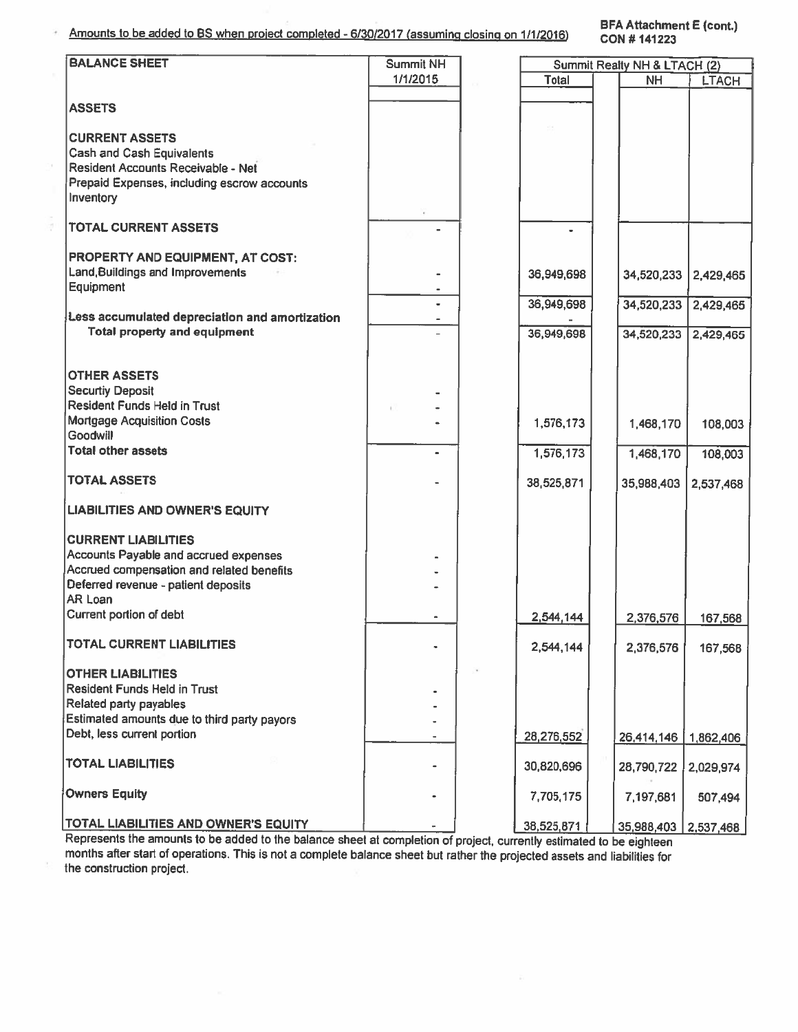Amounts to be added to BS when project completed - 6/30/2017 (assuming closing on 1/1/2016)

**BFA Attachment E (cont.)**
**CON # 141223**

| BALANCE SHEET | Summit NH | Summit Realty NH & LTACH (2) | | |
|---|---|---|---|---|
| | 1/1/2015 | Total | NH | LTACH |
| **ASSETS** | | | | |
| **CURRENT ASSETS** | | | | |
| Cash and Cash Equivalents | | | | |
| Resident Accounts Receivable - Net | | | | |
| Prepaid Expenses, including escrow accounts | | | | |
| Inventory | | | | |
| **TOTAL CURRENT ASSETS** | - | - | | |
| **PROPERTY AND EQUIPMENT, AT COST:** | | | | |
| Land,Buildings and Improvements | - | 36,949,698 | 34,520,233 | 2,429,465 |
| Equipment | - | | | |
| | - | 36,949,698 | 34,520,233 | 2,429,465 |
| Less accumulated depreciation and amortization | - | - | | |
| Total property and equipment | - | 36,949,698 | 34,520,233 | 2,429,465 |
| **OTHER ASSETS** | | | | |
| Securtiy Deposit | - | | | |
| Resident Funds Held in Trust | - | | | |
| Mortgage Acquisition Costs | - | 1,576,173 | 1,468,170 | 108,003 |
| Goodwill | | | | |
| **Total other assets** | - | 1,576,173 | 1,468,170 | 108,003 |
| **TOTAL ASSETS** | - | 38,525,871 | 35,988,403 | 2,537,468 |
| **LIABILITIES AND OWNER'S EQUITY** | | | | |
| **CURRENT LIABILITIES** | | | | |
| Accounts Payable and accrued expenses | - | | | |
| Accrued compensation and related benefits | - | | | |
| Deferred revenue - patient deposits | - | | | |
| AR Loan | | | | |
| Current portion of debt | - | 2,544,144 | 2,376,576 | 167,568 |
| **TOTAL CURRENT LIABILITIES** | - | 2,544,144 | 2,376,576 | 167,568 |
| **OTHER LIABILITIES** | | | | |
| Resident Funds Held in Trust | - | | | |
| Related party payables | - | | | |
| Estimated amounts due to third party payors | - | | | |
| Debt, less current portion | - | 28,276,552 | 26,414,146 | 1,862,406 |
| **TOTAL LIABILITIES** | - | 30,820,696 | 28,790,722 | 2,029,974 |
| **Owners Equity** | - | 7,705,175 | 7,197,681 | 507,494 |
| **TOTAL LIABILITIES AND OWNER'S EQUITY** | - | 38,525,871 | 35,988,403 | 2,537,468 |

Represents the amounts to be added to the balance sheet at completion of project, currently estimated to be eighteen months after start of operations. This is not a complete balance sheet but rather the projected assets and liabilities for the construction project.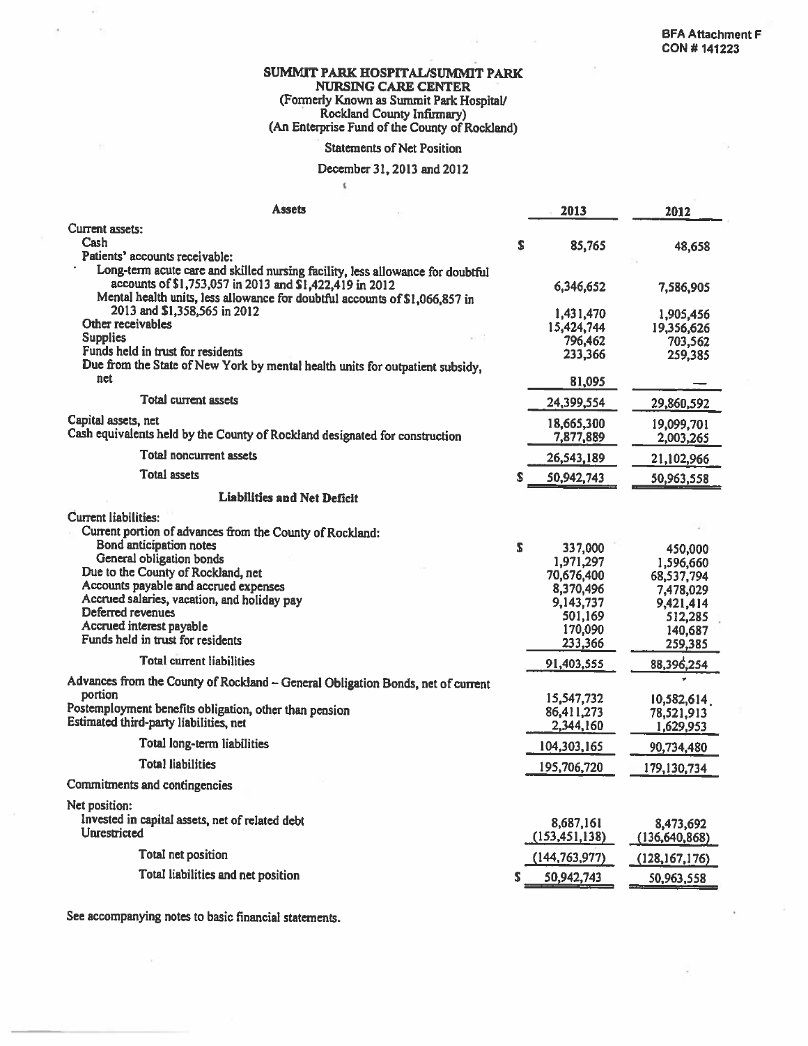BFA Attachment F
CON # 141223

# SUMMIT PARK HOSPITAL/SUMMIT PARK NURSING CARE CENTER

(Formerly Known as Summit Park Hospital/ Rockland County Infirmary)
(An Enterprise Fund of the County of Rockland)

Statements of Net Position

December 31, 2013 and 2012

| Assets | | 2013 | 2012 |
|---|---|---|---|
| Current assets: | | | |
| Cash | $ | 85,765 | 48,658 |
| Patients' accounts receivable: | | | |
| Long-term acute care and skilled nursing facility, less allowance for doubtful accounts of $1,753,057 in 2013 and $1,422,419 in 2012 | | 6,346,652 | 7,586,905 |
| Mental health units, less allowance for doubtful accounts of $1,066,857 in 2013 and $1,358,565 in 2012 | | 1,431,470 | 1,905,456 |
| Other receivables | | 15,424,744 | 19,356,626 |
| Supplies | | 796,462 | 703,562 |
| Funds held in trust for residents | | 233,366 | 259,385 |
| Due from the State of New York by mental health units for outpatient subsidy, net | | 81,095 | — |
| Total current assets | | 24,399,554 | 29,860,592 |
| Capital assets, net | | 18,665,300 | 19,099,701 |
| Cash equivalents held by the County of Rockland designated for construction | | 7,877,889 | 2,003,265 |
| Total noncurrent assets | | 26,543,189 | 21,102,966 |
| Total assets | $ | 50,942,743 | 50,963,558 |
| **Liabilities and Net Deficit** | | | |
| Current liabilities: | | | |
| Current portion of advances from the County of Rockland: | | | |
| Bond anticipation notes | $ | 337,000 | 450,000 |
| General obligation bonds | | 1,971,297 | 1,596,660 |
| Due to the County of Rockland, net | | 70,676,400 | 68,537,794 |
| Accounts payable and accrued expenses | | 8,370,496 | 7,478,029 |
| Accrued salaries, vacation, and holiday pay | | 9,143,737 | 9,421,414 |
| Deferred revenues | | 501,169 | 512,285 |
| Accrued interest payable | | 170,090 | 140,687 |
| Funds held in trust for residents | | 233,366 | 259,385 |
| Total current liabilities | | 91,403,555 | 88,396,254 |
| Advances from the County of Rockland – General Obligation Bonds, net of current portion | | 15,547,732 | 10,582,614 |
| Postemployment benefits obligation, other than pension | | 86,411,273 | 78,521,913 |
| Estimated third-party liabilities, net | | 2,344,160 | 1,629,953 |
| Total long-term liabilities | | 104,303,165 | 90,734,480 |
| Total liabilities | | 195,706,720 | 179,130,734 |
| Commitments and contingencies | | | |
| Net position: | | | |
| Invested in capital assets, net of related debt | | 8,687,161 | 8,473,692 |
| Unrestricted | | (153,451,138) | (136,640,868) |
| Total net position | | (144,763,977) | (128,167,176) |
| Total liabilities and net position | $ | 50,942,743 | 50,963,558 |

See accompanying notes to basic financial statements.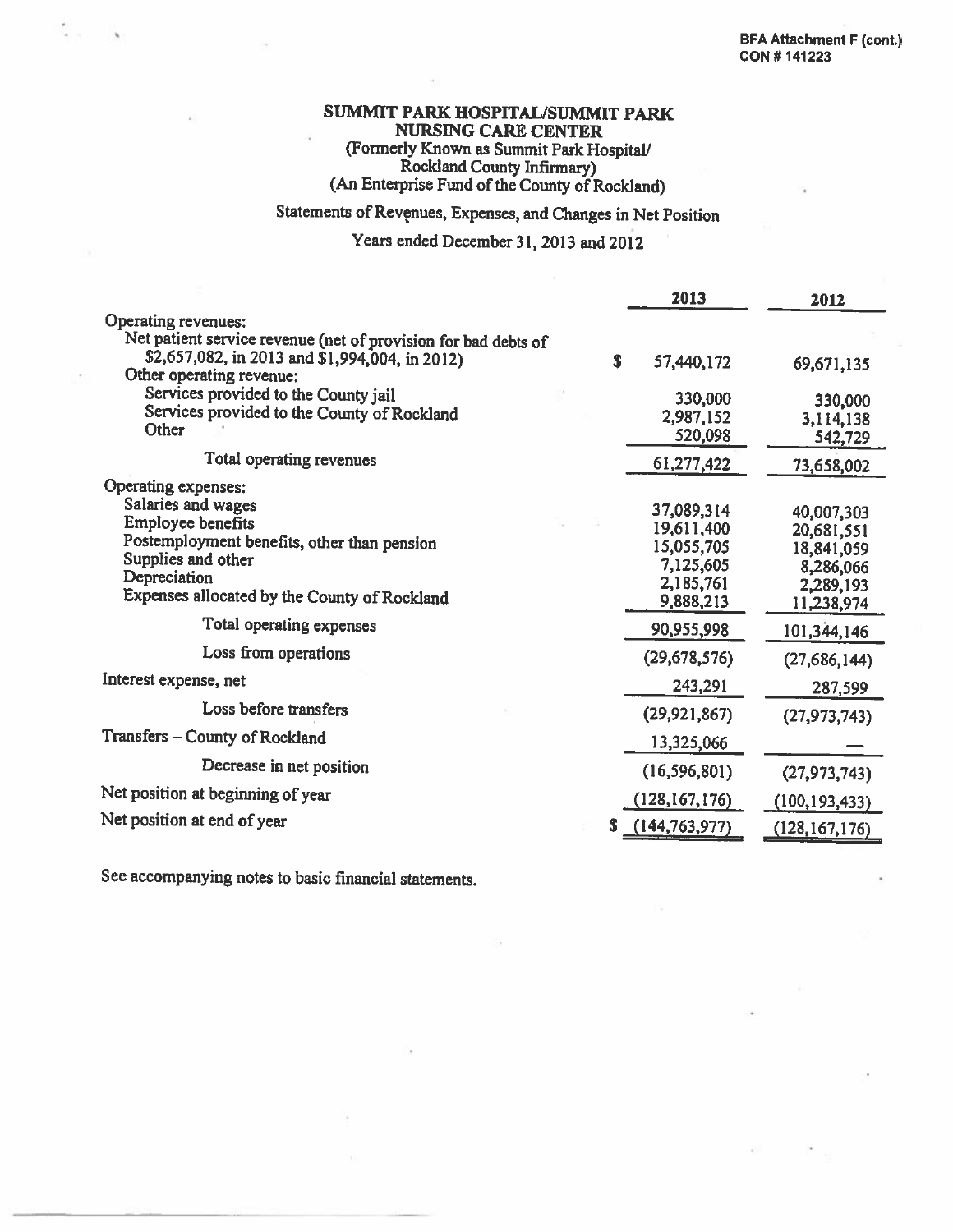BFA Attachment F (cont.)
CON # 141223

# SUMMIT PARK HOSPITAL/SUMMIT PARK NURSING CARE CENTER

(Formerly Known as Summit Park Hospital/ Rockland County Infirmary)
(An Enterprise Fund of the County of Rockland)

## Statements of Revenues, Expenses, and Changes in Net Position

Years ended December 31, 2013 and 2012

| | 2013 | 2012 |
|---|---|---|
| Operating revenues: | | |
| Net patient service revenue (net of provision for bad debts of $2,657,082, in 2013 and $1,994,004, in 2012) | $ 57,440,172 | 69,671,135 |
| Other operating revenue: | | |
| Services provided to the County jail | 330,000 | 330,000 |
| Services provided to the County of Rockland | 2,987,152 | 3,114,138 |
| Other | 520,098 | 542,729 |
| Total operating revenues | 61,277,422 | 73,658,002 |
| Operating expenses: | | |
| Salaries and wages | 37,089,314 | 40,007,303 |
| Employee benefits | 19,611,400 | 20,681,551 |
| Postemployment benefits, other than pension | 15,055,705 | 18,841,059 |
| Supplies and other | 7,125,605 | 8,286,066 |
| Depreciation | 2,185,761 | 2,289,193 |
| Expenses allocated by the County of Rockland | 9,888,213 | 11,238,974 |
| Total operating expenses | 90,955,998 | 101,344,146 |
| Loss from operations | (29,678,576) | (27,686,144) |
| Interest expense, net | 243,291 | 287,599 |
| Loss before transfers | (29,921,867) | (27,973,743) |
| Transfers – County of Rockland | 13,325,066 | — |
| Decrease in net position | (16,596,801) | (27,973,743) |
| Net position at beginning of year | (128,167,176) | (100,193,433) |
| Net position at end of year | $ (144,763,977) | (128,167,176) |

See accompanying notes to basic financial statements.